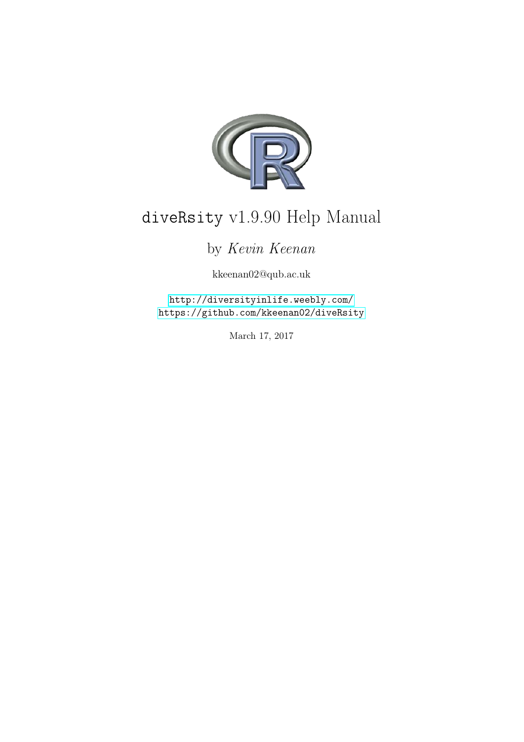# `diveRsity` v1.9.90 Help Manual

by *Kevin Keenan*

kkeenan02@qub.ac.uk

http://diversityinlife.weebly.com/
https://github.com/kkeenan02/diveRsity

March 17, 2017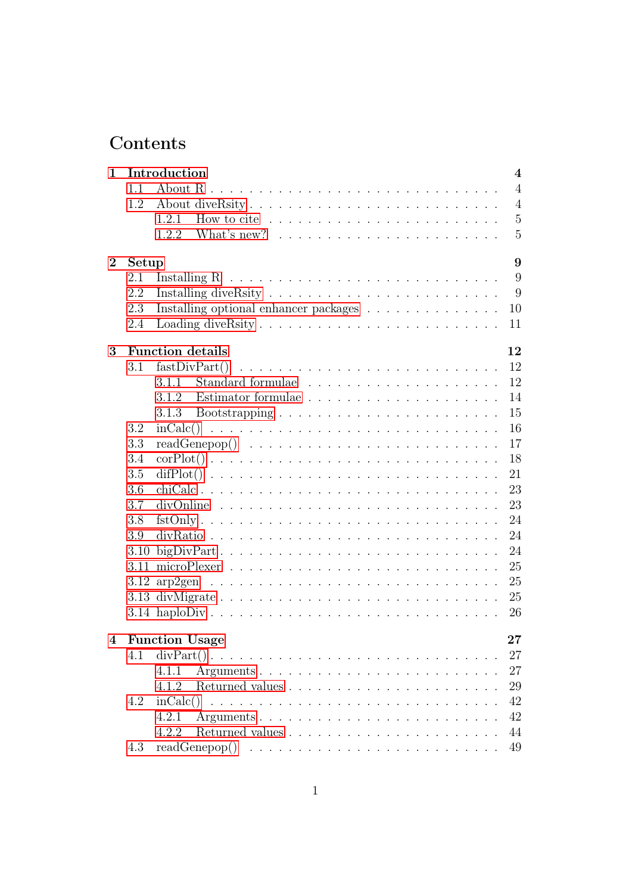# Contents

**1 Introduction** **4**
- 1.1 About R . . . . . . . . . . . . . . . . . . . . . . . . . . . . 4
- 1.2 About diveRsity . . . . . . . . . . . . . . . . . . . . . . . . . 4
  - 1.2.1 How to cite . . . . . . . . . . . . . . . . . . . . . . . 5
  - 1.2.2 What's new? . . . . . . . . . . . . . . . . . . . . . . 5

**2 Setup** **9**
- 2.1 Installing R . . . . . . . . . . . . . . . . . . . . . . . . . . . 9
- 2.2 Installing diveRsity . . . . . . . . . . . . . . . . . . . . . . . 9
- 2.3 Installing optional enhancer packages . . . . . . . . . . . . . . . 10
- 2.4 Loading diveRsity . . . . . . . . . . . . . . . . . . . . . . . . 11

**3 Function details** **12**
- 3.1 fastDivPart() . . . . . . . . . . . . . . . . . . . . . . . . . . 12
  - 3.1.1 Standard formulae . . . . . . . . . . . . . . . . . . . . 12
  - 3.1.2 Estimator formulae . . . . . . . . . . . . . . . . . . . 14
  - 3.1.3 Bootstrapping . . . . . . . . . . . . . . . . . . . . . . 15
- 3.2 inCalc() . . . . . . . . . . . . . . . . . . . . . . . . . . . . 16
- 3.3 readGenepop() . . . . . . . . . . . . . . . . . . . . . . . . . 17
- 3.4 corPlot() . . . . . . . . . . . . . . . . . . . . . . . . . . . . 18
- 3.5 difPlot() . . . . . . . . . . . . . . . . . . . . . . . . . . . . 21
- 3.6 chiCalc . . . . . . . . . . . . . . . . . . . . . . . . . . . . . 23
- 3.7 divOnline . . . . . . . . . . . . . . . . . . . . . . . . . . . . 23
- 3.8 fstOnly . . . . . . . . . . . . . . . . . . . . . . . . . . . . . 24
- 3.9 divRatio . . . . . . . . . . . . . . . . . . . . . . . . . . . . 24
- 3.10 bigDivPart . . . . . . . . . . . . . . . . . . . . . . . . . . . 24
- 3.11 microPlexer . . . . . . . . . . . . . . . . . . . . . . . . . . 25
- 3.12 arp2gen . . . . . . . . . . . . . . . . . . . . . . . . . . . . 25
- 3.13 divMigrate . . . . . . . . . . . . . . . . . . . . . . . . . . . 25
- 3.14 haploDiv . . . . . . . . . . . . . . . . . . . . . . . . . . . . 26

**4 Function Usage** **27**
- 4.1 divPart() . . . . . . . . . . . . . . . . . . . . . . . . . . . . 27
  - 4.1.1 Arguments . . . . . . . . . . . . . . . . . . . . . . . . 27
  - 4.1.2 Returned values . . . . . . . . . . . . . . . . . . . . . 29
- 4.2 inCalc() . . . . . . . . . . . . . . . . . . . . . . . . . . . . 42
  - 4.2.1 Arguments . . . . . . . . . . . . . . . . . . . . . . . . 42
  - 4.2.2 Returned values . . . . . . . . . . . . . . . . . . . . . 44
- 4.3 readGenepop() . . . . . . . . . . . . . . . . . . . . . . . . . 49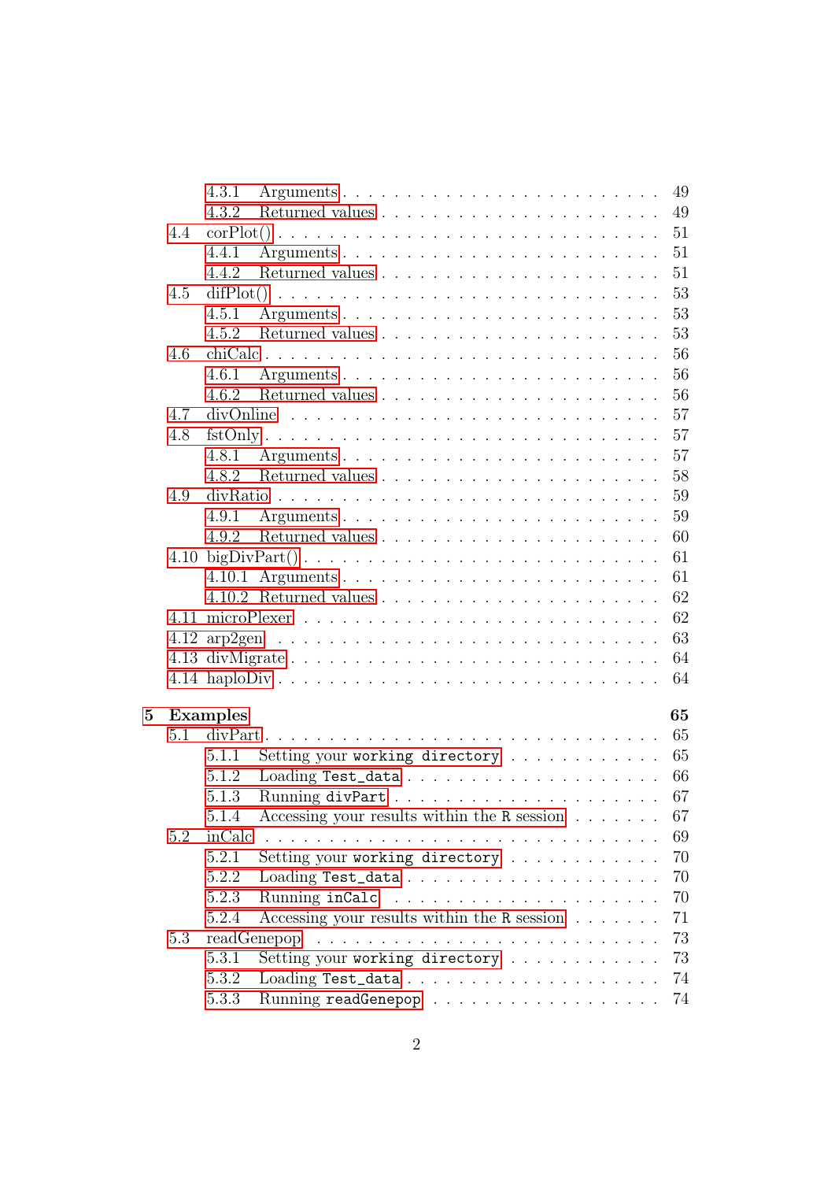- 4.3.1 Arguments . . . 49
- 4.3.2 Returned values . . . 49

- 4.4 corPlot() . . . 51
  - 4.4.1 Arguments . . . 51
  - 4.4.2 Returned values . . . 51
- 4.5 difPlot() . . . 53
  - 4.5.1 Arguments . . . 53
  - 4.5.2 Returned values . . . 53
- 4.6 chiCalc . . . 56
  - 4.6.1 Arguments . . . 56
  - 4.6.2 Returned values . . . 56
- 4.7 divOnline . . . 57
- 4.8 fstOnly . . . 57
  - 4.8.1 Arguments . . . 57
  - 4.8.2 Returned values . . . 58
- 4.9 divRatio . . . 59
  - 4.9.1 Arguments . . . 59
  - 4.9.2 Returned values . . . 60
- 4.10 bigDivPart() . . . 61
  - 4.10.1 Arguments . . . 61
  - 4.10.2 Returned values . . . 62
- 4.11 microPlexer . . . 62
- 4.12 arp2gen . . . 63
- 4.13 divMigrate . . . 64
- 4.14 haploDiv . . . 64

**5 Examples** **65**

- 5.1 divPart . . . 65
  - 5.1.1 Setting your `working directory` . . . 65
  - 5.1.2 Loading `Test_data` . . . 66
  - 5.1.3 Running `divPart` . . . 67
  - 5.1.4 Accessing your results within the `R` session . . . 67
- 5.2 inCalc . . . 69
  - 5.2.1 Setting your `working directory` . . . 70
  - 5.2.2 Loading `Test_data` . . . 70
  - 5.2.3 Running `inCalc` . . . 70
  - 5.2.4 Accessing your results within the `R` session . . . 71
- 5.3 readGenepop . . . 73
  - 5.3.1 Setting your `working directory` . . . 73
  - 5.3.2 Loading `Test_data` . . . 74
  - 5.3.3 Running `readGenepop` . . . 74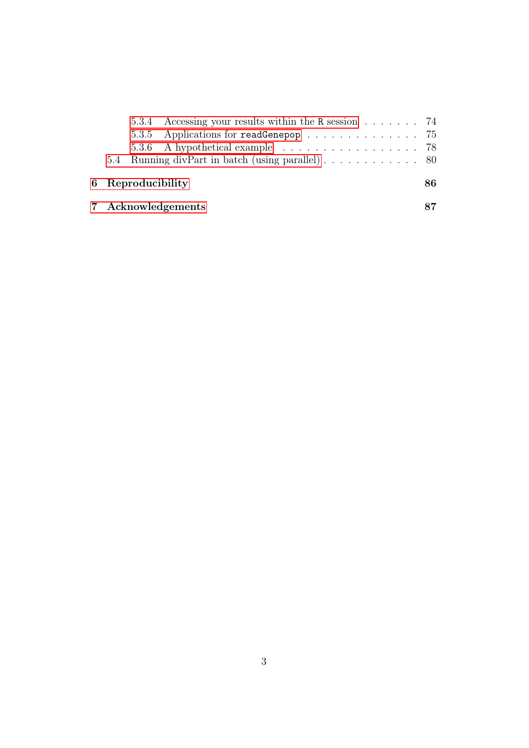- 5.3.4 Accessing your results within the `R` session . . . . . . . . 74
- 5.3.5 Applications for `readGenepop` . . . . . . . . . . . . . . . 75
- 5.3.6 A hypothetical example . . . . . . . . . . . . . . . . . . 78
- 5.4 Running divPart in batch (using parallel) . . . . . . . . . . . . 80

**6 Reproducibility** **86**

**7 Acknowledgements** **87**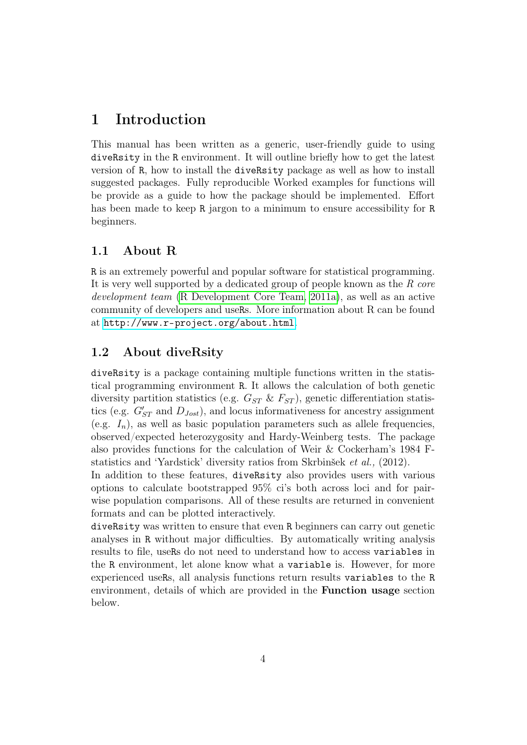# 1 Introduction

This manual has been written as a generic, user-friendly guide to using `diveRsity` in the `R` environment. It will outline briefly how to get the latest version of `R`, how to install the `diveRsity` package as well as how to install suggested packages. Fully reproducible Worked examples for functions will be provide as a guide to how the package should be implemented. Effort has been made to keep `R` jargon to a minimum to ensure accessibility for `R` beginners.

## 1.1 About R

`R` is an extremely powerful and popular software for statistical programming. It is very well supported by a dedicated group of people known as the *R core development team* (R Development Core Team, 2011a), as well as an active community of developers and useRs. More information about R can be found at `http://www.r-project.org/about.html`.

## 1.2 About diveRsity

`diveRsity` is a package containing multiple functions written in the statistical programming environment `R`. It allows the calculation of both genetic diversity partition statistics (e.g. $G_{ST}$ & $F_{ST}$), genetic differentiation statistics (e.g. $G'_{ST}$ and $D_{Jost}$), and locus informativeness for ancestry assignment (e.g. $I_n$), as well as basic population parameters such as allele frequencies, observed/expected heterozygosity and Hardy-Weinberg tests. The package also provides functions for the calculation of Weir & Cockerham's 1984 F-statistics and 'Yardstick' diversity ratios from Skrbinšek *et al.,* (2012).

In addition to these features, `diveRsity` also provides users with various options to calculate bootstrapped 95% ci's both across loci and for pairwise population comparisons. All of these results are returned in convenient formats and can be plotted interactively.

`diveRsity` was written to ensure that even `R` beginners can carry out genetic analyses in `R` without major difficulties. By automatically writing analysis results to file, useRs do not need to understand how to access `variables` in the `R` environment, let alone know what a `variable` is. However, for more experienced useRs, all analysis functions return results `variables` to the `R` environment, details of which are provided in the **Function usage** section below.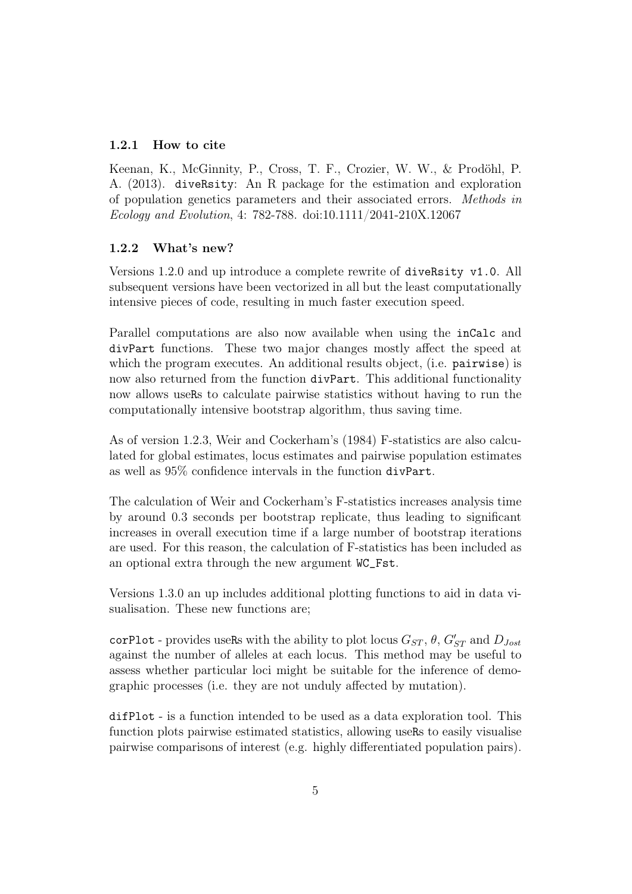### 1.2.1 How to cite

Keenan, K., McGinnity, P., Cross, T. F., Crozier, W. W., & Prodöhl, P. A. (2013). `diveRsity`: An R package for the estimation and exploration of population genetics parameters and their associated errors. *Methods in Ecology and Evolution*, 4: 782-788. doi:10.1111/2041-210X.12067

### 1.2.2 What's new?

Versions 1.2.0 and up introduce a complete rewrite of `diveRsity v1.0`. All subsequent versions have been vectorized in all but the least computationally intensive pieces of code, resulting in much faster execution speed.

Parallel computations are also now available when using the `inCalc` and `divPart` functions. These two major changes mostly affect the speed at which the program executes. An additional results object, (i.e. `pairwise`) is now also returned from the function `divPart`. This additional functionality now allows useRs to calculate pairwise statistics without having to run the computationally intensive bootstrap algorithm, thus saving time.

As of version 1.2.3, Weir and Cockerham's (1984) F-statistics are also calculated for global estimates, locus estimates and pairwise population estimates as well as 95% confidence intervals in the function `divPart`.

The calculation of Weir and Cockerham's F-statistics increases analysis time by around 0.3 seconds per bootstrap replicate, thus leading to significant increases in overall execution time if a large number of bootstrap iterations are used. For this reason, the calculation of F-statistics has been included as an optional extra through the new argument `WC_Fst`.

Versions 1.3.0 an up includes additional plotting functions to aid in data visualisation. These new functions are;

`corPlot` - provides useRs with the ability to plot locus $G_{ST}$, $\theta$, $G'_{ST}$ and $D_{Jost}$ against the number of alleles at each locus. This method may be useful to assess whether particular loci might be suitable for the inference of demographic processes (i.e. they are not unduly affected by mutation).

`difPlot` - is a function intended to be used as a data exploration tool. This function plots pairwise estimated statistics, allowing useRs to easily visualise pairwise comparisons of interest (e.g. highly differentiated population pairs).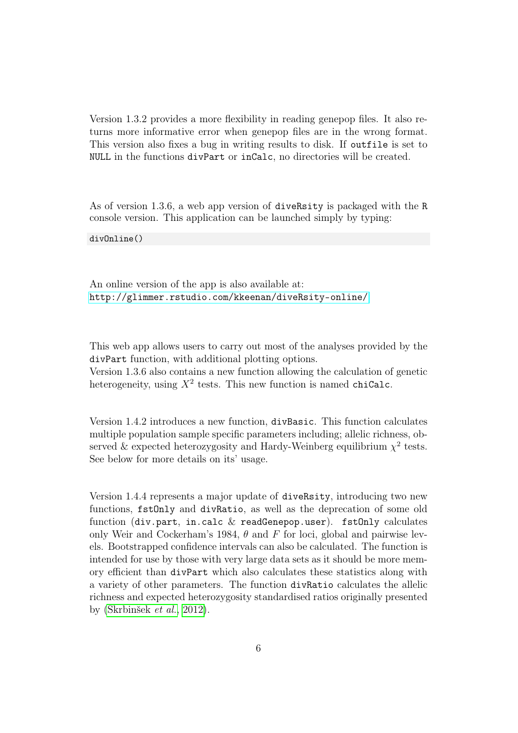Version 1.3.2 provides a more flexibility in reading genepop files. It also returns more informative error when genepop files are in the wrong format. This version also fixes a bug in writing results to disk. If `outfile` is set to `NULL` in the functions `divPart` or `inCalc`, no directories will be created.

As of version 1.3.6, a web app version of `diveRsity` is packaged with the `R` console version. This application can be launched simply by typing:

```
divOnline()
```

An online version of the app is also available at:
http://glimmer.rstudio.com/kkeenan/diveRsity-online/

This web app allows users to carry out most of the analyses provided by the `divPart` function, with additional plotting options.
Version 1.3.6 also contains a new function allowing the calculation of genetic heterogeneity, using $X^2$ tests. This new function is named `chiCalc`.

Version 1.4.2 introduces a new function, `divBasic`. This function calculates multiple population sample specific parameters including; allelic richness, observed & expected heterozygosity and Hardy-Weinberg equilibrium $\chi^2$ tests. See below for more details on its' usage.

Version 1.4.4 represents a major update of `diveRsity`, introducing two new functions, `fstOnly` and `divRatio`, as well as the deprecation of some old function (`div.part`, `in.calc` & `readGenepop.user`). `fstOnly` calculates only Weir and Cockerham's 1984, $\theta$ and $F$ for loci, global and pairwise levels. Bootstrapped confidence intervals can also be calculated. The function is intended for use by those with very large data sets as it should be more memory efficient than `divPart` which also calculates these statistics along with a variety of other parameters. The function `divRatio` calculates the allelic richness and expected heterozygosity standardised ratios originally presented by (Skrbinšek *et al.*, 2012).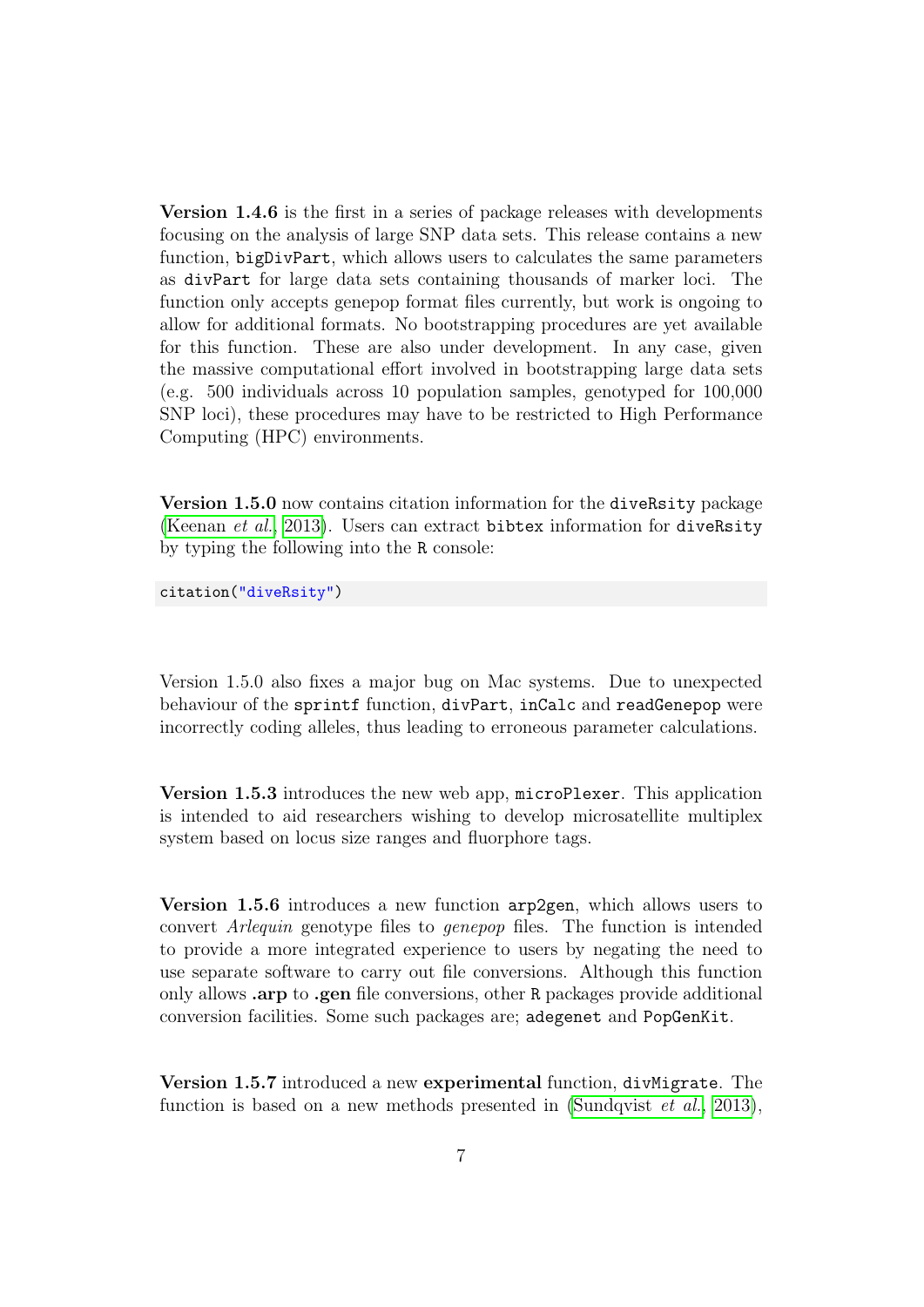**Version 1.4.6** is the first in a series of package releases with developments focusing on the analysis of large SNP data sets. This release contains a new function, `bigDivPart`, which allows users to calculates the same parameters as `divPart` for large data sets containing thousands of marker loci. The function only accepts genepop format files currently, but work is ongoing to allow for additional formats. No bootstrapping procedures are yet available for this function. These are also under development. In any case, given the massive computational effort involved in bootstrapping large data sets (e.g. 500 individuals across 10 population samples, genotyped for 100,000 SNP loci), these procedures may have to be restricted to High Performance Computing (HPC) environments.

**Version 1.5.0** now contains citation information for the `diveRsity` package (Keenan *et al.*, 2013). Users can extract `bibtex` information for `diveRsity` by typing the following into the `R` console:

```
citation("diveRsity")
```

Version 1.5.0 also fixes a major bug on Mac systems. Due to unexpected behaviour of the `sprintf` function, `divPart`, `inCalc` and `readGenepop` were incorrectly coding alleles, thus leading to erroneous parameter calculations.

**Version 1.5.3** introduces the new web app, `microPlexer`. This application is intended to aid researchers wishing to develop microsatellite multiplex system based on locus size ranges and fluorphore tags.

**Version 1.5.6** introduces a new function `arp2gen`, which allows users to convert *Arlequin* genotype files to *genepop* files. The function is intended to provide a more integrated experience to users by negating the need to use separate software to carry out file conversions. Although this function only allows **.arp** to **.gen** file conversions, other `R` packages provide additional conversion facilities. Some such packages are; `adegenet` and `PopGenKit`.

**Version 1.5.7** introduced a new **experimental** function, `divMigrate`. The function is based on a new methods presented in (Sundqvist *et al.*, 2013),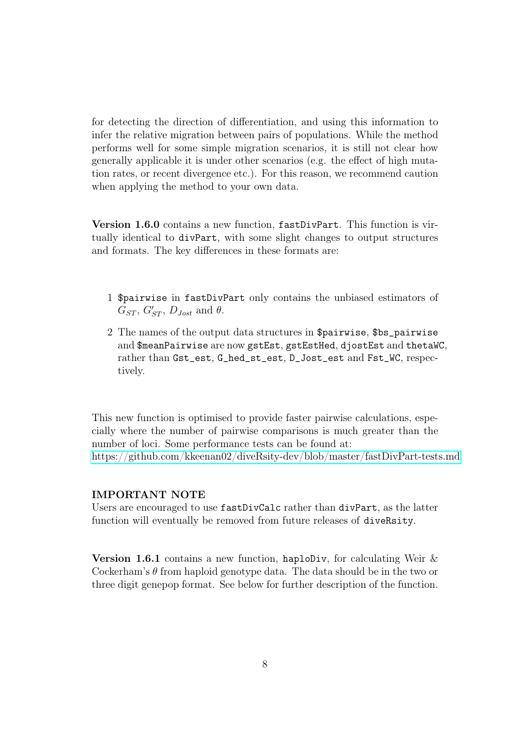for detecting the direction of differentiation, and using this information to infer the relative migration between pairs of populations. While the method performs well for some simple migration scenarios, it is still not clear how generally applicable it is under other scenarios (e.g. the effect of high mutation rates, or recent divergence etc.). For this reason, we recommend caution when applying the method to your own data.

**Version 1.6.0** contains a new function, `fastDivPart`. This function is virtually identical to `divPart`, with some slight changes to output structures and formats. The key differences in these formats are:

1. `$pairwise` in `fastDivPart` only contains the unbiased estimators of $G_{ST}$, $G'_{ST}$, $D_{Jost}$ and $\theta$.
2. The names of the output data structures in `$pairwise`, `$bs_pairwise` and `$meanPairwise` are now `gstEst`, `gstEstHed`, `djostEst` and `thetaWC`, rather than `Gst_est`, `G_hed_st_est`, `D_Jost_est` and `Fst_WC`, respectively.

This new function is optimised to provide faster pairwise calculations, especially where the number of pairwise comparisons is much greater than the number of loci. Some performance tests can be found at:
https://github.com/kkeenan02/diveRsity-dev/blob/master/fastDivPart-tests.md

**IMPORTANT NOTE**
Users are encouraged to use `fastDivCalc` rather than `divPart`, as the latter function will eventually be removed from future releases of `diveRsity`.

**Version 1.6.1** contains a new function, `haploDiv`, for calculating Weir & Cockerham's $\theta$ from haploid genotype data. The data should be in the two or three digit genepop format. See below for further description of the function.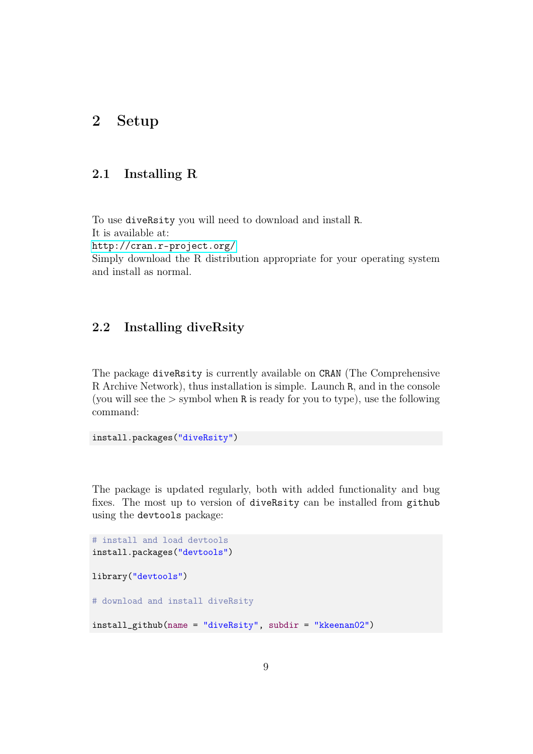# 2 Setup

## 2.1 Installing R

To use `diveRsity` you will need to download and install `R`.
It is available at:
http://cran.r-project.org/
Simply download the R distribution appropriate for your operating system and install as normal.

## 2.2 Installing diveRsity

The package `diveRsity` is currently available on `CRAN` (The Comprehensive R Archive Network), thus installation is simple. Launch `R`, and in the console (you will see the > symbol when `R` is ready for you to type), use the following command:

```
install.packages("diveRsity")
```

The package is updated regularly, both with added functionality and bug fixes. The most up to version of `diveRsity` can be installed from `github` using the `devtools` package:

```
# install and load devtools
install.packages("devtools")

library("devtools")

# download and install diveRsity

install_github(name = "diveRsity", subdir = "kkeenan02")
```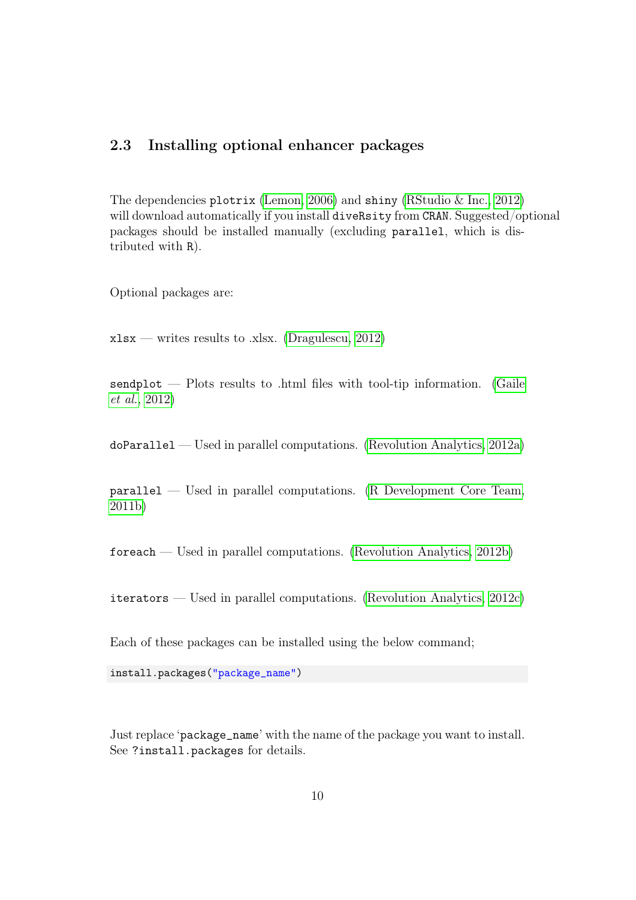## 2.3 Installing optional enhancer packages

The dependencies `plotrix` (Lemon, 2006) and `shiny` (RStudio & Inc., 2012) will download automatically if you install `diveRsity` from `CRAN`. Suggested/optional packages should be installed manually (excluding `parallel`, which is distributed with `R`).

Optional packages are:

`xlsx` — writes results to .xlsx. (Dragulescu, 2012)

`sendplot` — Plots results to .html files with tool-tip information. (Gaile *et al.*, 2012)

`doParallel` — Used in parallel computations. (Revolution Analytics, 2012a)

`parallel` — Used in parallel computations. (R Development Core Team, 2011b)

`foreach` — Used in parallel computations. (Revolution Analytics, 2012b)

`iterators` — Used in parallel computations. (Revolution Analytics, 2012c)

Each of these packages can be installed using the below command;

```
install.packages("package_name")
```

Just replace '`package_name`' with the name of the package you want to install. See `?install.packages` for details.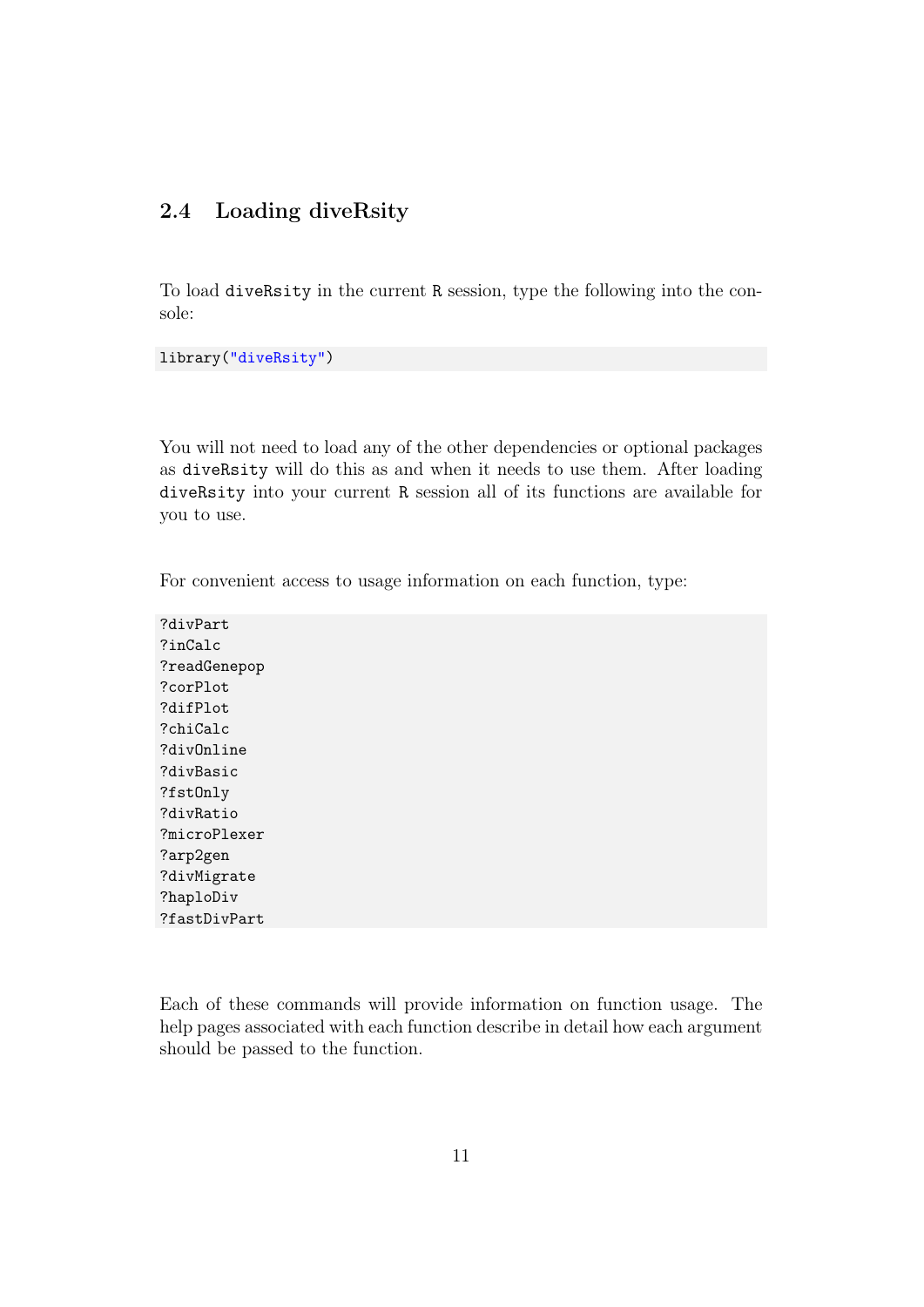## 2.4 Loading diveRsity

To load `diveRsity` in the current `R` session, type the following into the console:

```
library("diveRsity")
```

You will not need to load any of the other dependencies or optional packages as `diveRsity` will do this as and when it needs to use them. After loading `diveRsity` into your current `R` session all of its functions are available for you to use.

For convenient access to usage information on each function, type:

```
?divPart
?inCalc
?readGenepop
?corPlot
?difPlot
?chiCalc
?divOnline
?divBasic
?fstOnly
?divRatio
?microPlexer
?arp2gen
?divMigrate
?haploDiv
?fastDivPart
```

Each of these commands will provide information on function usage. The help pages associated with each function describe in detail how each argument should be passed to the function.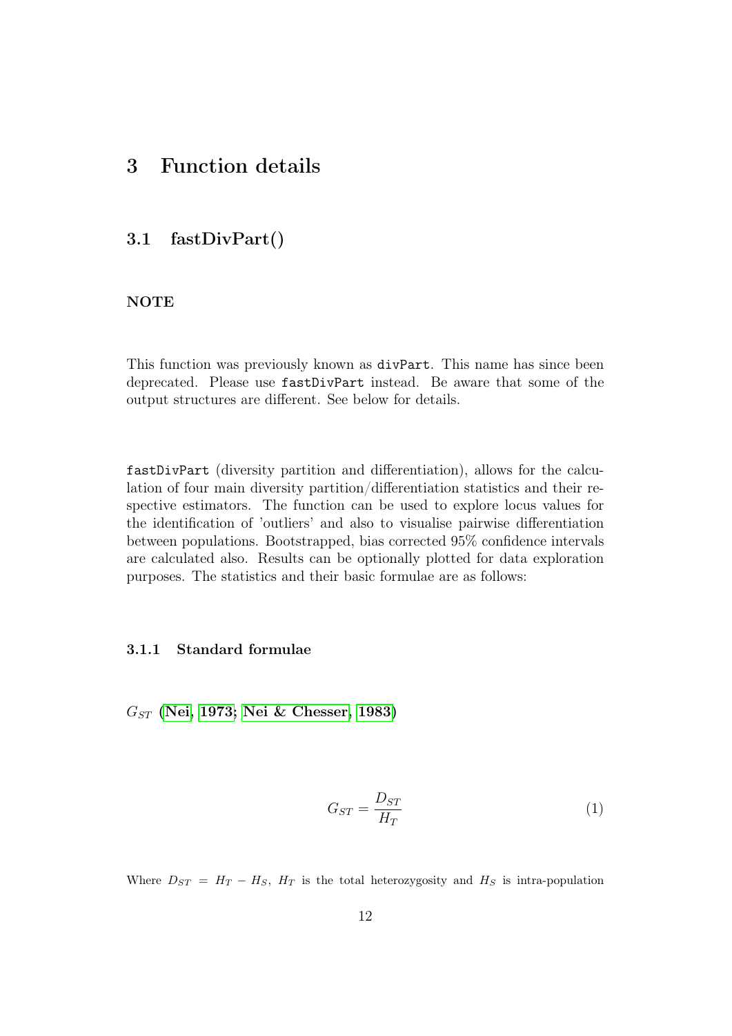# 3 Function details

## 3.1 fastDivPart()

**NOTE**

This function was previously known as `divPart`. This name has since been deprecated. Please use `fastDivPart` instead. Be aware that some of the output structures are different. See below for details.

`fastDivPart` (diversity partition and differentiation), allows for the calculation of four main diversity partition/differentiation statistics and their respective estimators. The function can be used to explore locus values for the identification of 'outliers' and also to visualise pairwise differentiation between populations. Bootstrapped, bias corrected 95% confidence intervals are calculated also. Results can be optionally plotted for data exploration purposes. The statistics and their basic formulae are as follows:

### 3.1.1 Standard formulae

$G_{ST}$ **(Nei, 1973; Nei & Chesser, 1983)**

$$G_{ST} = \frac{D_{ST}}{H_T} \tag{1}$$

Where $D_{ST} = H_T - H_S$, $H_T$ is the total heterozygosity and $H_S$ is intra-population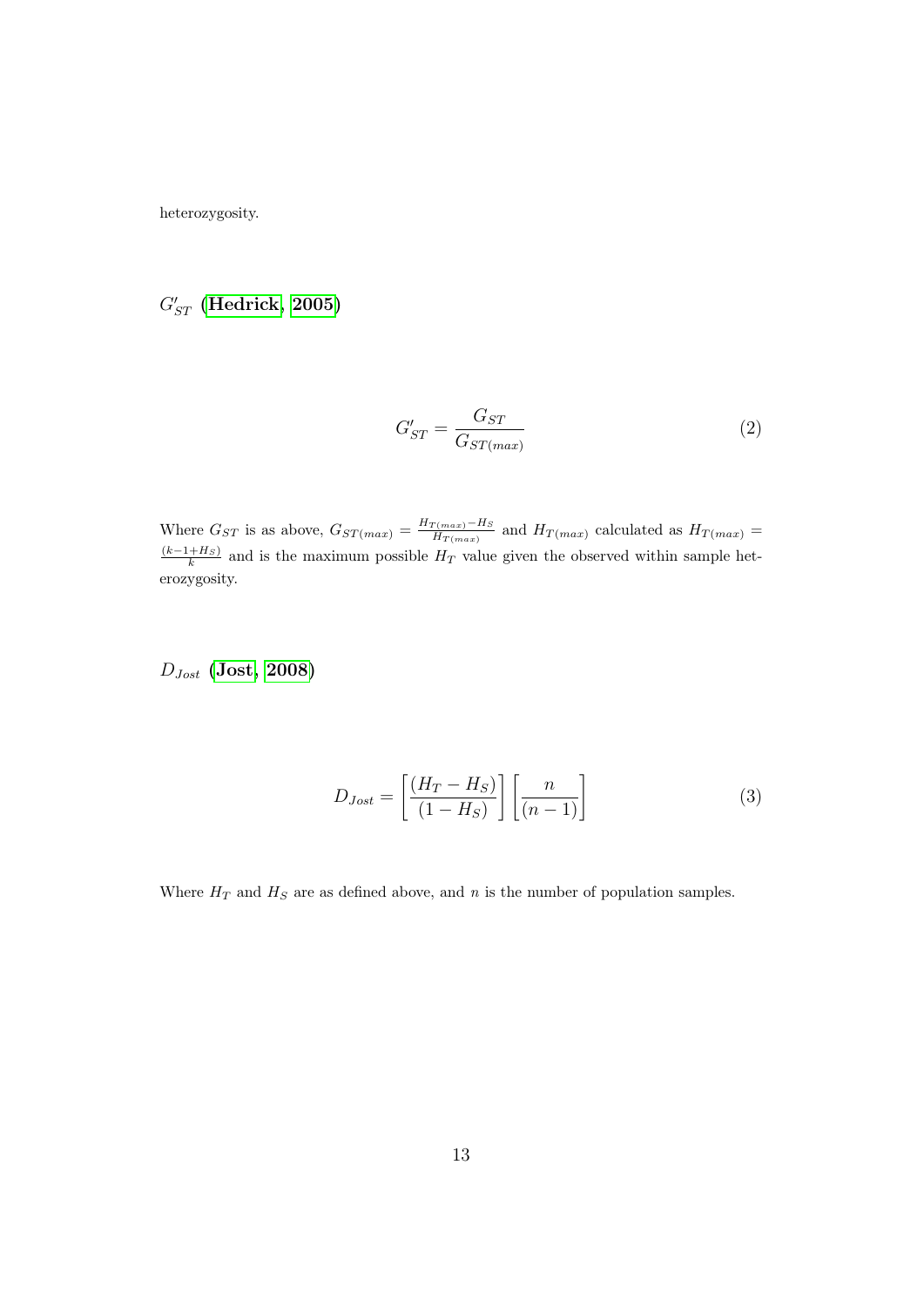heterozygosity.

### $G'_{ST}$ (Hedrick, 2005)

$$G'_{ST} = \frac{G_{ST}}{G_{ST(max)}} \tag{2}$$

Where $G_{ST}$ is as above, $G_{ST(max)} = \frac{H_{T(max)} - H_S}{H_{T(max)}}$ and $H_{T(max)}$ calculated as $H_{T(max)} = \frac{(k-1+H_S)}{k}$ and is the maximum possible $H_T$ value given the observed within sample heterozygosity.

### $D_{Jost}$ (Jost, 2008)

$$D_{Jost} = \left[\frac{(H_T - H_S)}{(1 - H_S)}\right]\left[\frac{n}{(n-1)}\right] \tag{3}$$

Where $H_T$ and $H_S$ are as defined above, and $n$ is the number of population samples.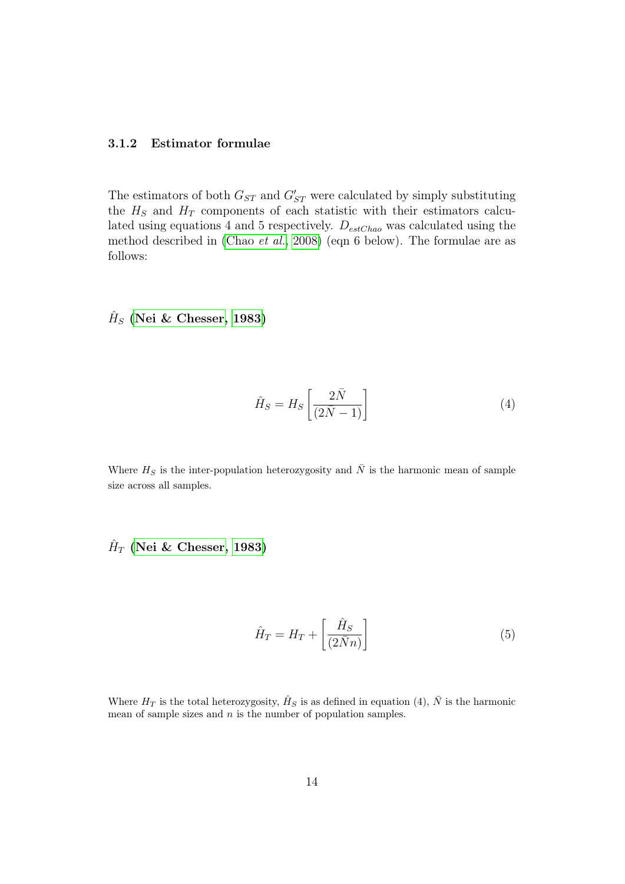### 3.1.2 Estimator formulae

The estimators of both $G_{ST}$ and $G'_{ST}$ were calculated by simply substituting the $H_S$ and $H_T$ components of each statistic with their estimators calculated using equations 4 and 5 respectively. $D_{estChao}$ was calculated using the method described in (Chao *et al.*, 2008) (eqn 6 below). The formulae are as follows:

**$\hat{H}_S$ (Nei & Chesser, 1983)**

$$\hat{H}_S = H_S \left[ \frac{2\bar{N}}{(2\bar{N}-1)} \right] \tag{4}$$

Where $H_S$ is the inter-population heterozygosity and $\bar{N}$ is the harmonic mean of sample size across all samples.

**$\hat{H}_T$ (Nei & Chesser, 1983)**

$$\hat{H}_T = H_T + \left[ \frac{\hat{H}_S}{(2\bar{N}n)} \right] \tag{5}$$

Where $H_T$ is the total heterozygosity, $\hat{H}_S$ is as defined in equation (4), $\bar{N}$ is the harmonic mean of sample sizes and $n$ is the number of population samples.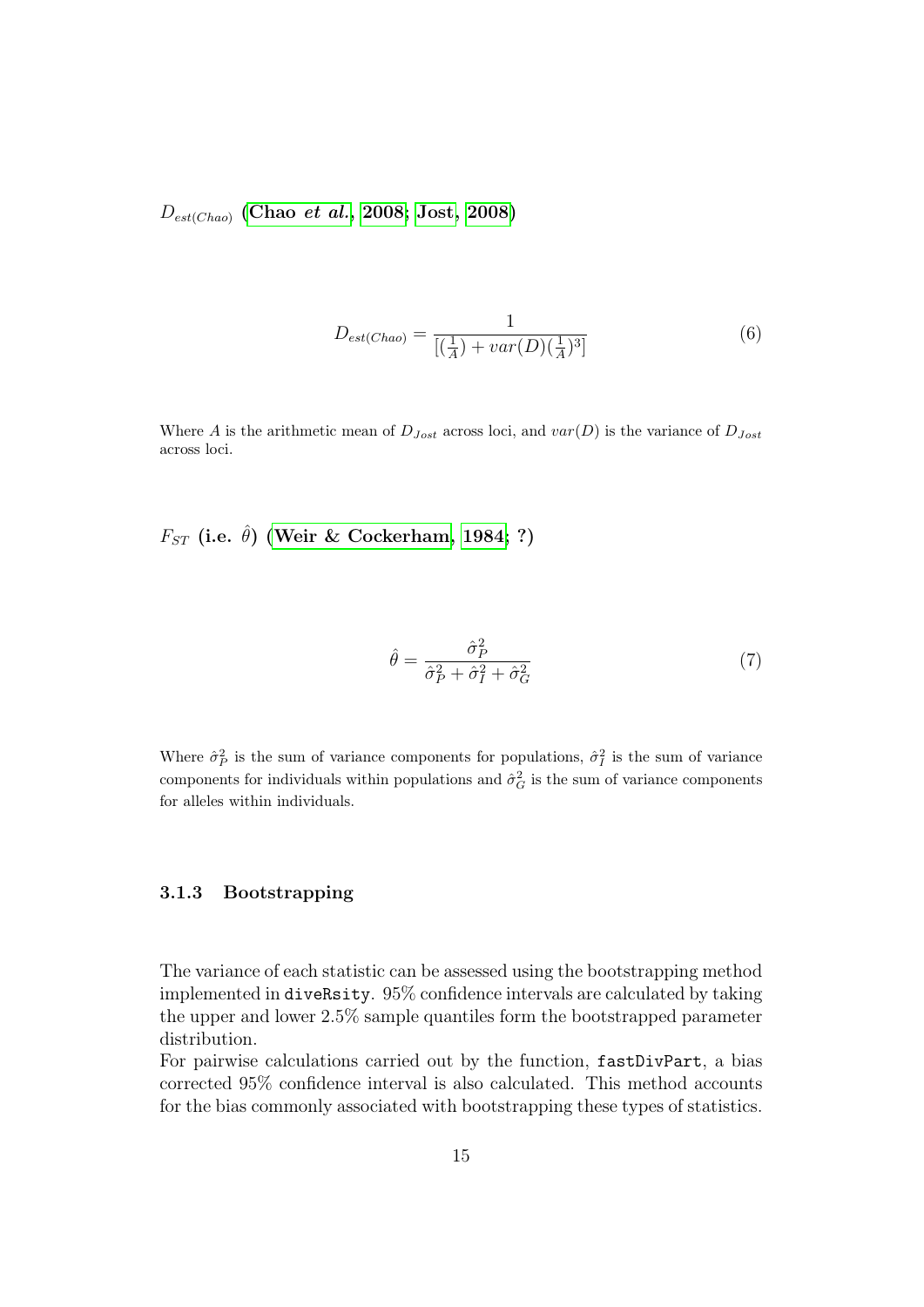$D_{est(Chao)}$ **(Chao *et al.*, 2008; Jost, 2008)**

$$D_{est(Chao)} = \frac{1}{[(\frac{1}{A}) + var(D)(\frac{1}{A})^3]} \tag{6}$$

Where $A$ is the arithmetic mean of $D_{Jost}$ across loci, and $var(D)$ is the variance of $D_{Jost}$ across loci.

$F_{ST}$ **(i.e. $\hat{\theta}$) (Weir & Cockerham, 1984; ?)**

$$\hat{\theta} = \frac{\hat{\sigma}_P^2}{\hat{\sigma}_P^2 + \hat{\sigma}_I^2 + \hat{\sigma}_G^2} \tag{7}$$

Where $\hat{\sigma}_P^2$ is the sum of variance components for populations, $\hat{\sigma}_I^2$ is the sum of variance components for individuals within populations and $\hat{\sigma}_G^2$ is the sum of variance components for alleles within individuals.

### 3.1.3 Bootstrapping

The variance of each statistic can be assessed using the bootstrapping method implemented in `diveRsity`. 95% confidence intervals are calculated by taking the upper and lower 2.5% sample quantiles form the bootstrapped parameter distribution.
For pairwise calculations carried out by the function, `fastDivPart`, a bias corrected 95% confidence interval is also calculated. This method accounts for the bias commonly associated with bootstrapping these types of statistics.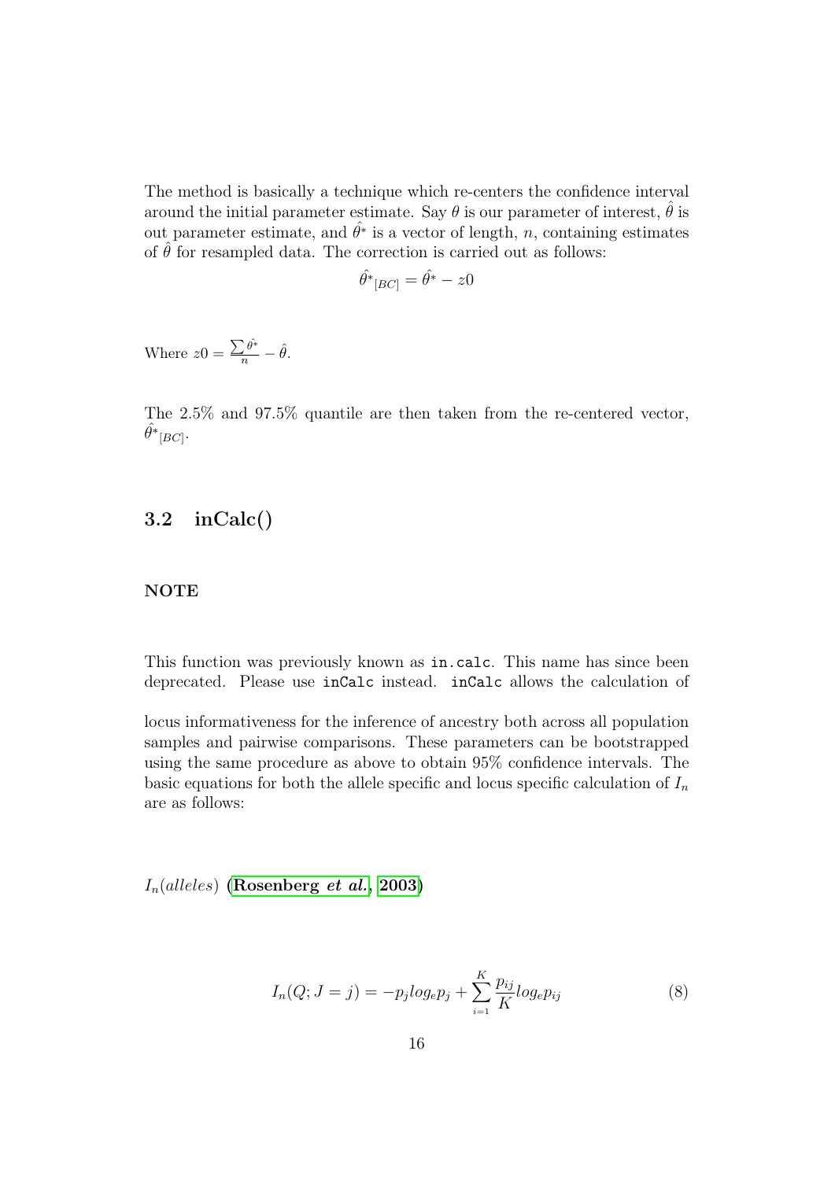The method is basically a technique which re-centers the confidence interval around the initial parameter estimate. Say $\theta$ is our parameter of interest, $\hat{\theta}$ is out parameter estimate, and $\hat{\theta^*}$ is a vector of length, $n$, containing estimates of $\hat{\theta}$ for resampled data. The correction is carried out as follows:

$$\hat{\theta^*}_{[BC]} = \hat{\theta^*} - z0$$

Where $z0 = \frac{\sum \hat{\theta^*}}{n} - \hat{\theta}$.

The 2.5% and 97.5% quantile are then taken from the re-centered vector, $\hat{\theta^*}_{[BC]}$.

## 3.2 inCalc()

### NOTE

This function was previously known as `in.calc`. This name has since been deprecated. Please use `inCalc` instead. `inCalc` allows the calculation of

locus informativeness for the inference of ancestry both across all population samples and pairwise comparisons. These parameters can be bootstrapped using the same procedure as above to obtain 95% confidence intervals. The basic equations for both the allele specific and locus specific calculation of $I_n$ are as follows:

$I_n(alleles)$ **(Rosenberg *et al.*, 2003)**

$$I_n(Q; J = j) = -p_j log_e p_j + \sum_{i=1}^{K} \frac{p_{ij}}{K} log_e p_{ij} \tag{8}$$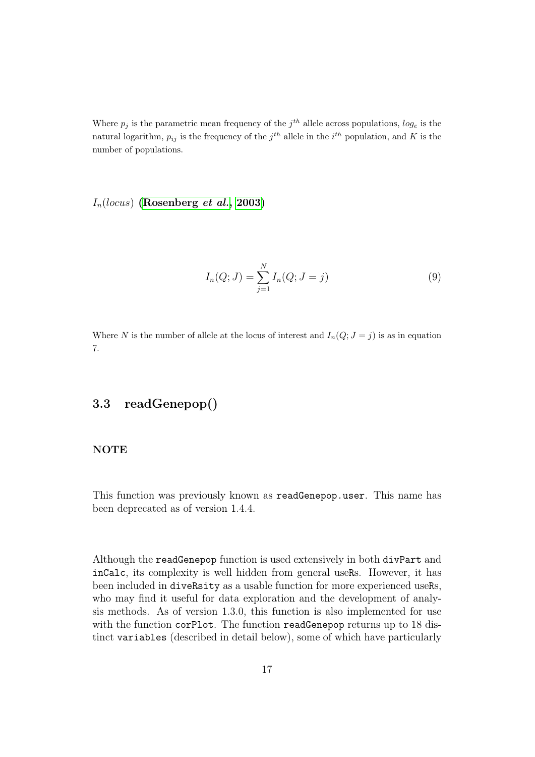Where $p_j$ is the parametric mean frequency of the $j^{th}$ allele across populations, $log_e$ is the natural logarithm, $p_{ij}$ is the frequency of the $j^{th}$ allele in the $i^{th}$ population, and $K$ is the number of populations.

$I_n(locus)$ **(Rosenberg *et al.*, 2003)**

$$I_n(Q;J) = \sum_{j=1}^{N} I_n(Q;J=j) \tag{9}$$

Where $N$ is the number of allele at the locus of interest and $I_n(Q;J=j)$ is as in equation 7.

## 3.3 readGenepop()

**NOTE**

This function was previously known as `readGenepop.user`. This name has been deprecated as of version 1.4.4.

Although the `readGenepop` function is used extensively in both `divPart` and `inCalc`, its complexity is well hidden from general useRs. However, it has been included in `diveRsity` as a usable function for more experienced useRs, who may find it useful for data exploration and the development of analysis methods. As of version 1.3.0, this function is also implemented for use with the function `corPlot`. The function `readGenepop` returns up to 18 distinct `variables` (described in detail below), some of which have particularly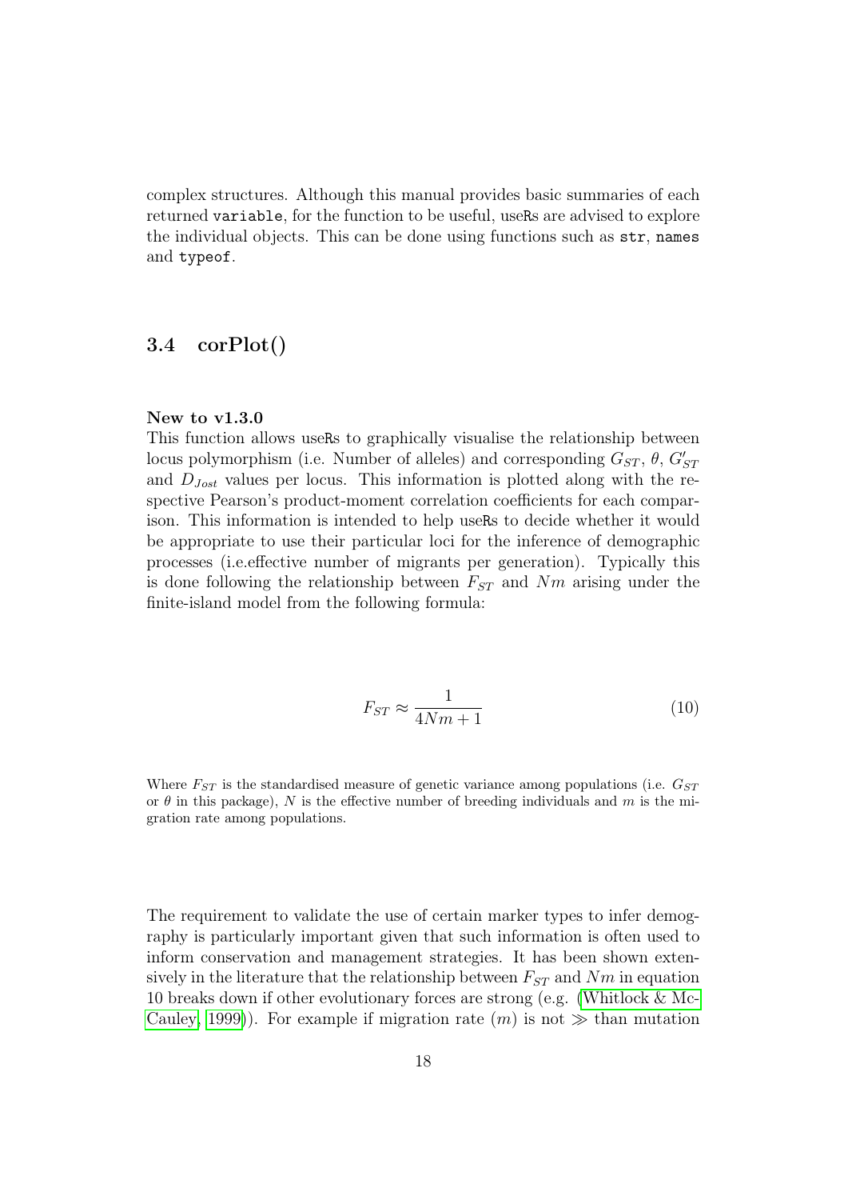complex structures. Although this manual provides basic summaries of each returned `variable`, for the function to be useful, useRs are advised to explore the individual objects. This can be done using functions such as `str`, `names` and `typeof`.

## 3.4 corPlot()

**New to v1.3.0**
This function allows useRs to graphically visualise the relationship between locus polymorphism (i.e. Number of alleles) and corresponding $G_{ST}$, $\theta$, $G'_{ST}$ and $D_{Jost}$ values per locus. This information is plotted along with the respective Pearson's product-moment correlation coefficients for each comparison. This information is intended to help useRs to decide whether it would be appropriate to use their particular loci for the inference of demographic processes (i.e.effective number of migrants per generation). Typically this is done following the relationship between $F_{ST}$ and $Nm$ arising under the finite-island model from the following formula:

$$F_{ST} \approx \frac{1}{4Nm + 1} \tag{10}$$

Where $F_{ST}$ is the standardised measure of genetic variance among populations (i.e. $G_{ST}$ or $\theta$ in this package), $N$ is the effective number of breeding individuals and $m$ is the migration rate among populations.

The requirement to validate the use of certain marker types to infer demography is particularly important given that such information is often used to inform conservation and management strategies. It has been shown extensively in the literature that the relationship between $F_{ST}$ and $Nm$ in equation 10 breaks down if other evolutionary forces are strong (e.g. (Whitlock & McCauley, 1999)). For example if migration rate ($m$) is not $\gg$ than mutation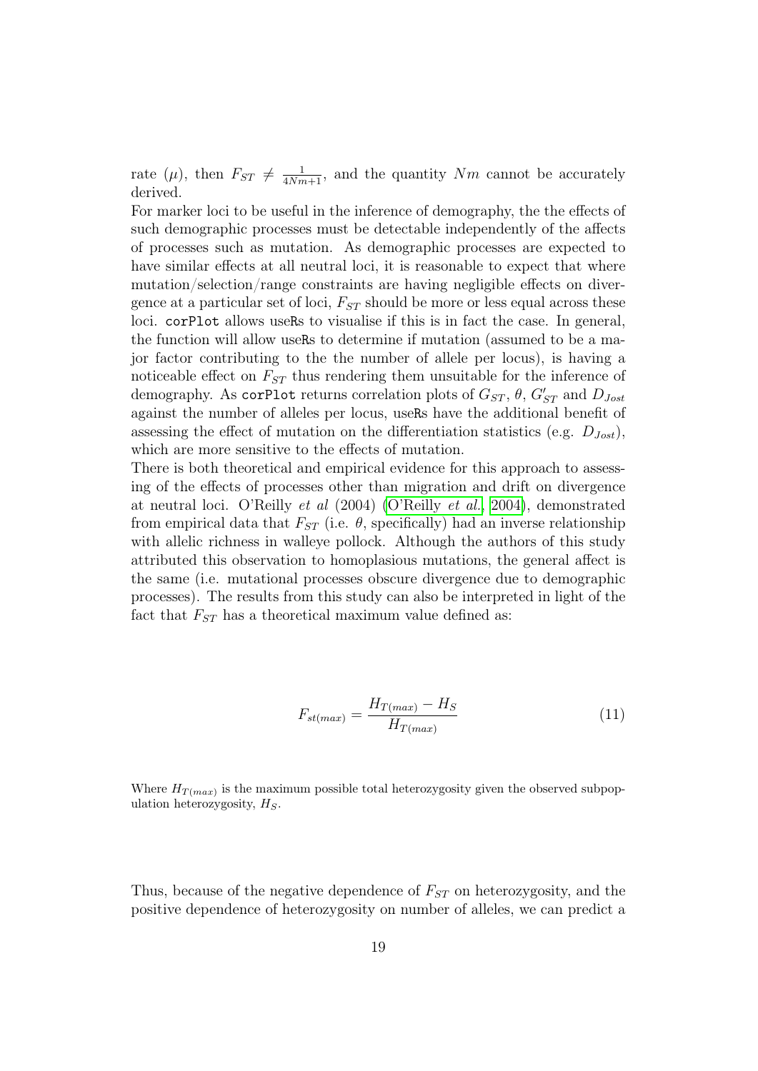rate ($\mu$), then $F_{ST} \neq \frac{1}{4Nm+1}$, and the quantity $Nm$ cannot be accurately derived.

For marker loci to be useful in the inference of demography, the the effects of such demographic processes must be detectable independently of the affects of processes such as mutation. As demographic processes are expected to have similar effects at all neutral loci, it is reasonable to expect that where mutation/selection/range constraints are having negligible effects on divergence at a particular set of loci, $F_{ST}$ should be more or less equal across these loci. `corPlot` allows useRs to visualise if this is in fact the case. In general, the function will allow useRs to determine if mutation (assumed to be a major factor contributing to the the number of allele per locus), is having a noticeable effect on $F_{ST}$ thus rendering them unsuitable for the inference of demography. As `corPlot` returns correlation plots of $G_{ST}$, $\theta$, $G'_{ST}$ and $D_{Jost}$ against the number of alleles per locus, useRs have the additional benefit of assessing the effect of mutation on the differentiation statistics (e.g. $D_{Jost}$), which are more sensitive to the effects of mutation.

There is both theoretical and empirical evidence for this approach to assessing of the effects of processes other than migration and drift on divergence at neutral loci. O'Reilly *et al* (2004) (O'Reilly *et al.*, 2004), demonstrated from empirical data that $F_{ST}$ (i.e. $\theta$, specifically) had an inverse relationship with allelic richness in walleye pollock. Although the authors of this study attributed this observation to homoplasious mutations, the general affect is the same (i.e. mutational processes obscure divergence due to demographic processes). The results from this study can also be interpreted in light of the fact that $F_{ST}$ has a theoretical maximum value defined as:

$$F_{st(max)} = \frac{H_{T(max)} - H_S}{H_{T(max)}} \tag{11}$$

Where $H_{T(max)}$ is the maximum possible total heterozygosity given the observed subpopulation heterozygosity, $H_S$.

Thus, because of the negative dependence of $F_{ST}$ on heterozygosity, and the positive dependence of heterozygosity on number of alleles, we can predict a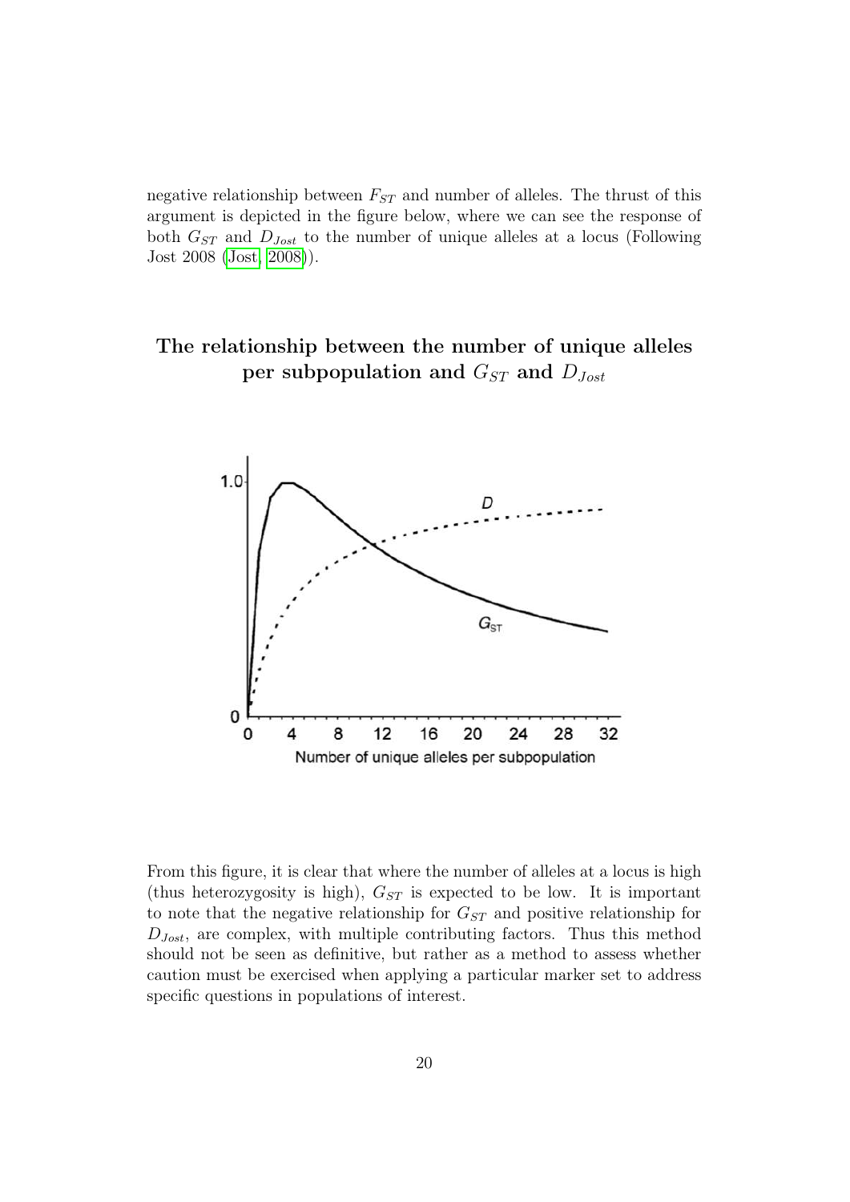negative relationship between $F_{ST}$ and number of alleles. The thrust of this argument is depicted in the figure below, where we can see the response of both $G_{ST}$ and $D_{Jost}$ to the number of unique alleles at a locus (Following Jost 2008 (Jost, 2008)).

### The relationship between the number of unique alleles per subpopulation and $G_{ST}$ and $D_{Jost}$

From this figure, it is clear that where the number of alleles at a locus is high (thus heterozygosity is high), $G_{ST}$ is expected to be low. It is important to note that the negative relationship for $G_{ST}$ and positive relationship for $D_{Jost}$, are complex, with multiple contributing factors. Thus this method should not be seen as definitive, but rather as a method to assess whether caution must be exercised when applying a particular marker set to address specific questions in populations of interest.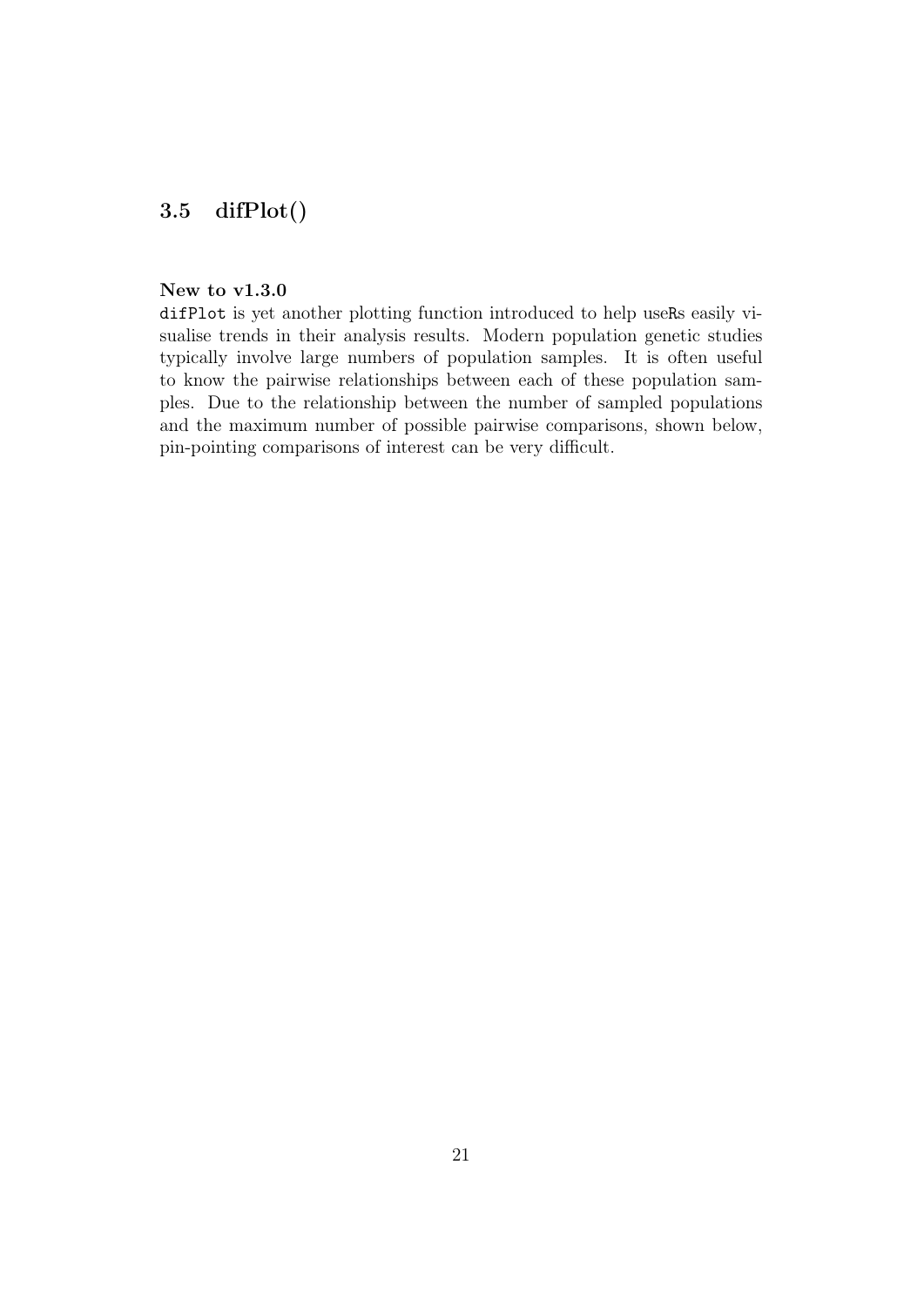## 3.5 difPlot()

**New to v1.3.0**

`difPlot` is yet another plotting function introduced to help useRs easily visualise trends in their analysis results. Modern population genetic studies typically involve large numbers of population samples. It is often useful to know the pairwise relationships between each of these population samples. Due to the relationship between the number of sampled populations and the maximum number of possible pairwise comparisons, shown below, pin-pointing comparisons of interest can be very difficult.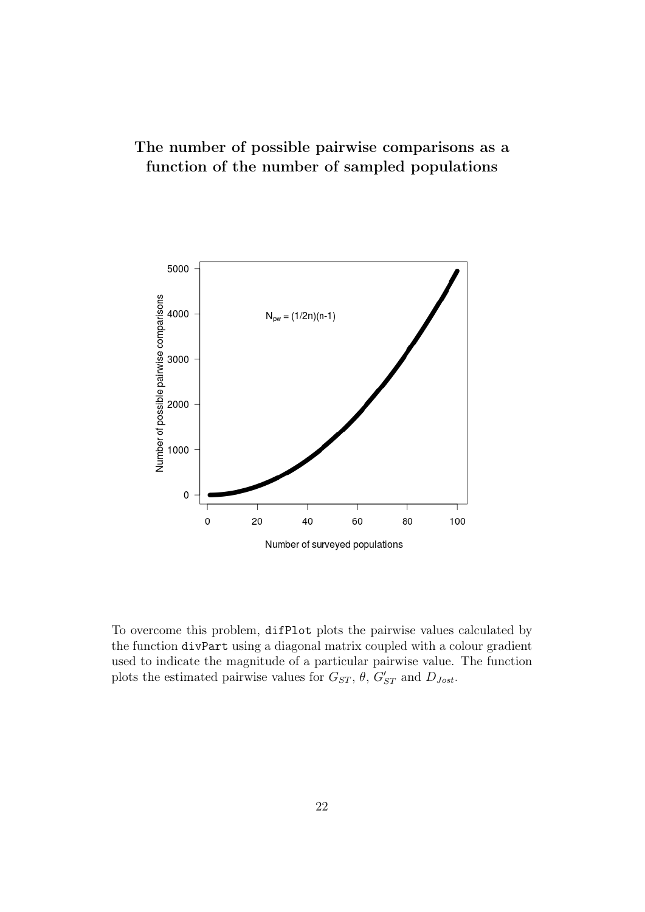### The number of possible pairwise comparisons as a function of the number of sampled populations

To overcome this problem, `difPlot` plots the pairwise values calculated by the function `divPart` using a diagonal matrix coupled with a colour gradient used to indicate the magnitude of a particular pairwise value. The function plots the estimated pairwise values for $G_{ST}$, $\theta$, $G'_{ST}$ and $D_{Jost}$.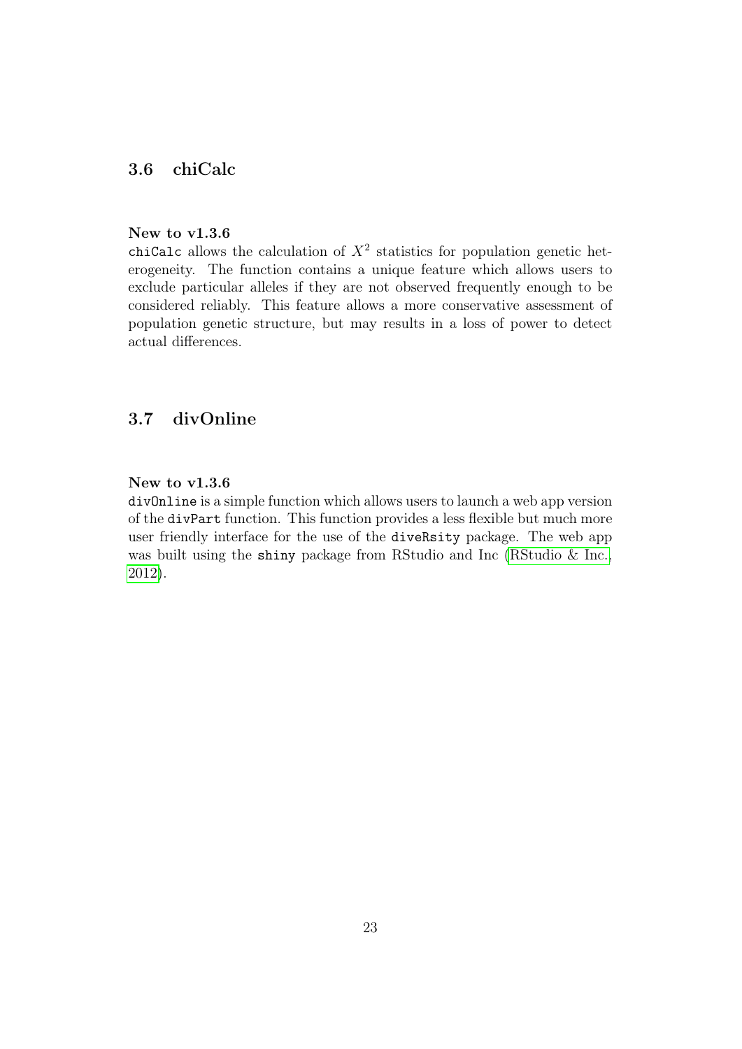## 3.6 chiCalc

**New to v1.3.6**

`chiCalc` allows the calculation of $X^2$ statistics for population genetic heterogeneity. The function contains a unique feature which allows users to exclude particular alleles if they are not observed frequently enough to be considered reliably. This feature allows a more conservative assessment of population genetic structure, but may results in a loss of power to detect actual differences.

## 3.7 divOnline

**New to v1.3.6**

`divOnline` is a simple function which allows users to launch a web app version of the `divPart` function. This function provides a less flexible but much more user friendly interface for the use of the `diveRsity` package. The web app was built using the `shiny` package from RStudio and Inc (RStudio & Inc., 2012).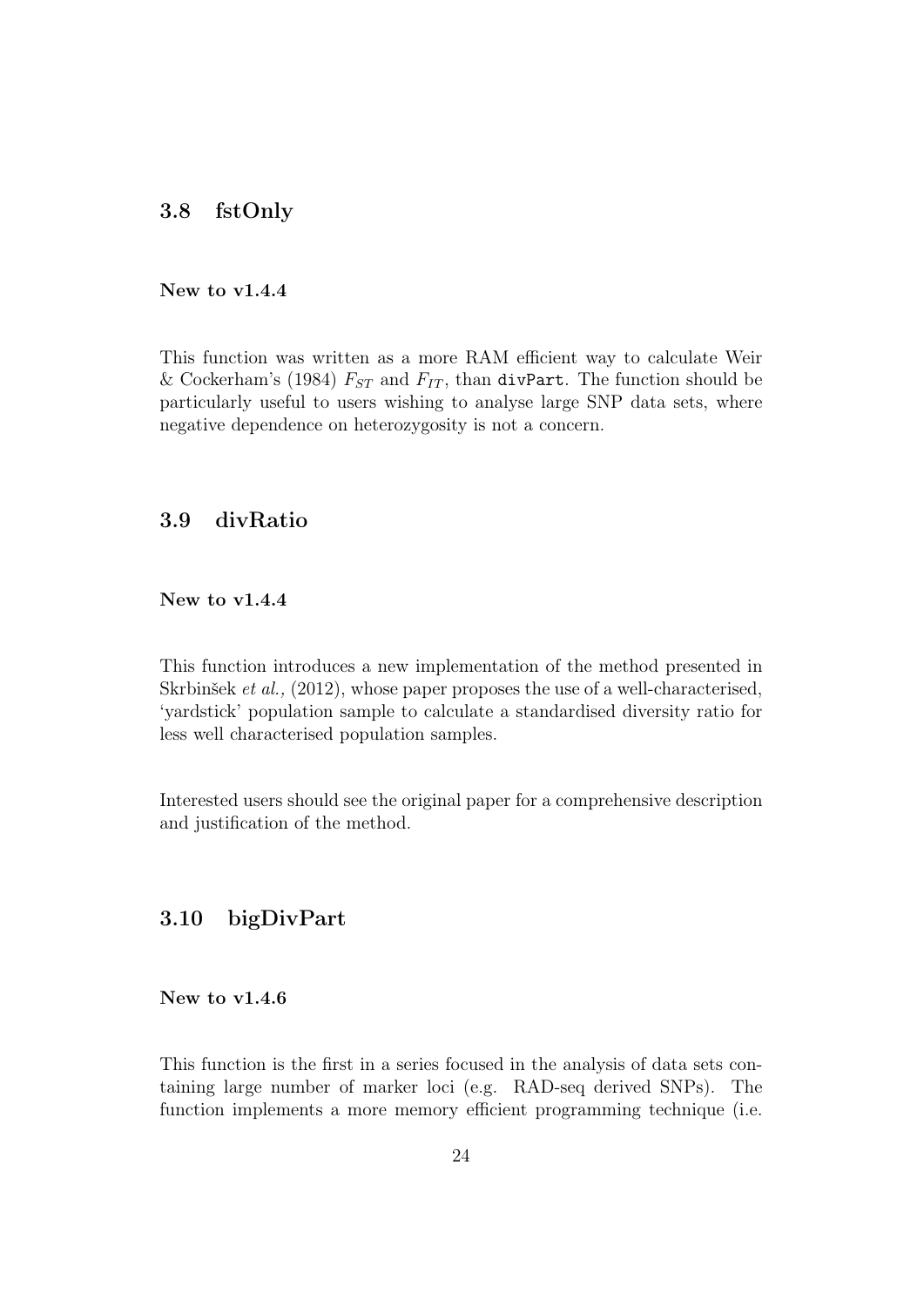## 3.8 fstOnly

**New to v1.4.4**

This function was written as a more RAM efficient way to calculate Weir & Cockerham's (1984) $F_{ST}$ and $F_{IT}$, than `divPart`. The function should be particularly useful to users wishing to analyse large SNP data sets, where negative dependence on heterozygosity is not a concern.

## 3.9 divRatio

**New to v1.4.4**

This function introduces a new implementation of the method presented in Skrbinšek *et al.,* (2012), whose paper proposes the use of a well-characterised, 'yardstick' population sample to calculate a standardised diversity ratio for less well characterised population samples.

Interested users should see the original paper for a comprehensive description and justification of the method.

## 3.10 bigDivPart

**New to v1.4.6**

This function is the first in a series focused in the analysis of data sets containing large number of marker loci (e.g. RAD-seq derived SNPs). The function implements a more memory efficient programming technique (i.e.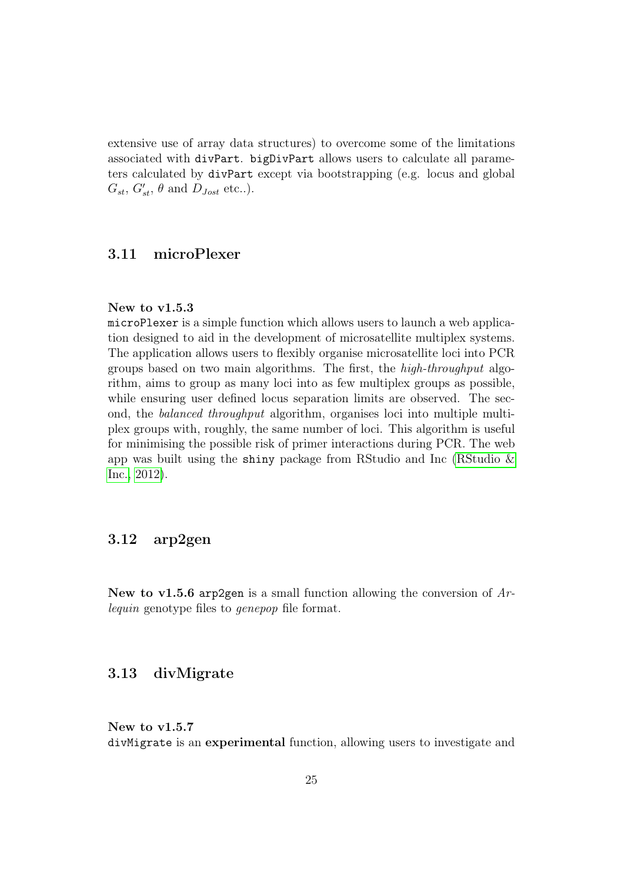extensive use of array data structures) to overcome some of the limitations associated with `divPart`. `bigDivPart` allows users to calculate all parameters calculated by `divPart` except via bootstrapping (e.g. locus and global $G_{st}$, $G'_{st}$, $\theta$ and $D_{Jost}$ etc..).

## 3.11 microPlexer

**New to v1.5.3**
`microPlexer` is a simple function which allows users to launch a web application designed to aid in the development of microsatellite multiplex systems. The application allows users to flexibly organise microsatellite loci into PCR groups based on two main algorithms. The first, the *high-throughput* algorithm, aims to group as many loci into as few multiplex groups as possible, while ensuring user defined locus separation limits are observed. The second, the *balanced throughput* algorithm, organises loci into multiple multiplex groups with, roughly, the same number of loci. This algorithm is useful for minimising the possible risk of primer interactions during PCR. The web app was built using the `shiny` package from RStudio and Inc (RStudio & Inc., 2012).

## 3.12 arp2gen

**New to v1.5.6** `arp2gen` is a small function allowing the conversion of *Arlequin* genotype files to *genepop* file format.

## 3.13 divMigrate

**New to v1.5.7**
`divMigrate` is an **experimental** function, allowing users to investigate and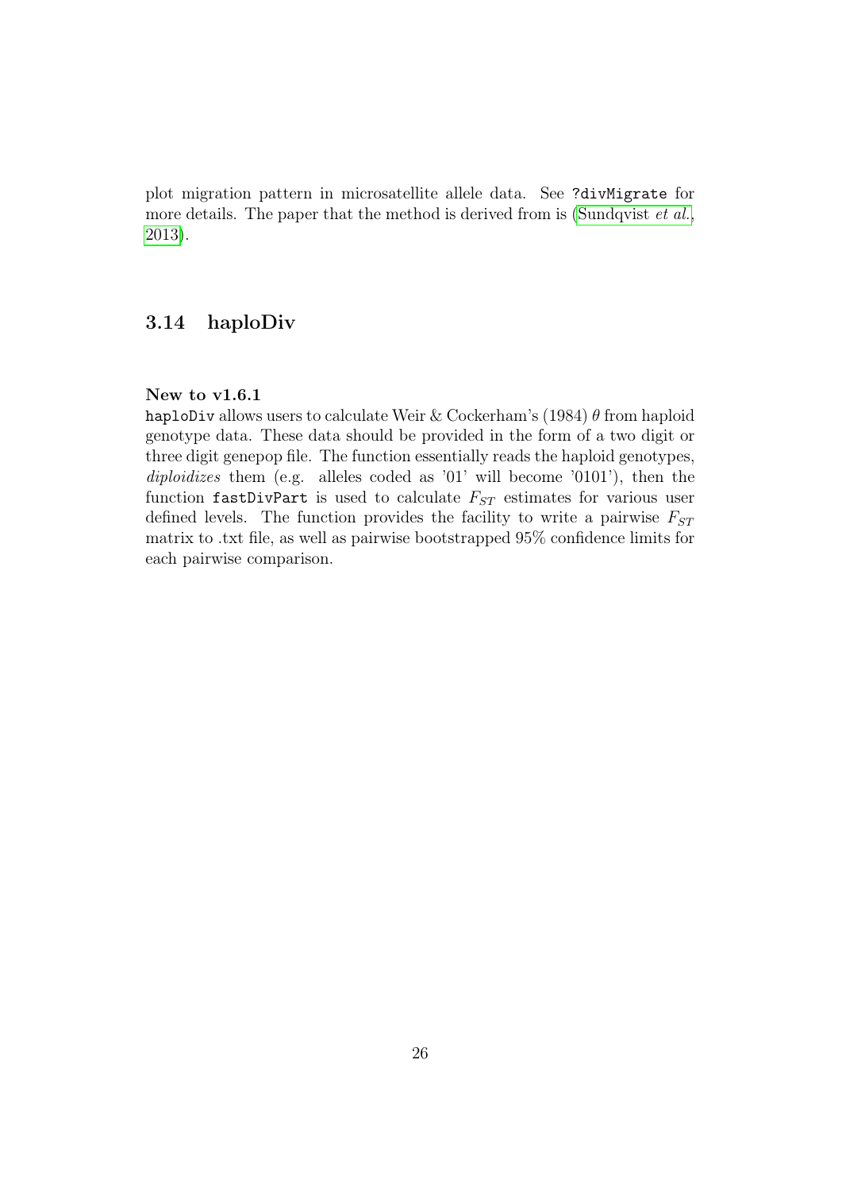plot migration pattern in microsatellite allele data. See `?divMigrate` for more details. The paper that the method is derived from is (Sundqvist *et al.*, 2013).

## 3.14 haploDiv

**New to v1.6.1**

`haploDiv` allows users to calculate Weir & Cockerham's (1984) $\theta$ from haploid genotype data. These data should be provided in the form of a two digit or three digit genepop file. The function essentially reads the haploid genotypes, *diploidizes* them (e.g. alleles coded as '01' will become '0101'), then the function `fastDivPart` is used to calculate $F_{ST}$ estimates for various user defined levels. The function provides the facility to write a pairwise $F_{ST}$ matrix to .txt file, as well as pairwise bootstrapped 95% confidence limits for each pairwise comparison.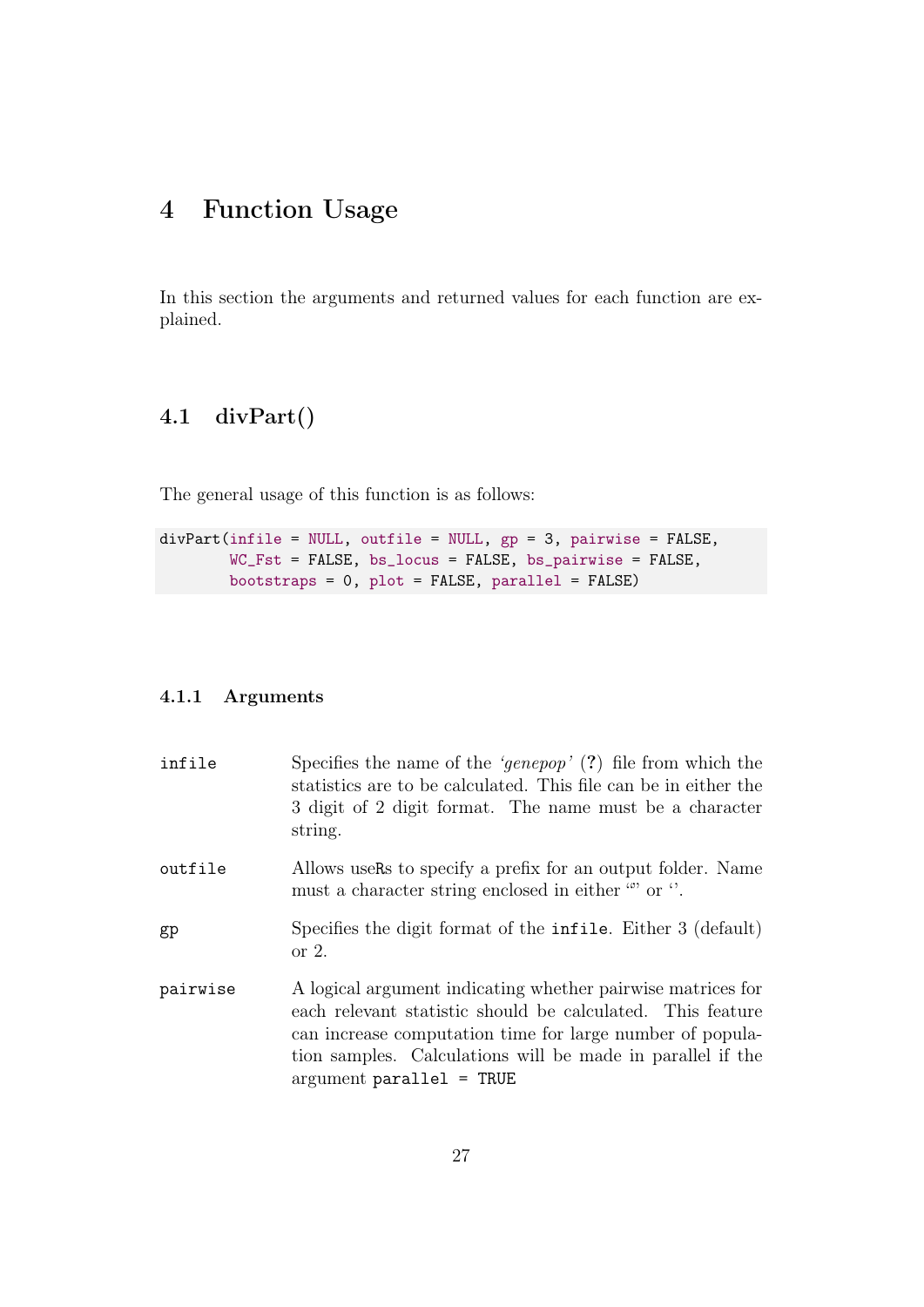# 4 Function Usage

In this section the arguments and returned values for each function are explained.

## 4.1 divPart()

The general usage of this function is as follows:

```
divPart(infile = NULL, outfile = NULL, gp = 3, pairwise = FALSE,
        WC_Fst = FALSE, bs_locus = FALSE, bs_pairwise = FALSE,
        bootstraps = 0, plot = FALSE, parallel = FALSE)
```

### 4.1.1 Arguments

`infile` Specifies the name of the *'genepop'* (**?**) file from which the statistics are to be calculated. This file can be in either the 3 digit of 2 digit format. The name must be a character string.

`outfile` Allows useRs to specify a prefix for an output folder. Name must a character string enclosed in either "" or ''.

`gp` Specifies the digit format of the `infile`. Either 3 (default) or 2.

`pairwise` A logical argument indicating whether pairwise matrices for each relevant statistic should be calculated. This feature can increase computation time for large number of population samples. Calculations will be made in parallel if the argument `parallel = TRUE`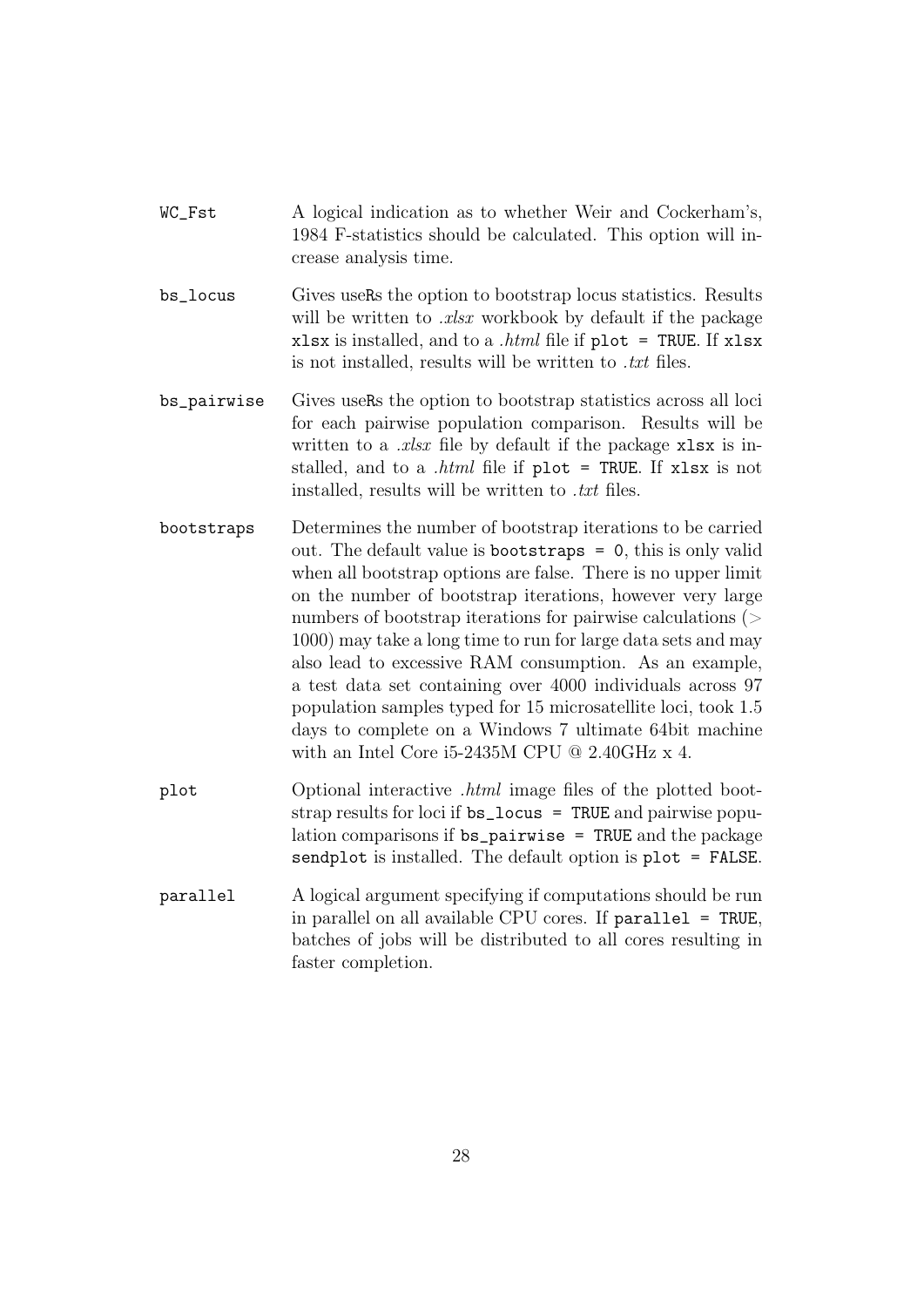`WC_Fst`
: A logical indication as to whether Weir and Cockerham's, 1984 F-statistics should be calculated. This option will increase analysis time.

`bs_locus`
: Gives useRs the option to bootstrap locus statistics. Results will be written to *.xlsx* workbook by default if the package `xlsx` is installed, and to a *.html* file if `plot = TRUE`. If `xlsx` is not installed, results will be written to *.txt* files.

`bs_pairwise`
: Gives useRs the option to bootstrap statistics across all loci for each pairwise population comparison. Results will be written to a *.xlsx* file by default if the package `xlsx` is installed, and to a *.html* file if `plot = TRUE`. If `xlsx` is not installed, results will be written to *.txt* files.

`bootstraps`
: Determines the number of bootstrap iterations to be carried out. The default value is `bootstraps = 0`, this is only valid when all bootstrap options are false. There is no upper limit on the number of bootstrap iterations, however very large numbers of bootstrap iterations for pairwise calculations ($>$ 1000) may take a long time to run for large data sets and may also lead to excessive RAM consumption. As an example, a test data set containing over 4000 individuals across 97 population samples typed for 15 microsatellite loci, took 1.5 days to complete on a Windows 7 ultimate 64bit machine with an Intel Core i5-2435M CPU @ 2.40GHz x 4.

`plot`
: Optional interactive *.html* image files of the plotted bootstrap results for loci if `bs_locus = TRUE` and pairwise population comparisons if `bs_pairwise = TRUE` and the package `sendplot` is installed. The default option is `plot = FALSE`.

`parallel`
: A logical argument specifying if computations should be run in parallel on all available CPU cores. If `parallel = TRUE`, batches of jobs will be distributed to all cores resulting in faster completion.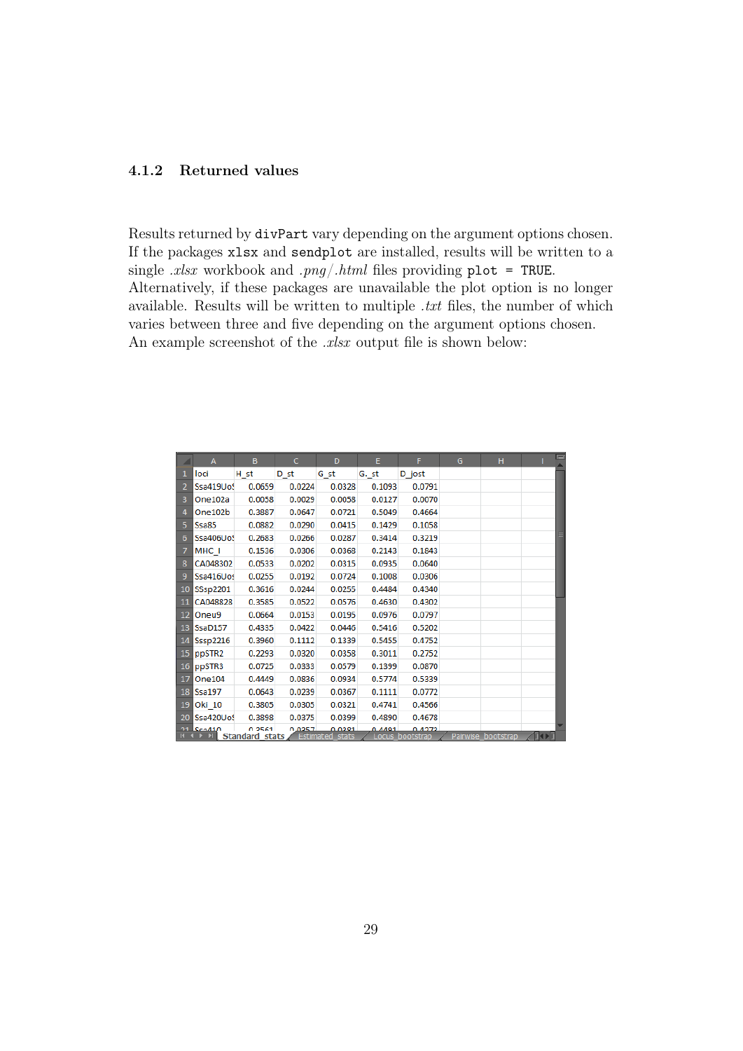### 4.1.2 Returned values

Results returned by `divPart` vary depending on the argument options chosen. If the packages `xlsx` and `sendplot` are installed, results will be written to a single *.xlsx* workbook and *.png*/*.html* files providing `plot = TRUE`. Alternatively, if these packages are unavailable the plot option is no longer available. Results will be written to multiple *.txt* files, the number of which varies between three and five depending on the argument options chosen. An example screenshot of the *.xlsx* output file is shown below:

| | A | B | C | D | E | F | G | H | I |
|---|---|---|---|---|---|---|---|---|---|
| 1 | loci | H_st | D_st | G_st | G_st | D_jost | | | |
| 2 | Ssa419Uos | 0.0659 | 0.0224 | 0.0328 | 0.1093 | 0.0791 | | | |
| 3 | One102a | 0.0058 | 0.0029 | 0.0058 | 0.0127 | 0.0070 | | | |
| 4 | One102b | 0.3887 | 0.0647 | 0.0721 | 0.5049 | 0.4664 | | | |
| 5 | Ssa85 | 0.0882 | 0.0290 | 0.0415 | 0.1429 | 0.1058 | | | |
| 6 | Ssa406Uos | 0.2683 | 0.0266 | 0.0287 | 0.3414 | 0.3219 | | | |
| 7 | MHC_I | 0.1536 | 0.0306 | 0.0368 | 0.2143 | 0.1843 | | | |
| 8 | CA048302 | 0.0533 | 0.0202 | 0.0315 | 0.0935 | 0.0640 | | | |
| 9 | Ssa416Uos | 0.0255 | 0.0192 | 0.0724 | 0.1008 | 0.0306 | | | |
| 10 | SSsp2201 | 0.3616 | 0.0244 | 0.0255 | 0.4484 | 0.4340 | | | |
| 11 | CA048828 | 0.3585 | 0.0522 | 0.0576 | 0.4630 | 0.4302 | | | |
| 12 | Oneu9 | 0.0664 | 0.0153 | 0.0195 | 0.0976 | 0.0797 | | | |
| 13 | SsaD157 | 0.4335 | 0.0422 | 0.0446 | 0.5416 | 0.5202 | | | |
| 14 | Sssp2216 | 0.3960 | 0.1112 | 0.1339 | 0.5455 | 0.4752 | | | |
| 15 | ppSTR2 | 0.2293 | 0.0320 | 0.0358 | 0.3011 | 0.2752 | | | |
| 16 | ppSTR3 | 0.0725 | 0.0333 | 0.0579 | 0.1399 | 0.0870 | | | |
| 17 | One104 | 0.4449 | 0.0836 | 0.0934 | 0.5774 | 0.5339 | | | |
| 18 | Ssa197 | 0.0643 | 0.0239 | 0.0367 | 0.1111 | 0.0772 | | | |
| 19 | Oki_10 | 0.3805 | 0.0305 | 0.0321 | 0.4741 | 0.4566 | | | |
| 20 | Ssa420Uos | 0.3898 | 0.0375 | 0.0399 | 0.4890 | 0.4678 | | | |
| 21 | Ssa410 | 0.3561 | 0.0357 | 0.0381 | 0.4491 | 0.4273 | | | |

Sheets: Standard_stats | Estimated_stats | Locus_bootstrap | Pairwise_bootstrap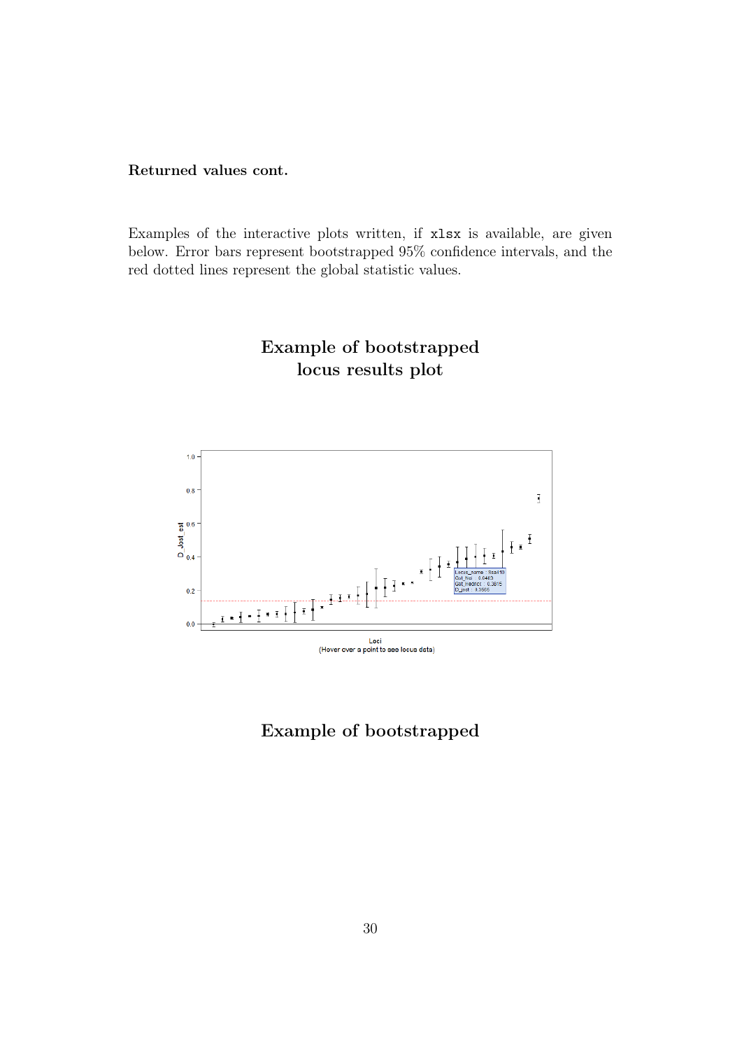**Returned values cont.**

Examples of the interactive plots written, if `xlsx` is available, are given below. Error bars represent bootstrapped 95% confidence intervals, and the red dotted lines represent the global statistic values.

## Example of bootstrapped locus results plot

## Example of bootstrapped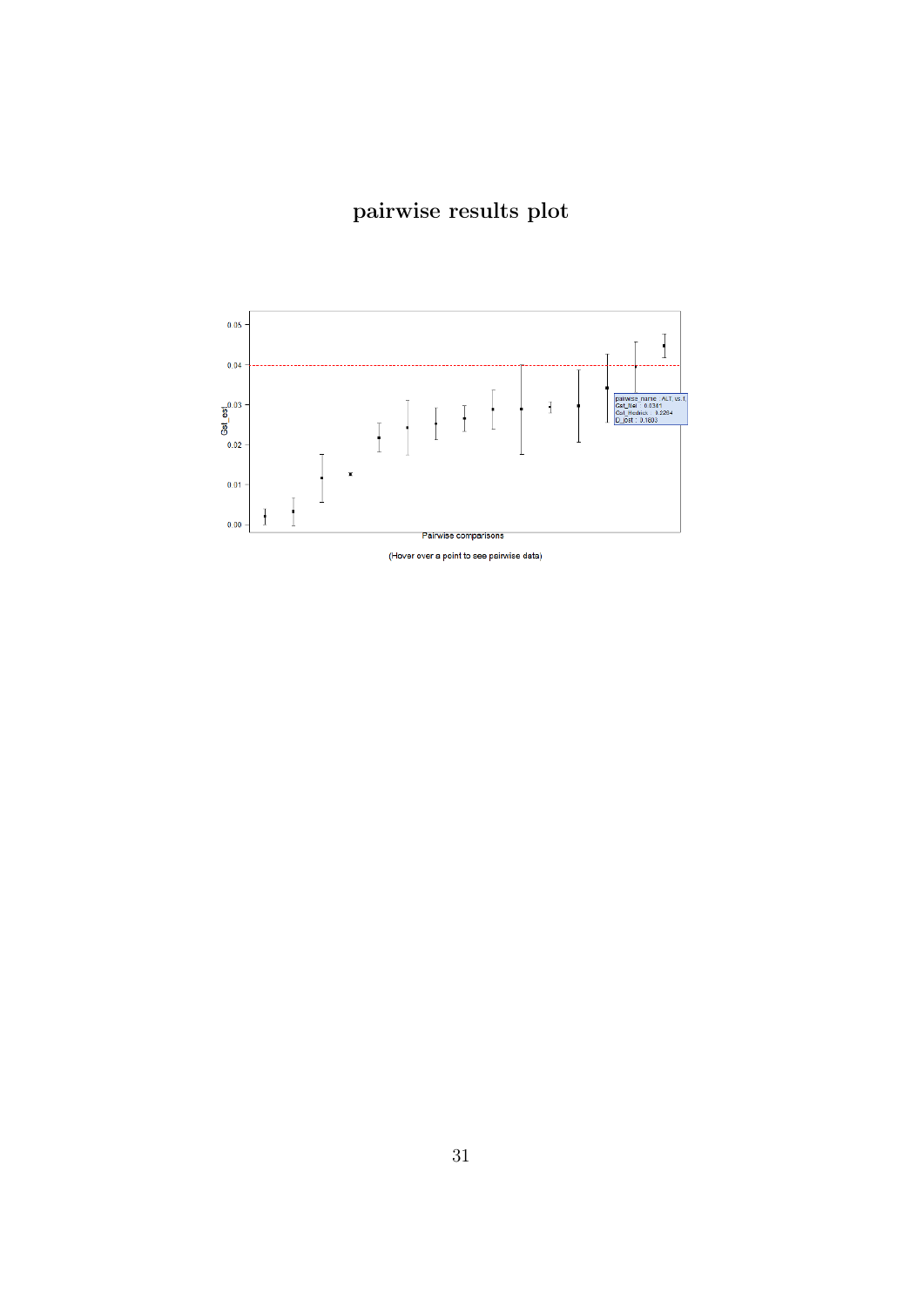# pairwise results plot

(Hover over a point to see pairwise data)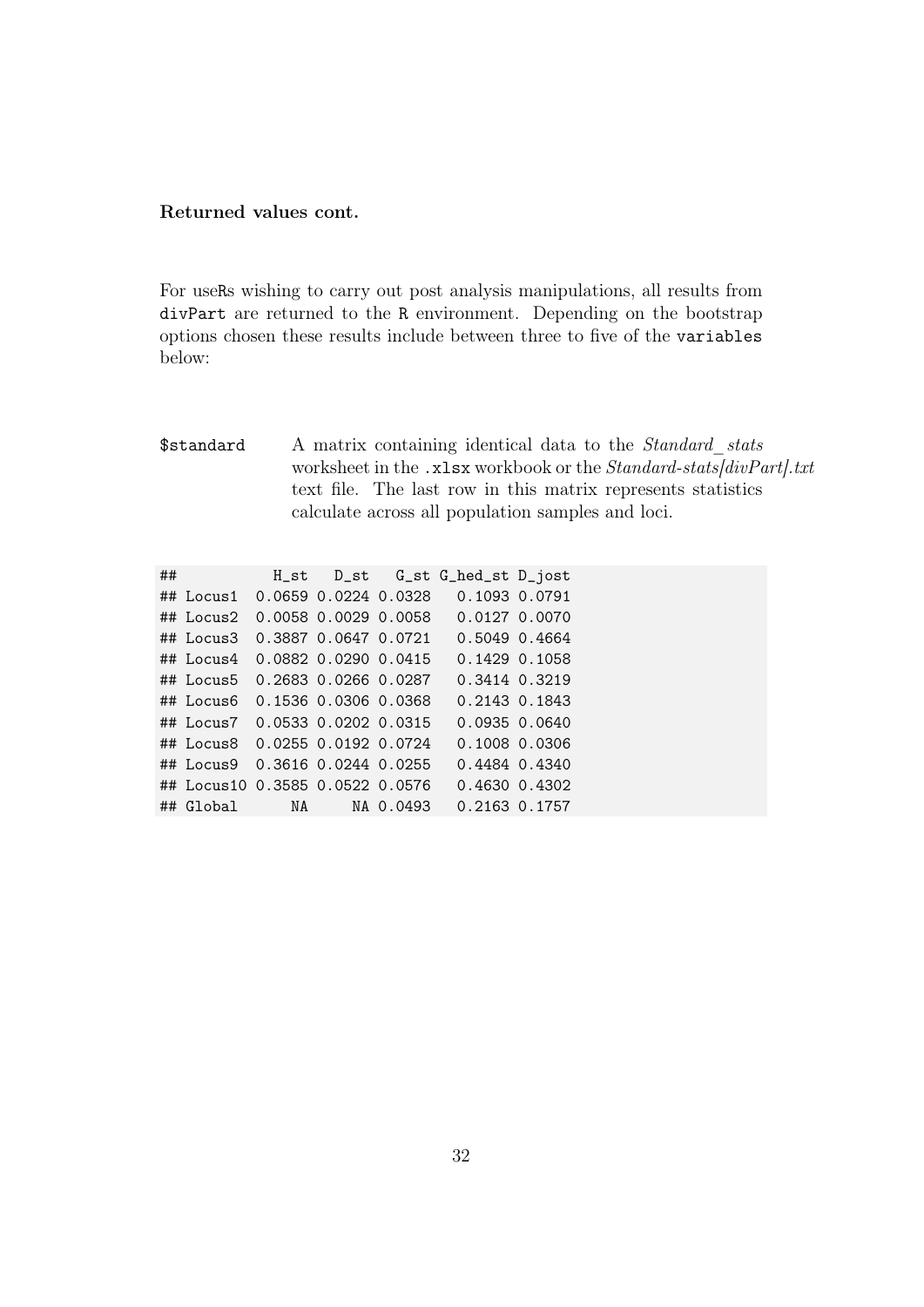**Returned values cont.**

For useRs wishing to carry out post analysis manipulations, all results from `divPart` are returned to the `R` environment. Depending on the bootstrap options chosen these results include between three to five of the `variables` below:

`$standard` A matrix containing identical data to the *Standard_stats* worksheet in the `.xlsx` workbook or the *Standard-stats[divPart].txt* text file. The last row in this matrix represents statistics calculate across all population samples and loci.

```
##            H_st   D_st   G_st G_hed_st D_jost
## Locus1  0.0659 0.0224 0.0328   0.1093 0.0791
## Locus2  0.0058 0.0029 0.0058   0.0127 0.0070
## Locus3  0.3887 0.0647 0.0721   0.5049 0.4664
## Locus4  0.0882 0.0290 0.0415   0.1429 0.1058
## Locus5  0.2683 0.0266 0.0287   0.3414 0.3219
## Locus6  0.1536 0.0306 0.0368   0.2143 0.1843
## Locus7  0.0533 0.0202 0.0315   0.0935 0.0640
## Locus8  0.0255 0.0192 0.0724   0.1008 0.0306
## Locus9  0.3616 0.0244 0.0255   0.4484 0.4340
## Locus10 0.3585 0.0522 0.0576   0.4630 0.4302
## Global      NA     NA 0.0493   0.2163 0.1757
```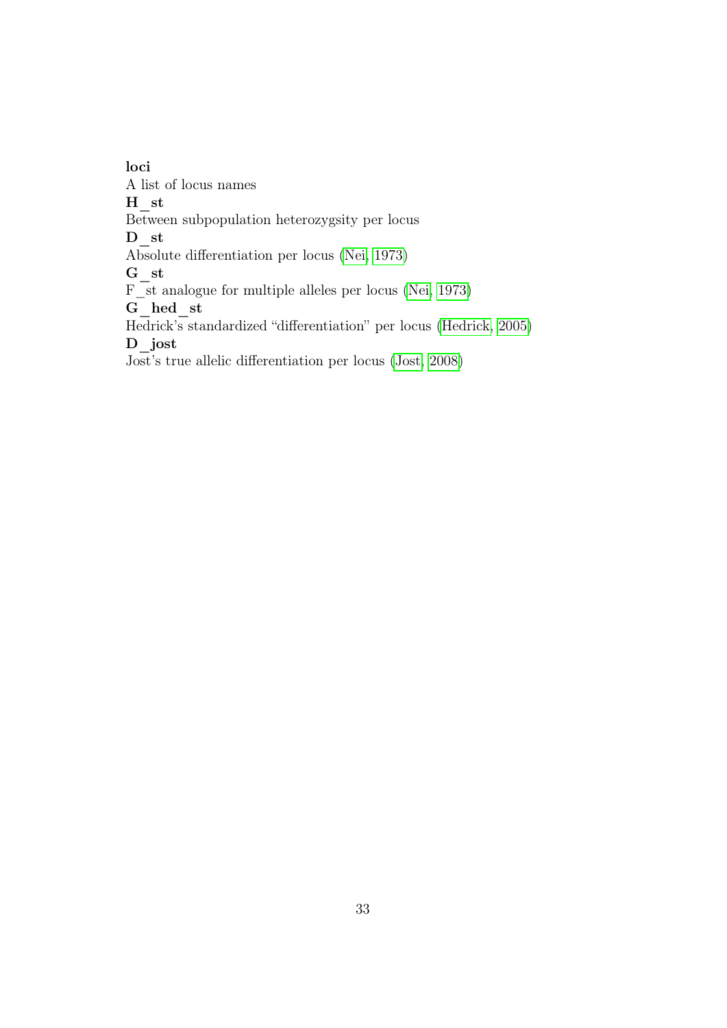**loci**

A list of locus names

**H_st**

Between subpopulation heterozygsity per locus

**D_st**

Absolute differentiation per locus (Nei, 1973)

**G_st**

F_st analogue for multiple alleles per locus (Nei, 1973)

**G_hed_st**

Hedrick's standardized "differentiation" per locus (Hedrick, 2005)

**D_jost**

Jost's true allelic differentiation per locus (Jost, 2008)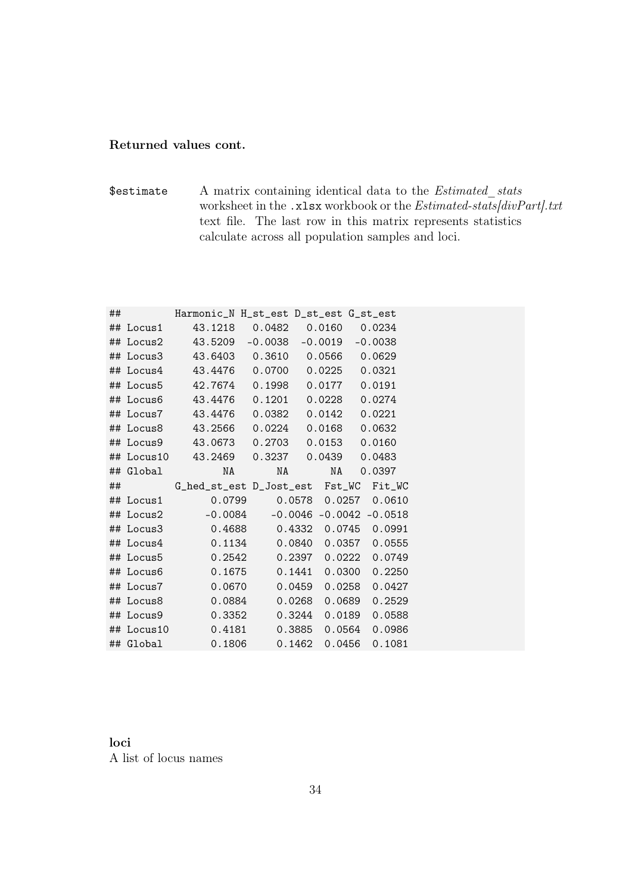**Returned values cont.**

`$estimate` A matrix containing identical data to the *Estimated_ stats* worksheet in the `.xlsx` workbook or the *Estimated-stats[divPart].txt* text file. The last row in this matrix represents statistics calculate across all population samples and loci.

```
##         Harmonic_N H_st_est D_st_est G_st_est
## Locus1     43.1218   0.0482   0.0160   0.0234
## Locus2     43.5209  -0.0038  -0.0019  -0.0038
## Locus3     43.6403   0.3610   0.0566   0.0629
## Locus4     43.4476   0.0700   0.0225   0.0321
## Locus5     42.7674   0.1998   0.0177   0.0191
## Locus6     43.4476   0.1201   0.0228   0.0274
## Locus7     43.4476   0.0382   0.0142   0.0221
## Locus8     43.2566   0.0224   0.0168   0.0632
## Locus9     43.0673   0.2703   0.0153   0.0160
## Locus10    43.2469   0.3237   0.0439   0.0483
## Global          NA       NA       NA   0.0397
##         G_hed_st_est D_Jost_est  Fst_WC  Fit_WC
## Locus1        0.0799     0.0578  0.0257  0.0610
## Locus2       -0.0084    -0.0046 -0.0042 -0.0518
## Locus3        0.4688     0.4332  0.0745  0.0991
## Locus4        0.1134     0.0840  0.0357  0.0555
## Locus5        0.2542     0.2397  0.0222  0.0749
## Locus6        0.1675     0.1441  0.0300  0.2250
## Locus7        0.0670     0.0459  0.0258  0.0427
## Locus8        0.0884     0.0268  0.0689  0.2529
## Locus9        0.3352     0.3244  0.0189  0.0588
## Locus10       0.4181     0.3885  0.0564  0.0986
## Global        0.1806     0.1462  0.0456  0.1081
```

**loci**
A list of locus names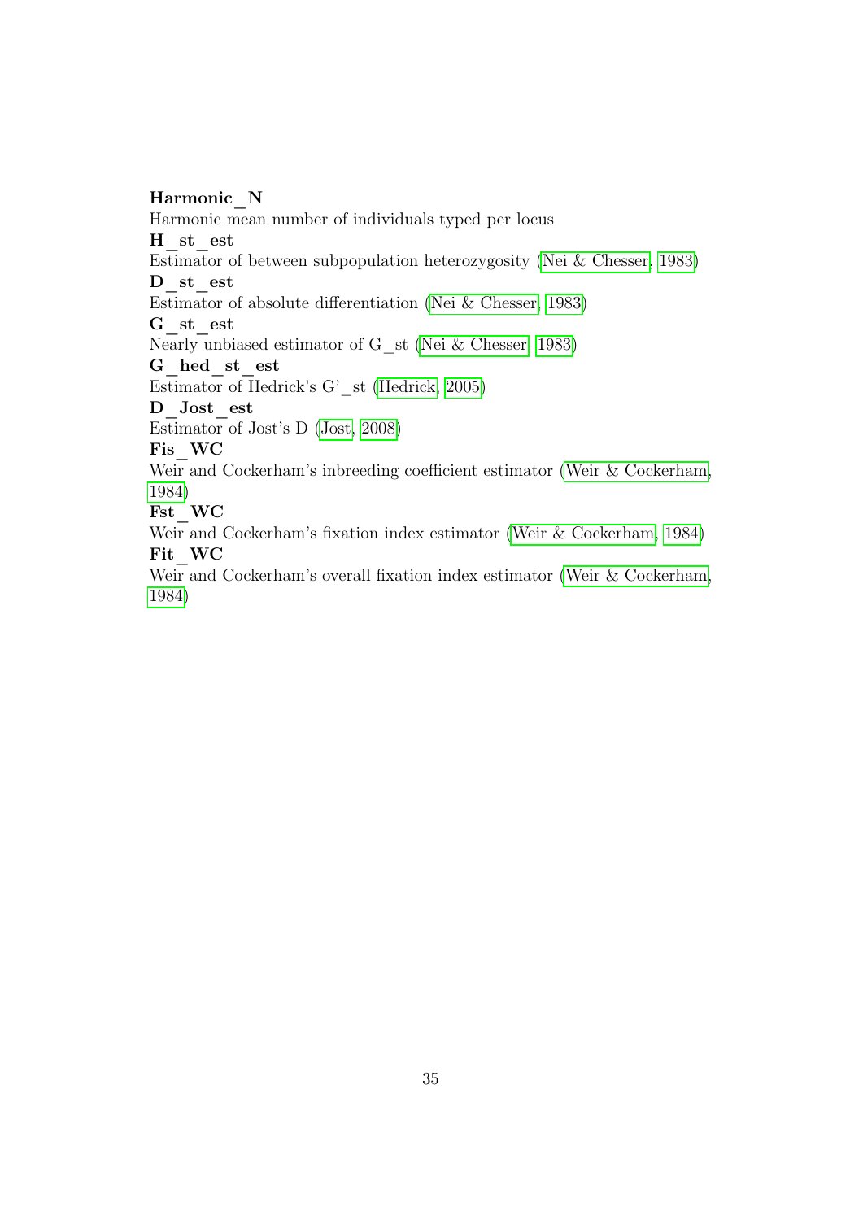**Harmonic_N**
Harmonic mean number of individuals typed per locus
**H_st_est**
Estimator of between subpopulation heterozygosity (Nei & Chesser, 1983)
**D_st_est**
Estimator of absolute differentiation (Nei & Chesser, 1983)
**G_st_est**
Nearly unbiased estimator of G_st (Nei & Chesser, 1983)
**G_hed_st_est**
Estimator of Hedrick's G'_st (Hedrick, 2005)
**D_Jost_est**
Estimator of Jost's D (Jost, 2008)
**Fis_WC**
Weir and Cockerham's inbreeding coefficient estimator (Weir & Cockerham, 1984)
**Fst_WC**
Weir and Cockerham's fixation index estimator (Weir & Cockerham, 1984)
**Fit_WC**
Weir and Cockerham's overall fixation index estimator (Weir & Cockerham, 1984)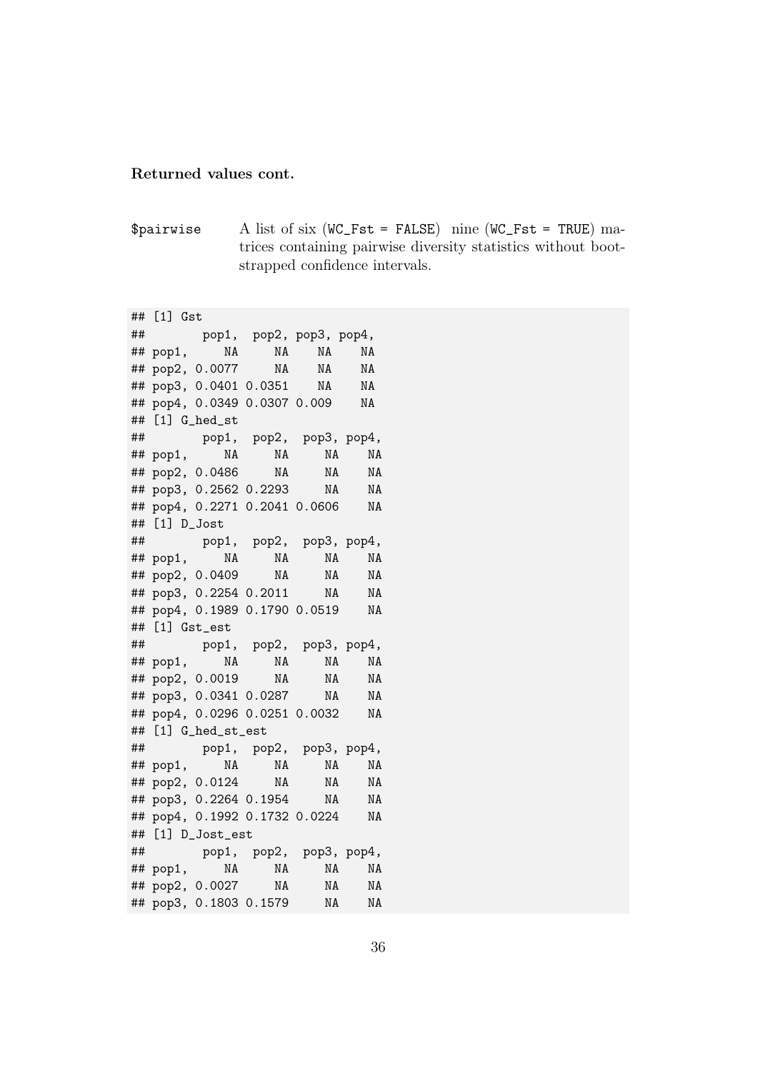**Returned values cont.**

`$pairwise` A list of six (`WC_Fst = FALSE`) nine (`WC_Fst = TRUE`) matrices containing pairwise diversity statistics without bootstrapped confidence intervals.

```
## [1] Gst
##        pop1,  pop2, pop3, pop4,
## pop1,     NA     NA    NA    NA
## pop2, 0.0077     NA    NA    NA
## pop3, 0.0401 0.0351    NA    NA
## pop4, 0.0349 0.0307 0.009    NA
## [1] G_hed_st
##        pop1,  pop2,  pop3, pop4,
## pop1,     NA     NA     NA    NA
## pop2, 0.0486     NA     NA    NA
## pop3, 0.2562 0.2293     NA    NA
## pop4, 0.2271 0.2041 0.0606    NA
## [1] D_Jost
##        pop1,  pop2,  pop3, pop4,
## pop1,     NA     NA     NA    NA
## pop2, 0.0409     NA     NA    NA
## pop3, 0.2254 0.2011     NA    NA
## pop4, 0.1989 0.1790 0.0519    NA
## [1] Gst_est
##        pop1,  pop2,  pop3, pop4,
## pop1,     NA     NA     NA    NA
## pop2, 0.0019     NA     NA    NA
## pop3, 0.0341 0.0287     NA    NA
## pop4, 0.0296 0.0251 0.0032    NA
## [1] G_hed_st_est
##        pop1,  pop2,  pop3, pop4,
## pop1,     NA     NA     NA    NA
## pop2, 0.0124     NA     NA    NA
## pop3, 0.2264 0.1954     NA    NA
## pop4, 0.1992 0.1732 0.0224    NA
## [1] D_Jost_est
##        pop1,  pop2,  pop3, pop4,
## pop1,     NA     NA     NA    NA
## pop2, 0.0027     NA     NA    NA
## pop3, 0.1803 0.1579     NA    NA
```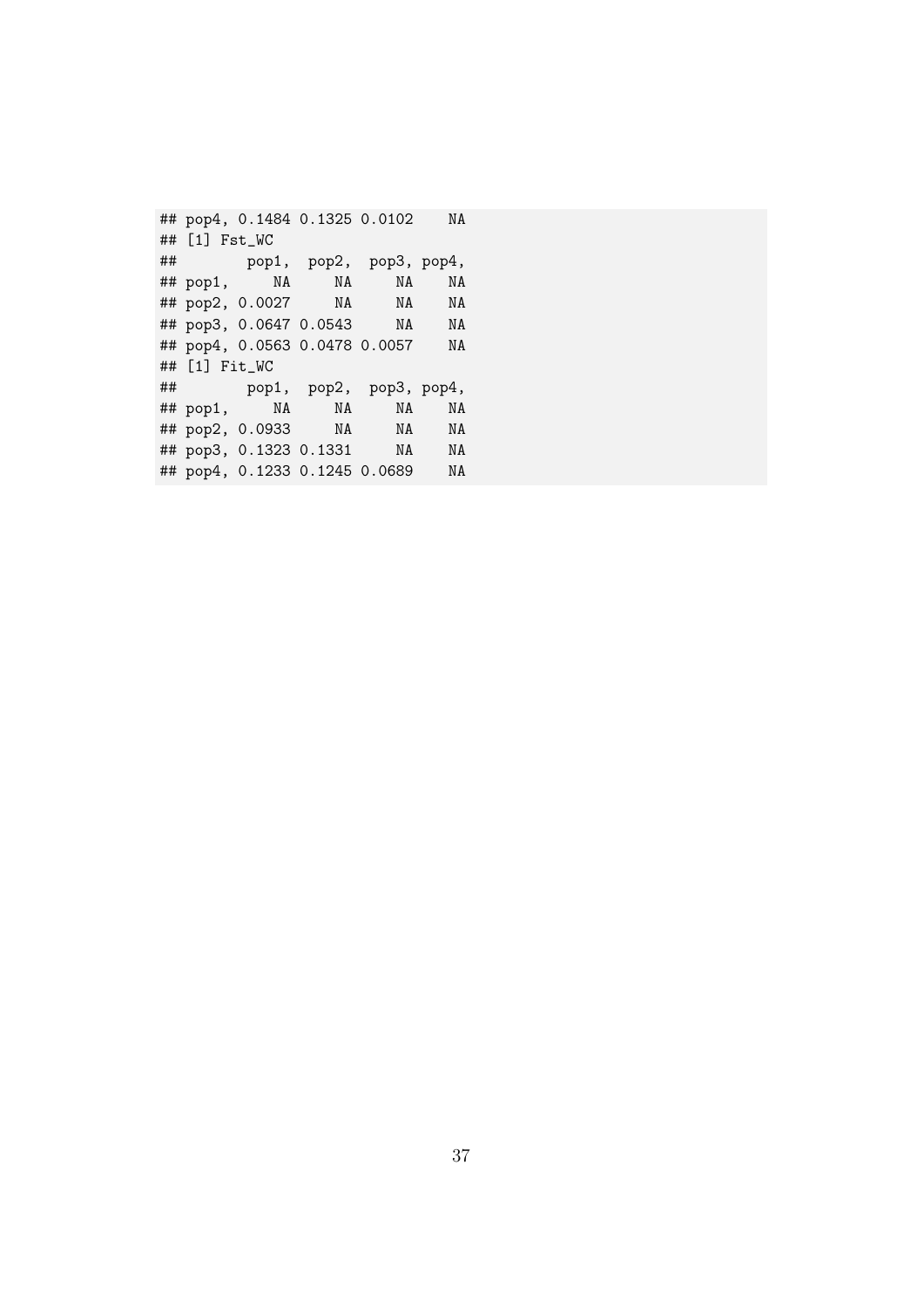```
## pop4, 0.1484 0.1325 0.0102    NA
## [1] Fst_WC
##        pop1,  pop2,  pop3, pop4,
## pop1,     NA     NA     NA    NA
## pop2, 0.0027     NA     NA    NA
## pop3, 0.0647 0.0543     NA    NA
## pop4, 0.0563 0.0478 0.0057    NA
## [1] Fit_WC
##        pop1,  pop2,  pop3, pop4,
## pop1,     NA     NA     NA    NA
## pop2, 0.0933     NA     NA    NA
## pop3, 0.1323 0.1331     NA    NA
## pop4, 0.1233 0.1245 0.0689    NA
```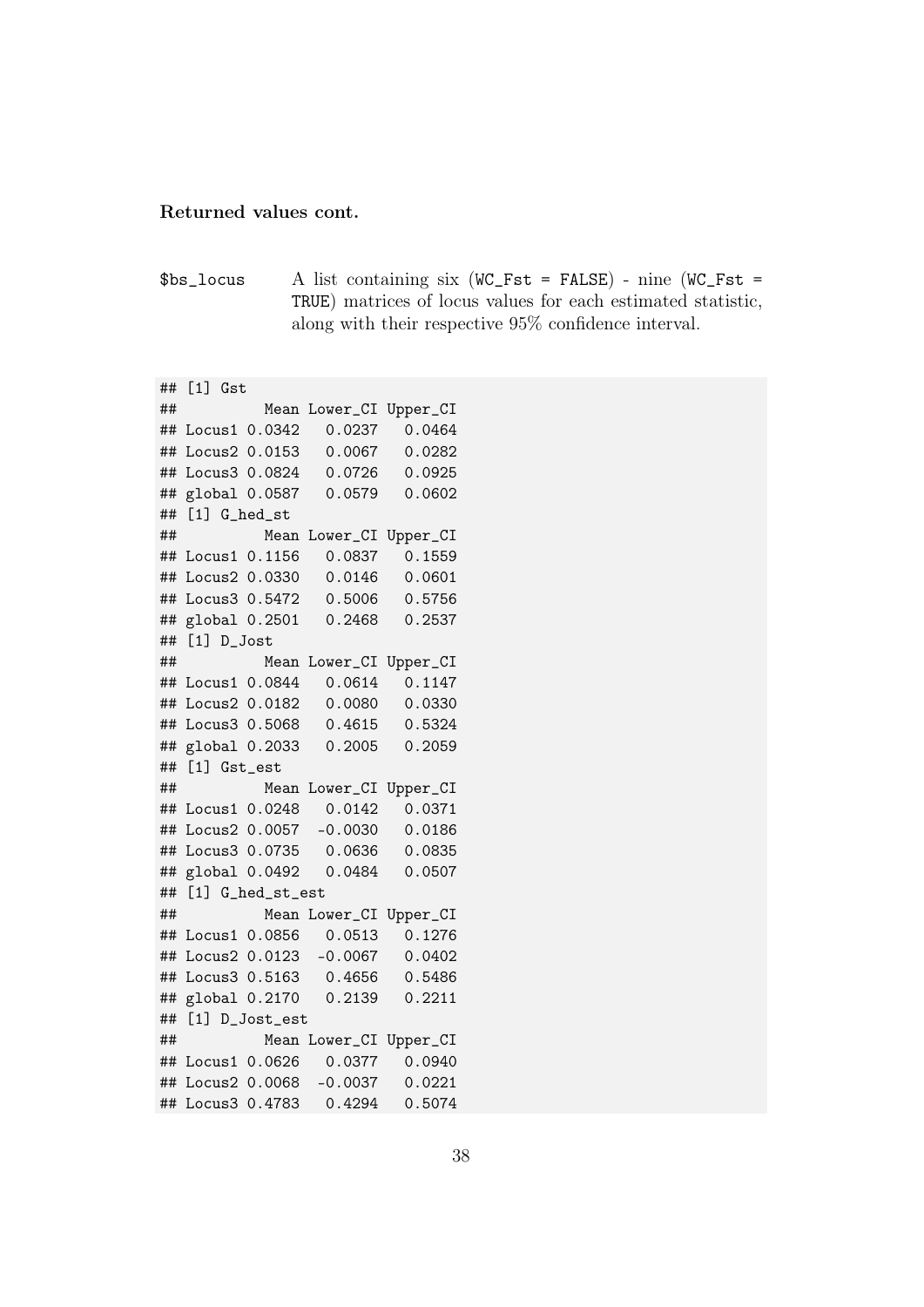**Returned values cont.**

`$bs_locus` A list containing six (`WC_Fst = FALSE`) - nine (`WC_Fst = TRUE`) matrices of locus values for each estimated statistic, along with their respective 95% confidence interval.

```
## [1] Gst
##          Mean Lower_CI Upper_CI
## Locus1 0.0342   0.0237   0.0464
## Locus2 0.0153   0.0067   0.0282
## Locus3 0.0824   0.0726   0.0925
## global 0.0587   0.0579   0.0602
## [1] G_hed_st
##          Mean Lower_CI Upper_CI
## Locus1 0.1156   0.0837   0.1559
## Locus2 0.0330   0.0146   0.0601
## Locus3 0.5472   0.5006   0.5756
## global 0.2501   0.2468   0.2537
## [1] D_Jost
##          Mean Lower_CI Upper_CI
## Locus1 0.0844   0.0614   0.1147
## Locus2 0.0182   0.0080   0.0330
## Locus3 0.5068   0.4615   0.5324
## global 0.2033   0.2005   0.2059
## [1] Gst_est
##          Mean Lower_CI Upper_CI
## Locus1 0.0248   0.0142   0.0371
## Locus2 0.0057  -0.0030   0.0186
## Locus3 0.0735   0.0636   0.0835
## global 0.0492   0.0484   0.0507
## [1] G_hed_st_est
##          Mean Lower_CI Upper_CI
## Locus1 0.0856   0.0513   0.1276
## Locus2 0.0123  -0.0067   0.0402
## Locus3 0.5163   0.4656   0.5486
## global 0.2170   0.2139   0.2211
## [1] D_Jost_est
##          Mean Lower_CI Upper_CI
## Locus1 0.0626   0.0377   0.0940
## Locus2 0.0068  -0.0037   0.0221
## Locus3 0.4783   0.4294   0.5074
```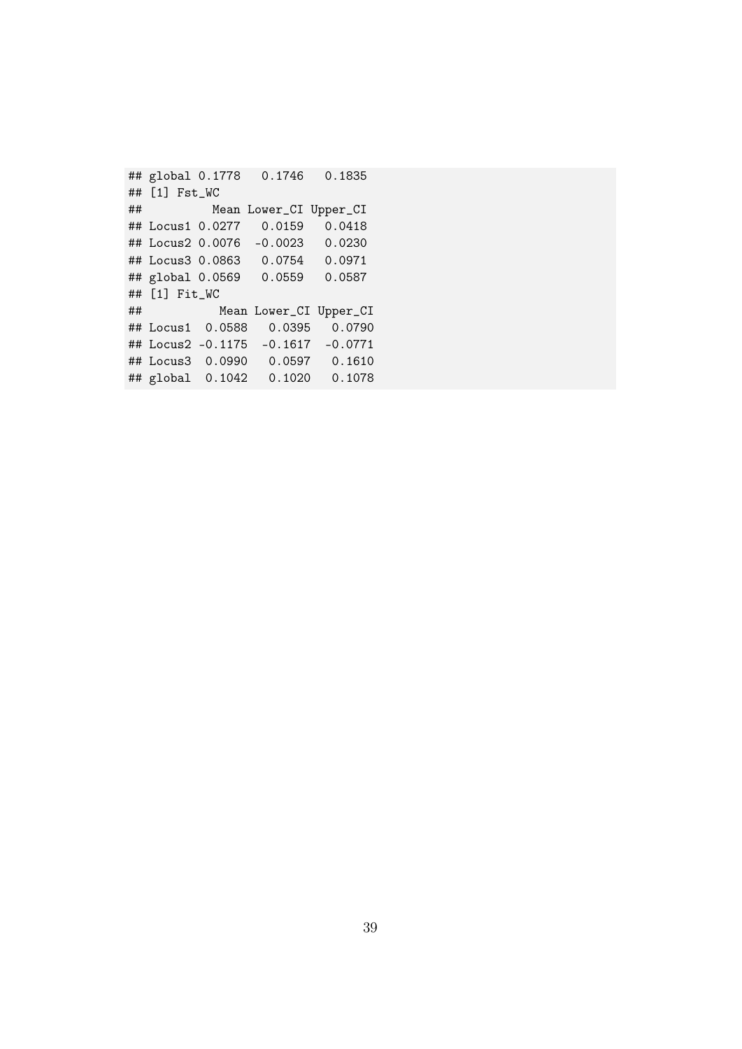```
## global 0.1778   0.1746   0.1835
## [1] Fst_WC
##          Mean Lower_CI Upper_CI
## Locus1 0.0277   0.0159   0.0418
## Locus2 0.0076  -0.0023   0.0230
## Locus3 0.0863   0.0754   0.0971
## global 0.0569   0.0559   0.0587
## [1] Fit_WC
##           Mean Lower_CI Upper_CI
## Locus1  0.0588   0.0395   0.0790
## Locus2 -0.1175  -0.1617  -0.0771
## Locus3  0.0990   0.0597   0.1610
## global  0.1042   0.1020   0.1078
```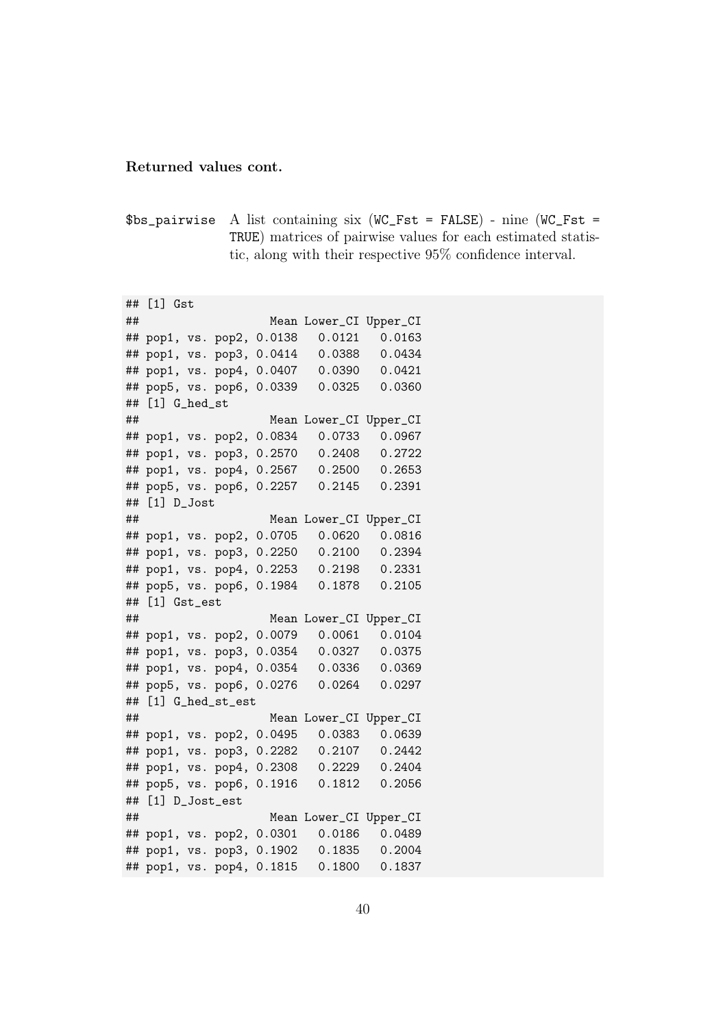**Returned values cont.**

`$bs_pairwise` A list containing six (`WC_Fst = FALSE`) - nine (`WC_Fst = TRUE`) matrices of pairwise values for each estimated statistic, along with their respective 95% confidence interval.

```
## [1] Gst
##                   Mean Lower_CI Upper_CI
## pop1, vs. pop2, 0.0138   0.0121   0.0163
## pop1, vs. pop3, 0.0414   0.0388   0.0434
## pop1, vs. pop4, 0.0407   0.0390   0.0421
## pop5, vs. pop6, 0.0339   0.0325   0.0360
## [1] G_hed_st
##                   Mean Lower_CI Upper_CI
## pop1, vs. pop2, 0.0834   0.0733   0.0967
## pop1, vs. pop3, 0.2570   0.2408   0.2722
## pop1, vs. pop4, 0.2567   0.2500   0.2653
## pop5, vs. pop6, 0.2257   0.2145   0.2391
## [1] D_Jost
##                   Mean Lower_CI Upper_CI
## pop1, vs. pop2, 0.0705   0.0620   0.0816
## pop1, vs. pop3, 0.2250   0.2100   0.2394
## pop1, vs. pop4, 0.2253   0.2198   0.2331
## pop5, vs. pop6, 0.1984   0.1878   0.2105
## [1] Gst_est
##                   Mean Lower_CI Upper_CI
## pop1, vs. pop2, 0.0079   0.0061   0.0104
## pop1, vs. pop3, 0.0354   0.0327   0.0375
## pop1, vs. pop4, 0.0354   0.0336   0.0369
## pop5, vs. pop6, 0.0276   0.0264   0.0297
## [1] G_hed_st_est
##                   Mean Lower_CI Upper_CI
## pop1, vs. pop2, 0.0495   0.0383   0.0639
## pop1, vs. pop3, 0.2282   0.2107   0.2442
## pop1, vs. pop4, 0.2308   0.2229   0.2404
## pop5, vs. pop6, 0.1916   0.1812   0.2056
## [1] D_Jost_est
##                   Mean Lower_CI Upper_CI
## pop1, vs. pop2, 0.0301   0.0186   0.0489
## pop1, vs. pop3, 0.1902   0.1835   0.2004
## pop1, vs. pop4, 0.1815   0.1800   0.1837
```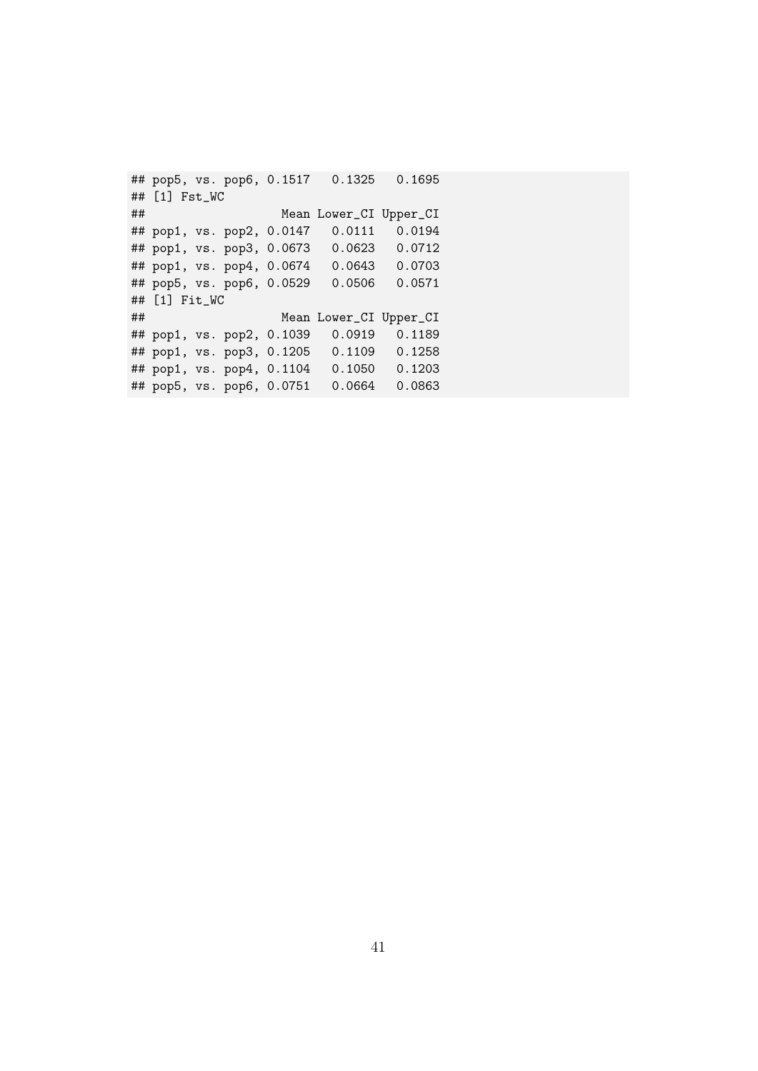```
## pop5, vs. pop6, 0.1517   0.1325   0.1695
## [1] Fst_WC
##                  Mean Lower_CI Upper_CI
## pop1, vs. pop2, 0.0147   0.0111   0.0194
## pop1, vs. pop3, 0.0673   0.0623   0.0712
## pop1, vs. pop4, 0.0674   0.0643   0.0703
## pop5, vs. pop6, 0.0529   0.0506   0.0571
## [1] Fit_WC
##                  Mean Lower_CI Upper_CI
## pop1, vs. pop2, 0.1039   0.0919   0.1189
## pop1, vs. pop3, 0.1205   0.1109   0.1258
## pop1, vs. pop4, 0.1104   0.1050   0.1203
## pop5, vs. pop6, 0.0751   0.0664   0.0863
```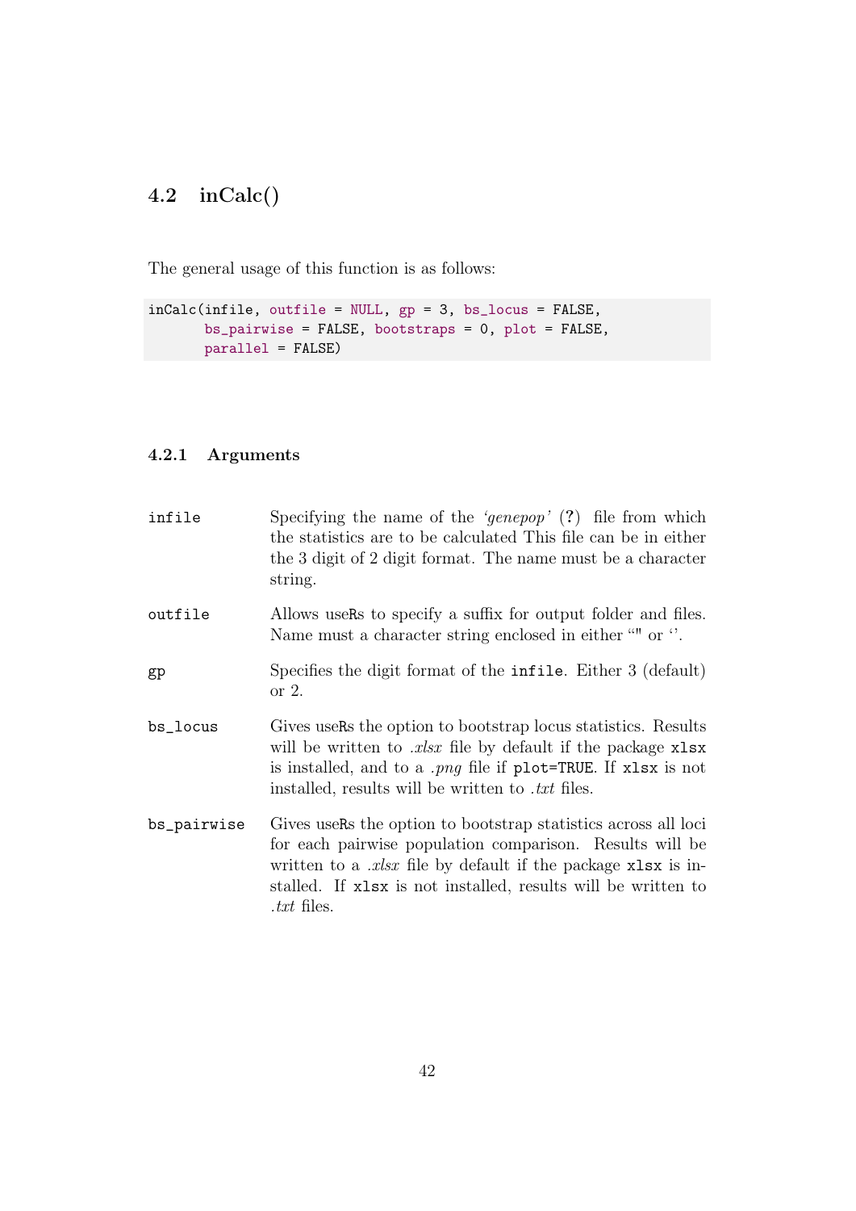## 4.2 inCalc()

The general usage of this function is as follows:

```
inCalc(infile, outfile = NULL, gp = 3, bs_locus = FALSE,
       bs_pairwise = FALSE, bootstraps = 0, plot = FALSE,
       parallel = FALSE)
```

### 4.2.1 Arguments

`infile` Specifying the name of the *'genepop'* (?) file from which the statistics are to be calculated This file can be in either the 3 digit of 2 digit format. The name must be a character string.

`outfile` Allows useRs to specify a suffix for output folder and files. Name must a character string enclosed in either "" or ''.

`gp` Specifies the digit format of the `infile`. Either 3 (default) or 2.

`bs_locus` Gives useRs the option to bootstrap locus statistics. Results will be written to *.xlsx* file by default if the package `xlsx` is installed, and to a *.png* file if `plot=TRUE`. If `xlsx` is not installed, results will be written to *.txt* files.

`bs_pairwise` Gives useRs the option to bootstrap statistics across all loci for each pairwise population comparison. Results will be written to a *.xlsx* file by default if the package `xlsx` is installed. If `xlsx` is not installed, results will be written to *.txt* files.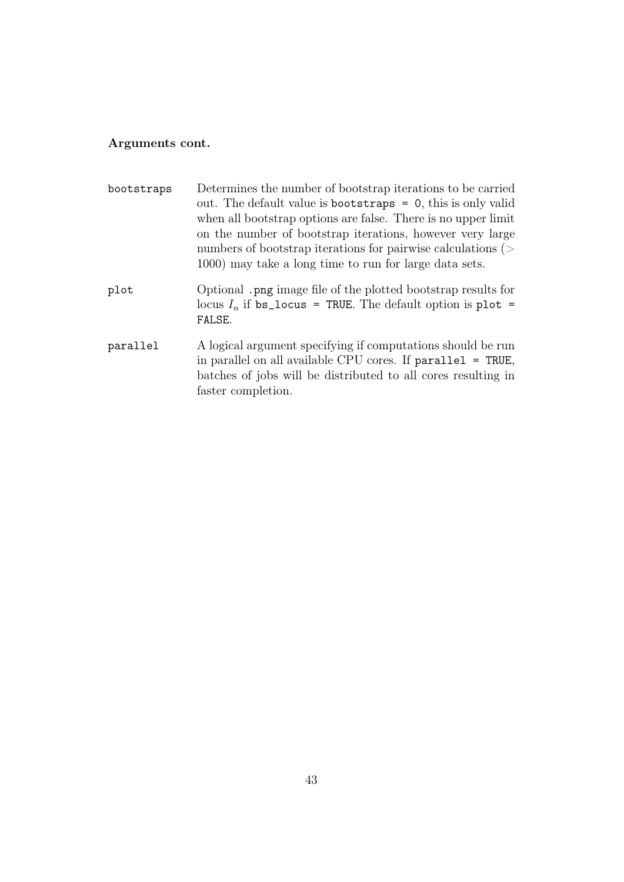**Arguments cont.**

`bootstraps` Determines the number of bootstrap iterations to be carried out. The default value is `bootstraps = 0`, this is only valid when all bootstrap options are false. There is no upper limit on the number of bootstrap iterations, however very large numbers of bootstrap iterations for pairwise calculations ($>$ 1000) may take a long time to run for large data sets.

`plot` Optional `.png` image file of the plotted bootstrap results for locus $I_n$ if `bs_locus = TRUE`. The default option is `plot = FALSE`.

`parallel` A logical argument specifying if computations should be run in parallel on all available CPU cores. If `parallel = TRUE`, batches of jobs will be distributed to all cores resulting in faster completion.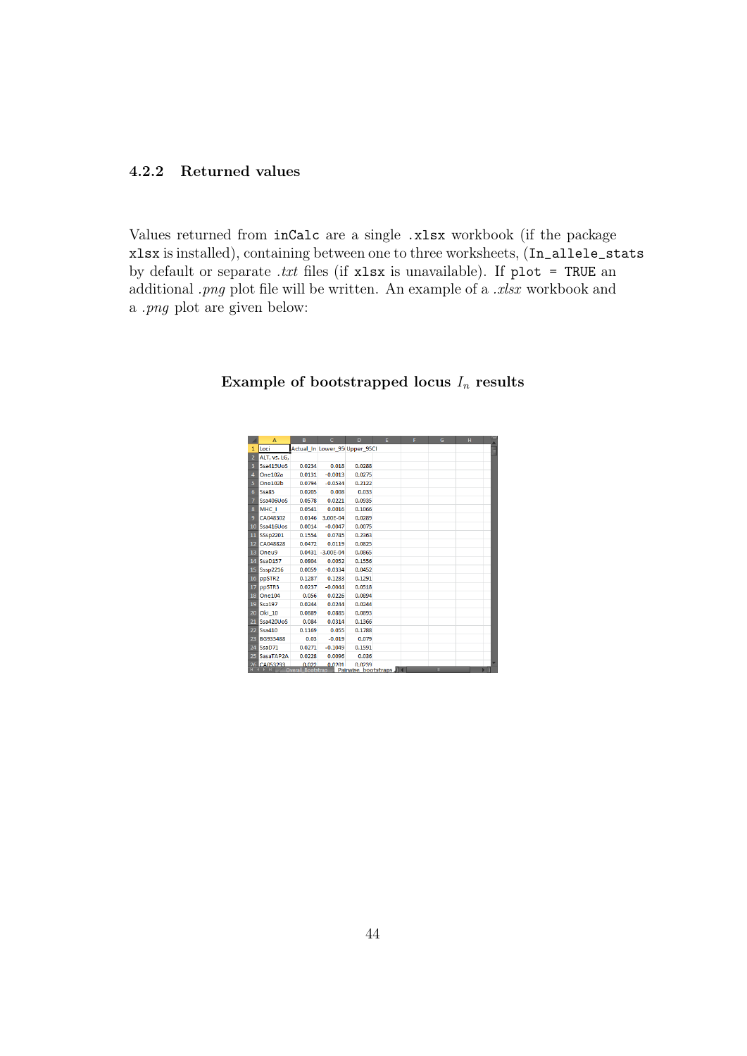### 4.2.2 Returned values

Values returned from `inCalc` are a single `.xlsx` workbook (if the package `xlsx` is installed), containing between one to three worksheets, (`In_allele_stats` by default or separate *.txt* files (if `xlsx` is unavailable). If `plot = TRUE` an additional *.png* plot file will be written. An example of a *.xlsx* workbook and a *.png* plot are given below:

**Example of bootstrapped locus $I_n$ results**

| Loci | Actual_In | Lower_95CI | Upper_95CI |
|---|---|---|---|
| ALT. vs. LG, | | | |
| Ssa419UoS | 0.0234 | 0.018 | 0.0288 |
| One102a | 0.0131 | -0.0013 | 0.0275 |
| One102b | 0.0794 | -0.0534 | 0.2122 |
| Ssa85 | 0.0205 | 0.008 | 0.033 |
| Ssa406UoS | 0.0578 | 0.0221 | 0.0935 |
| MHC_I | 0.0541 | 0.0016 | 0.1066 |
| CA048302 | 0.0146 | 3.00E-04 | 0.0289 |
| Ssa416Uos | 0.0014 | -0.0047 | 0.0075 |
| SSsp2201 | 0.1554 | 0.0745 | 0.2363 |
| CA048828 | 0.0472 | 0.0119 | 0.0825 |
| Oneu9 | 0.0431 | -3.00E-04 | 0.0865 |
| SsaD157 | 0.0804 | 0.0052 | 0.1556 |
| Sssp2216 | 0.0059 | -0.0334 | 0.0452 |
| ppSTR2 | 0.1287 | 0.1283 | 0.1291 |
| ppSTR3 | 0.0237 | -0.0044 | 0.0518 |
| One104 | 0.056 | 0.0226 | 0.0894 |
| Ssa197 | 0.0244 | 0.0244 | 0.0244 |
| Oki_10 | 0.0889 | 0.0885 | 0.0893 |
| Ssa420UoS | 0.084 | 0.0314 | 0.1366 |
| Ssa410 | 0.1169 | 0.055 | 0.1788 |
| BG935488 | 0.03 | -0.019 | 0.079 |
| SsaD71 | 0.0271 | -0.1049 | 0.1591 |
| SasaTAP2A | 0.0228 | 0.0096 | 0.036 |
| CA053293 | 0.022 | 0.0201 | 0.0239 |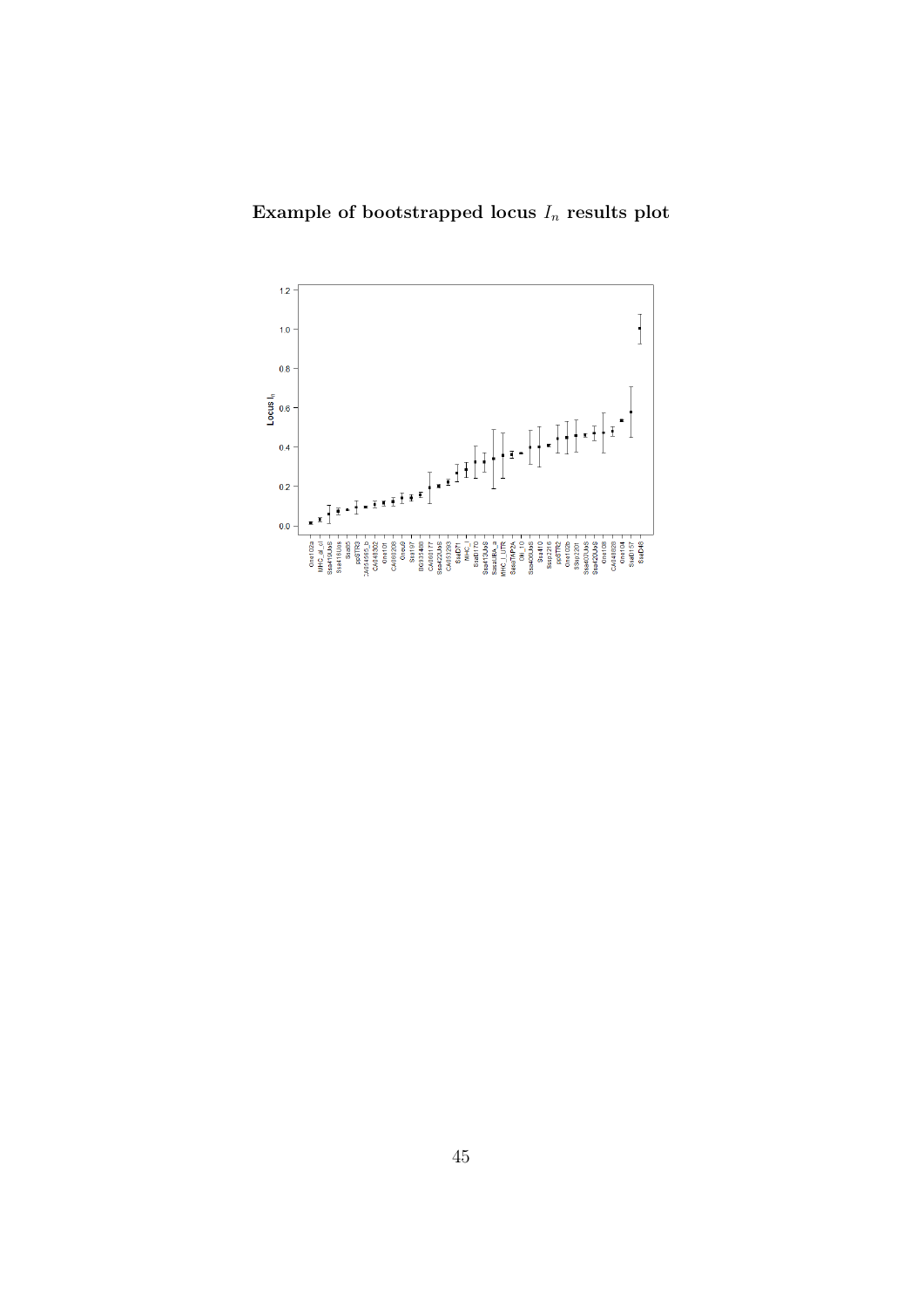**Example of bootstrapped locus $I_n$ results plot**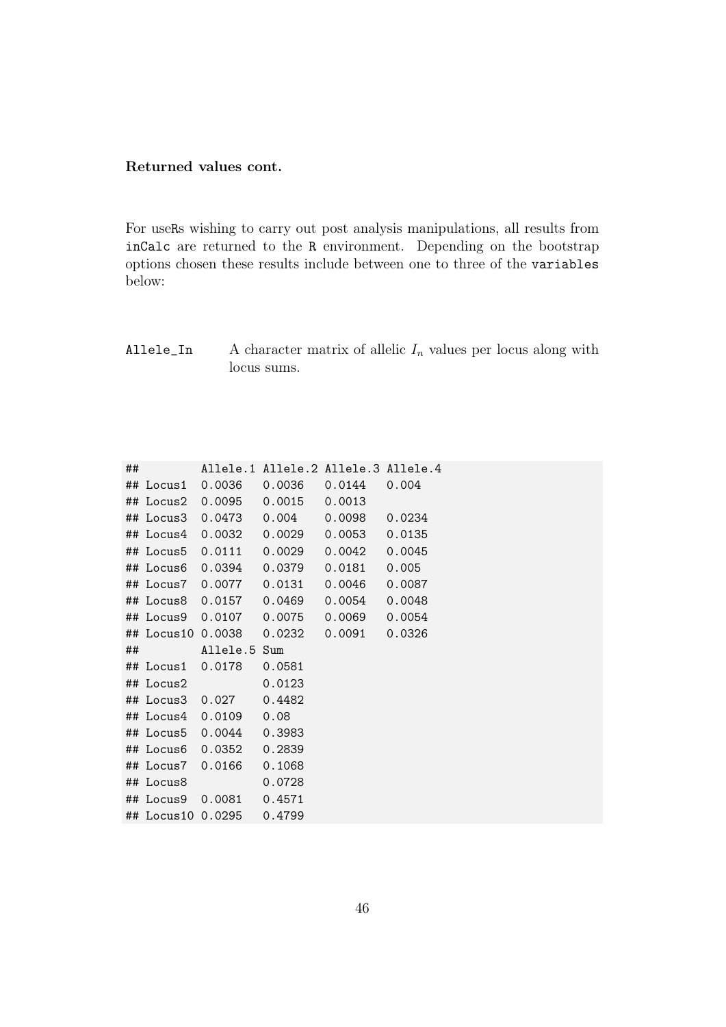**Returned values cont.**

For useRs wishing to carry out post analysis manipulations, all results from `inCalc` are returned to the `R` environment. Depending on the bootstrap options chosen these results include between one to three of the `variables` below:

`Allele_In` A character matrix of allelic $I_n$ values per locus along with locus sums.

```
##         Allele.1 Allele.2 Allele.3 Allele.4
## Locus1  0.0036   0.0036   0.0144   0.004
## Locus2  0.0095   0.0015   0.0013
## Locus3  0.0473   0.004    0.0098   0.0234
## Locus4  0.0032   0.0029   0.0053   0.0135
## Locus5  0.0111   0.0029   0.0042   0.0045
## Locus6  0.0394   0.0379   0.0181   0.005
## Locus7  0.0077   0.0131   0.0046   0.0087
## Locus8  0.0157   0.0469   0.0054   0.0048
## Locus9  0.0107   0.0075   0.0069   0.0054
## Locus10 0.0038   0.0232   0.0091   0.0326
##         Allele.5 Sum
## Locus1  0.0178   0.0581
## Locus2           0.0123
## Locus3  0.027    0.4482
## Locus4  0.0109   0.08
## Locus5  0.0044   0.3983
## Locus6  0.0352   0.2839
## Locus7  0.0166   0.1068
## Locus8           0.0728
## Locus9  0.0081   0.4571
## Locus10 0.0295   0.4799
```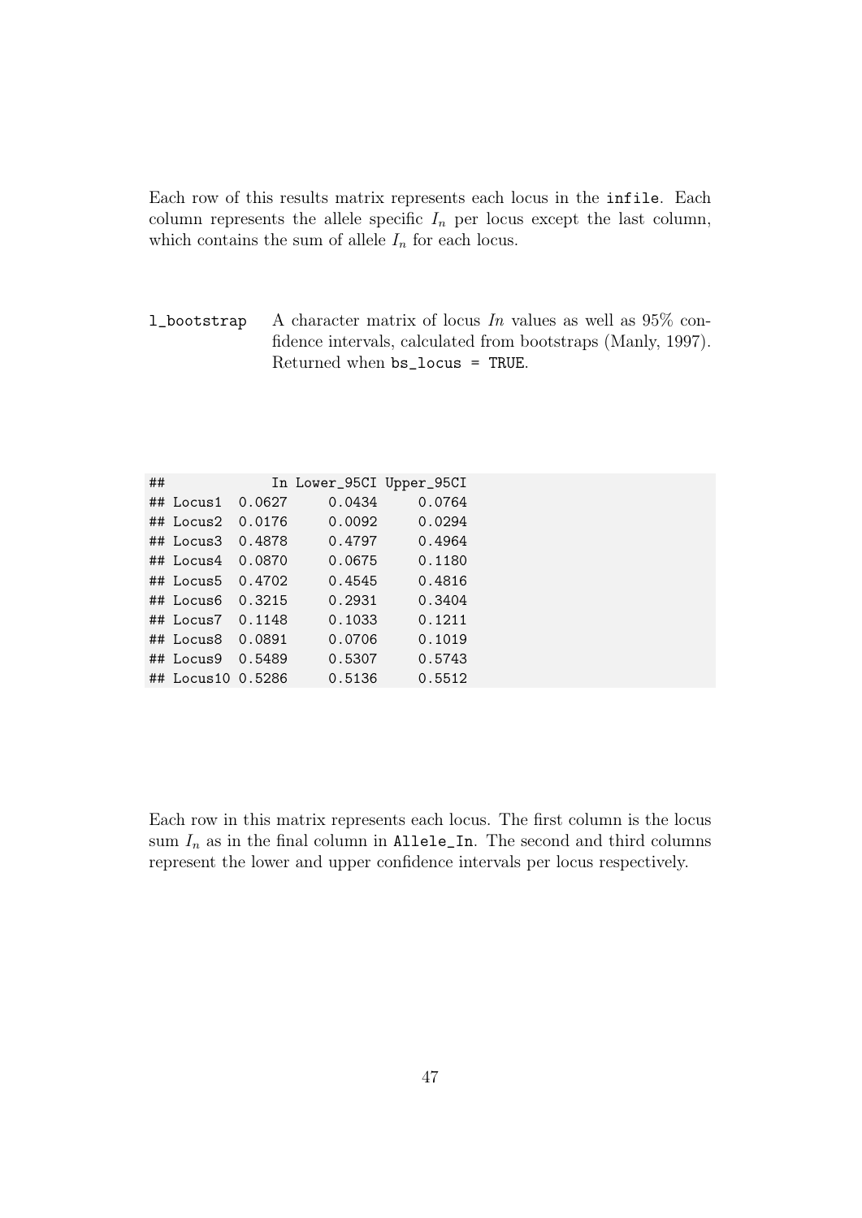Each row of this results matrix represents each locus in the `infile`. Each column represents the allele specific $I_n$ per locus except the last column, which contains the sum of allele $I_n$ for each locus.

`l_bootstrap` A character matrix of locus $In$ values as well as 95% confidence intervals, calculated from bootstraps (Manly, 1997). Returned when `bs_locus = TRUE`.

```
##             In Lower_95CI Upper_95CI
## Locus1  0.0627     0.0434     0.0764
## Locus2  0.0176     0.0092     0.0294
## Locus3  0.4878     0.4797     0.4964
## Locus4  0.0870     0.0675     0.1180
## Locus5  0.4702     0.4545     0.4816
## Locus6  0.3215     0.2931     0.3404
## Locus7  0.1148     0.1033     0.1211
## Locus8  0.0891     0.0706     0.1019
## Locus9  0.5489     0.5307     0.5743
## Locus10 0.5286     0.5136     0.5512
```

Each row in this matrix represents each locus. The first column is the locus sum $I_n$ as in the final column in `Allele_In`. The second and third columns represent the lower and upper confidence intervals per locus respectively.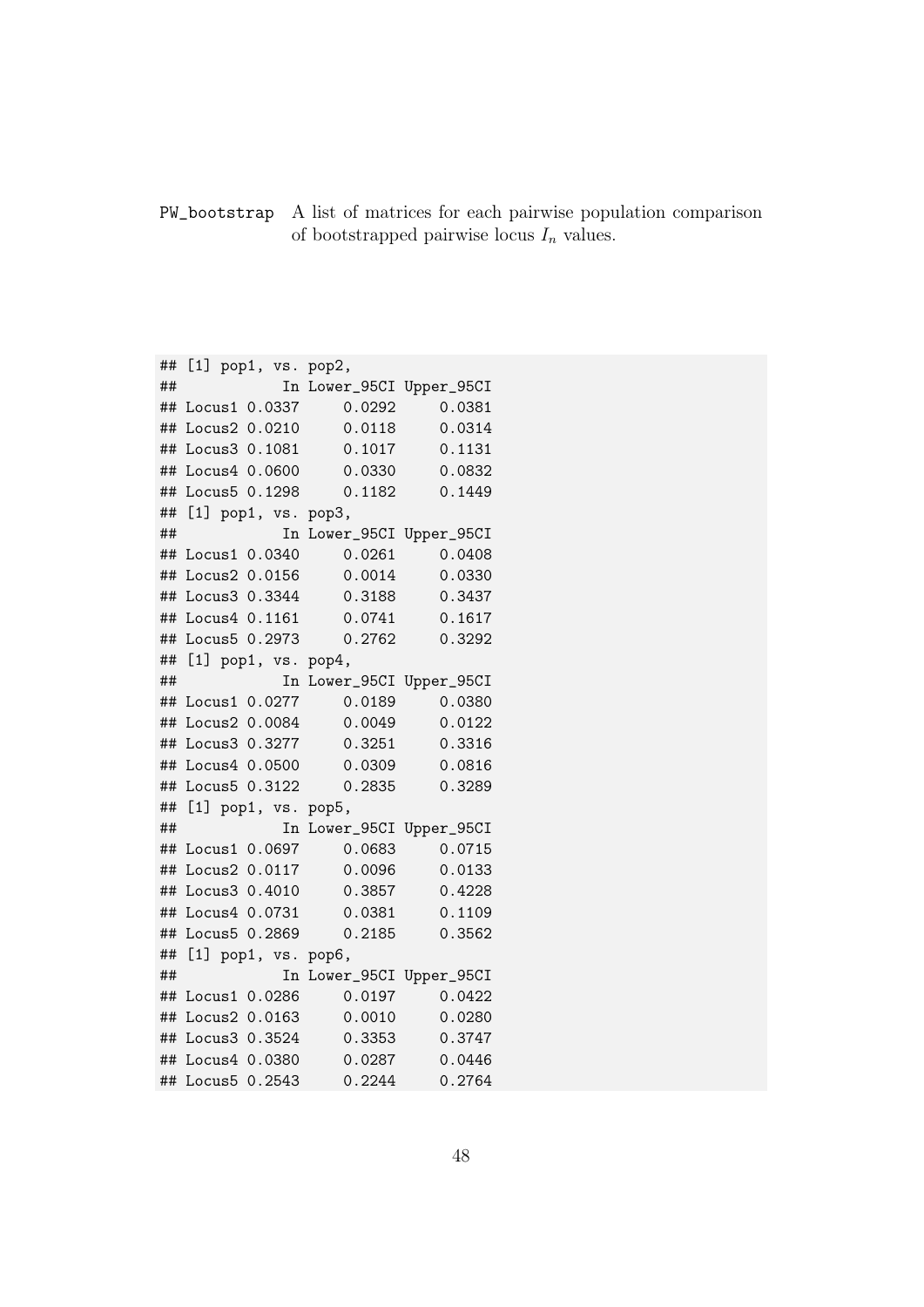`PW_bootstrap` A list of matrices for each pairwise population comparison of bootstrapped pairwise locus $I_n$ values.

```
## [1] pop1, vs. pop2,
##            In Lower_95CI Upper_95CI
## Locus1 0.0337     0.0292     0.0381
## Locus2 0.0210     0.0118     0.0314
## Locus3 0.1081     0.1017     0.1131
## Locus4 0.0600     0.0330     0.0832
## Locus5 0.1298     0.1182     0.1449
## [1] pop1, vs. pop3,
##            In Lower_95CI Upper_95CI
## Locus1 0.0340     0.0261     0.0408
## Locus2 0.0156     0.0014     0.0330
## Locus3 0.3344     0.3188     0.3437
## Locus4 0.1161     0.0741     0.1617
## Locus5 0.2973     0.2762     0.3292
## [1] pop1, vs. pop4,
##            In Lower_95CI Upper_95CI
## Locus1 0.0277     0.0189     0.0380
## Locus2 0.0084     0.0049     0.0122
## Locus3 0.3277     0.3251     0.3316
## Locus4 0.0500     0.0309     0.0816
## Locus5 0.3122     0.2835     0.3289
## [1] pop1, vs. pop5,
##            In Lower_95CI Upper_95CI
## Locus1 0.0697     0.0683     0.0715
## Locus2 0.0117     0.0096     0.0133
## Locus3 0.4010     0.3857     0.4228
## Locus4 0.0731     0.0381     0.1109
## Locus5 0.2869     0.2185     0.3562
## [1] pop1, vs. pop6,
##            In Lower_95CI Upper_95CI
## Locus1 0.0286     0.0197     0.0422
## Locus2 0.0163     0.0010     0.0280
## Locus3 0.3524     0.3353     0.3747
## Locus4 0.0380     0.0287     0.0446
## Locus5 0.2543     0.2244     0.2764
```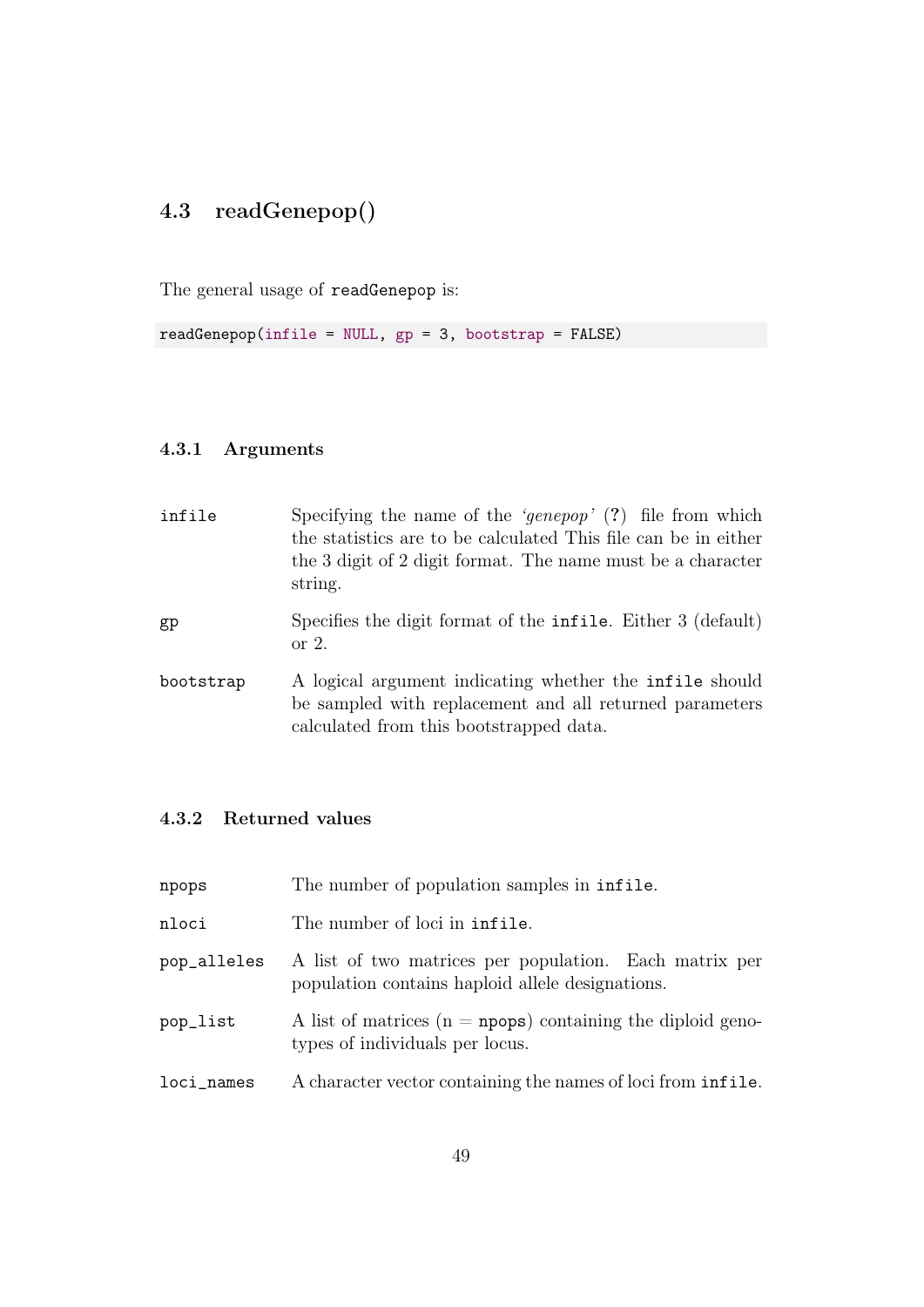## 4.3 readGenepop()

The general usage of `readGenepop` is:

```
readGenepop(infile = NULL, gp = 3, bootstrap = FALSE)
```

### 4.3.1 Arguments

`infile` Specifying the name of the *'genepop'* (?) file from which the statistics are to be calculated This file can be in either the 3 digit of 2 digit format. The name must be a character string.

`gp` Specifies the digit format of the `infile`. Either 3 (default) or 2.

`bootstrap` A logical argument indicating whether the `infile` should be sampled with replacement and all returned parameters calculated from this bootstrapped data.

### 4.3.2 Returned values

`npops` The number of population samples in `infile`.

`nloci` The number of loci in `infile`.

`pop_alleles` A list of two matrices per population. Each matrix per population contains haploid allele designations.

`pop_list` A list of matrices (n = `npops`) containing the diploid genotypes of individuals per locus.

`loci_names` A character vector containing the names of loci from `infile`.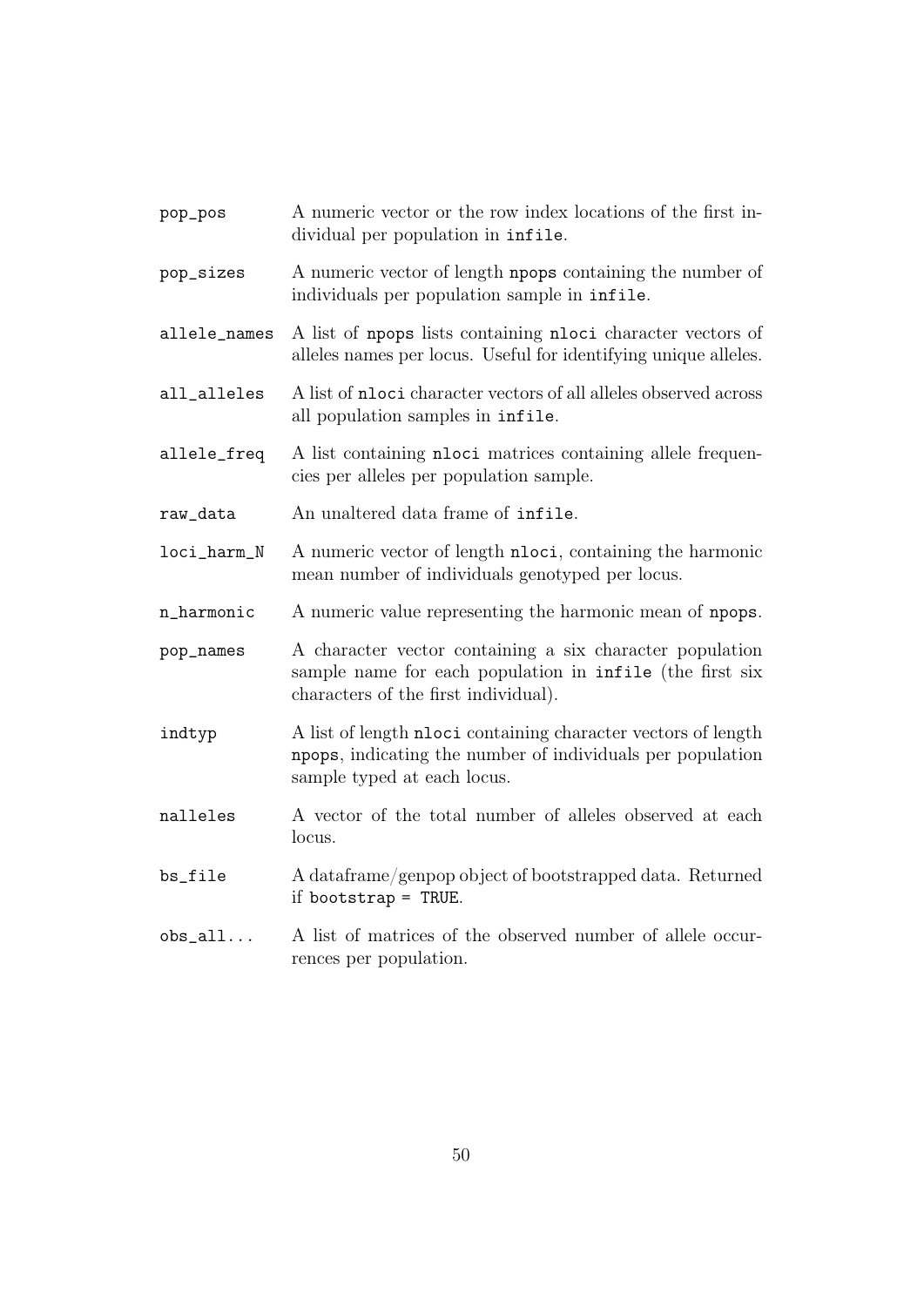`pop_pos` A numeric vector or the row index locations of the first individual per population in `infile`.

`pop_sizes` A numeric vector of length `npops` containing the number of individuals per population sample in `infile`.

`allele_names` A list of `npops` lists containing `nloci` character vectors of alleles names per locus. Useful for identifying unique alleles.

`all_alleles` A list of `nloci` character vectors of all alleles observed across all population samples in `infile`.

`allele_freq` A list containing `nloci` matrices containing allele frequencies per alleles per population sample.

`raw_data` An unaltered data frame of `infile`.

`loci_harm_N` A numeric vector of length `nloci`, containing the harmonic mean number of individuals genotyped per locus.

`n_harmonic` A numeric value representing the harmonic mean of `npops`.

`pop_names` A character vector containing a six character population sample name for each population in `infile` (the first six characters of the first individual).

`indtyp` A list of length `nloci` containing character vectors of length `npops`, indicating the number of individuals per population sample typed at each locus.

`nalleles` A vector of the total number of alleles observed at each locus.

`bs_file` A dataframe/genpop object of bootstrapped data. Returned if `bootstrap = TRUE`.

`obs_all...` A list of matrices of the observed number of allele occurrences per population.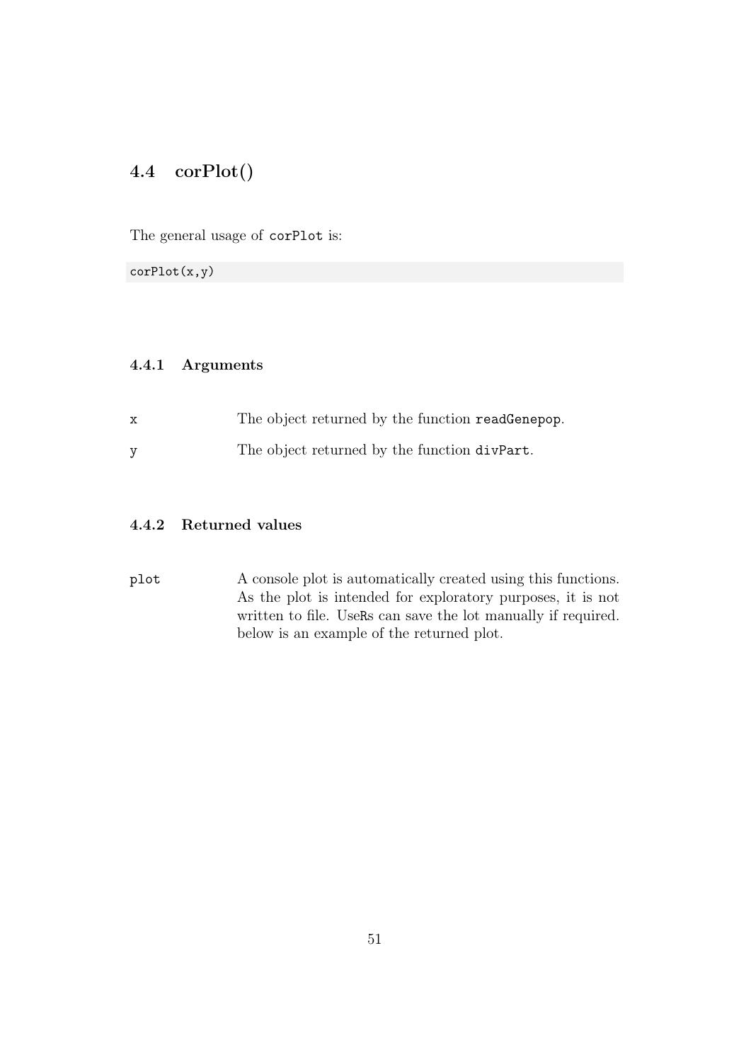## 4.4 corPlot()

The general usage of `corPlot` is:

```
corPlot(x,y)
```

### 4.4.1 Arguments

| | |
|---|---|
| x | The object returned by the function `readGenepop`. |
| y | The object returned by the function `divPart`. |

### 4.4.2 Returned values

| | |
|---|---|
| plot | A console plot is automatically created using this functions. As the plot is intended for exploratory purposes, it is not written to file. UseRs can save the lot manually if required. below is an example of the returned plot. |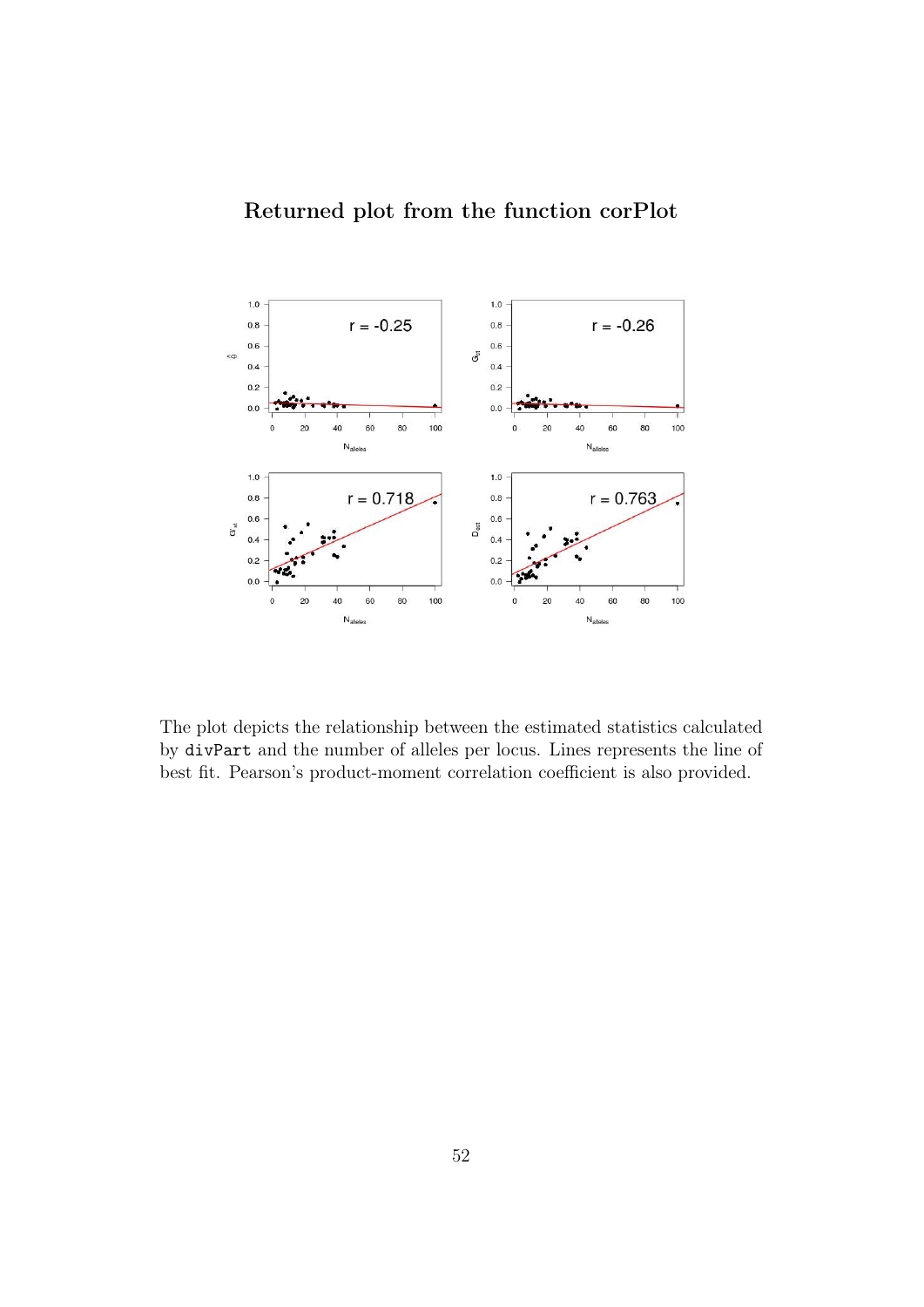## Returned plot from the function corPlot

The plot depicts the relationship between the estimated statistics calculated by `divPart` and the number of alleles per locus. Lines represents the line of best fit. Pearson's product-moment correlation coefficient is also provided.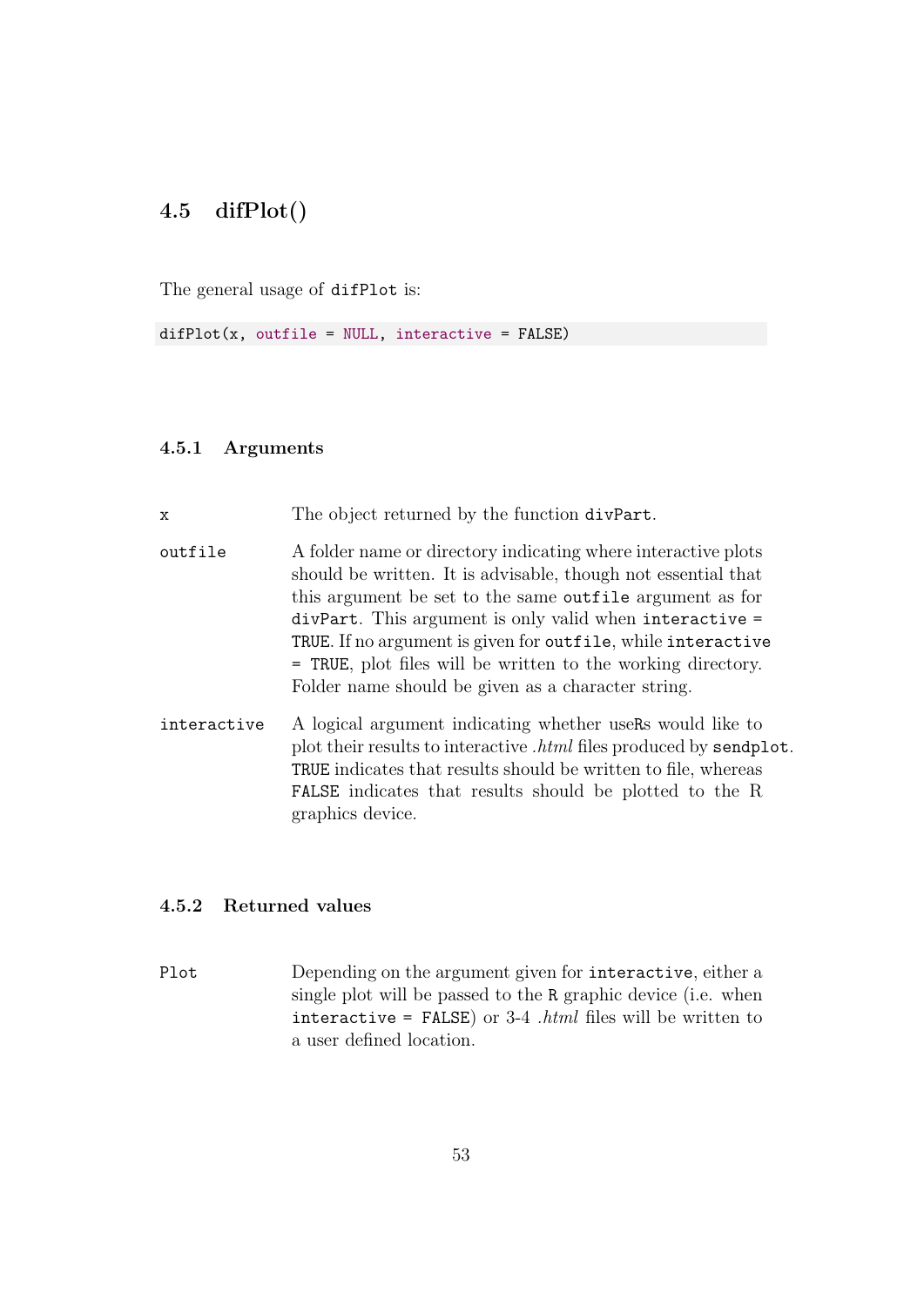## 4.5 difPlot()

The general usage of `difPlot` is:

```
difPlot(x, outfile = NULL, interactive = FALSE)
```

### 4.5.1 Arguments

`x` The object returned by the function `divPart`.

`outfile` A folder name or directory indicating where interactive plots should be written. It is advisable, though not essential that this argument be set to the same `outfile` argument as for `divPart`. This argument is only valid when `interactive = TRUE`. If no argument is given for `outfile`, while `interactive = TRUE`, plot files will be written to the working directory. Folder name should be given as a character string.

`interactive` A logical argument indicating whether useRs would like to plot their results to interactive *.html* files produced by `sendplot`. `TRUE` indicates that results should be written to file, whereas `FALSE` indicates that results should be plotted to the R graphics device.

### 4.5.2 Returned values

`Plot` Depending on the argument given for `interactive`, either a single plot will be passed to the `R` graphic device (i.e. when `interactive = FALSE`) or 3-4 *.html* files will be written to a user defined location.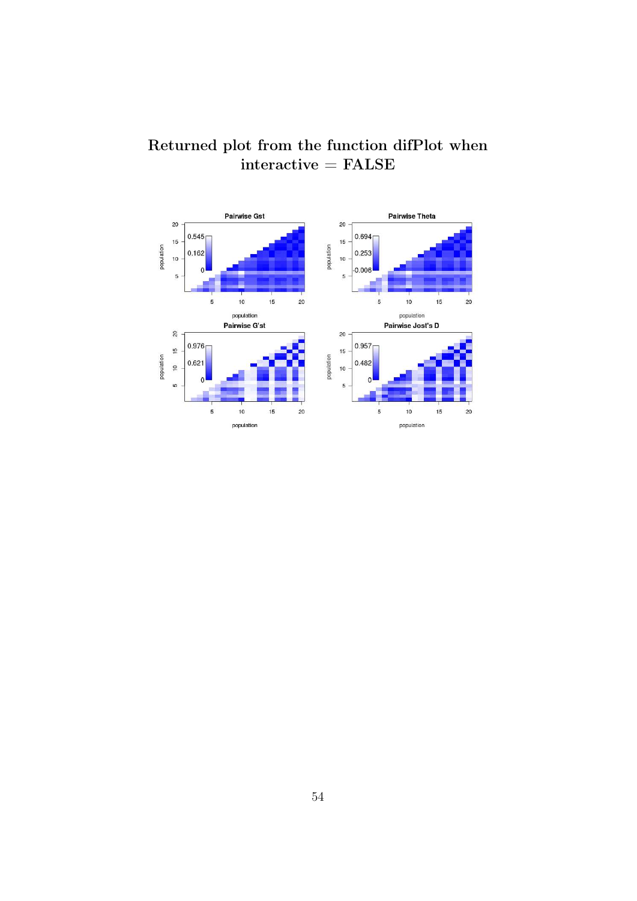# Returned plot from the function difPlot when interactive = FALSE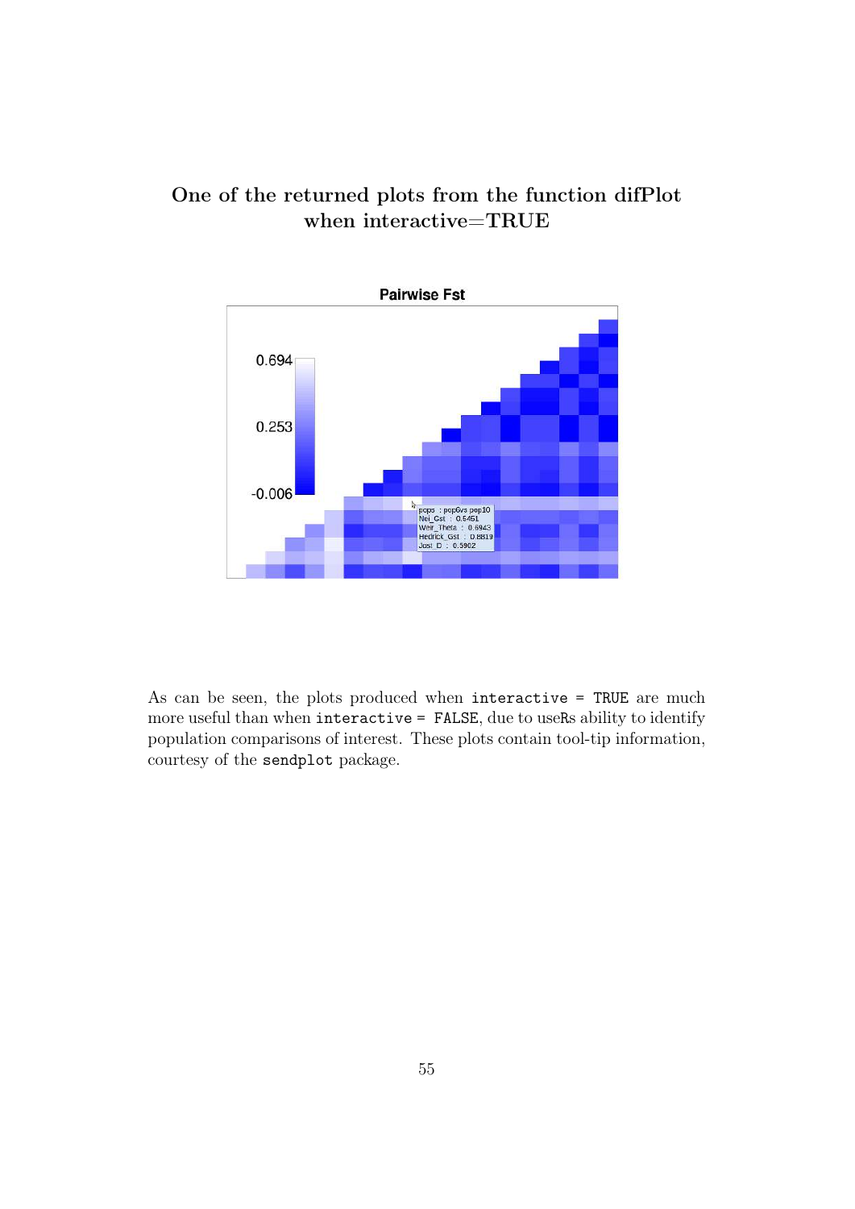## One of the returned plots from the function difPlot when interactive=TRUE

As can be seen, the plots produced when `interactive = TRUE` are much more useful than when `interactive = FALSE`, due to useRs ability to identify population comparisons of interest. These plots contain tool-tip information, courtesy of the `sendplot` package.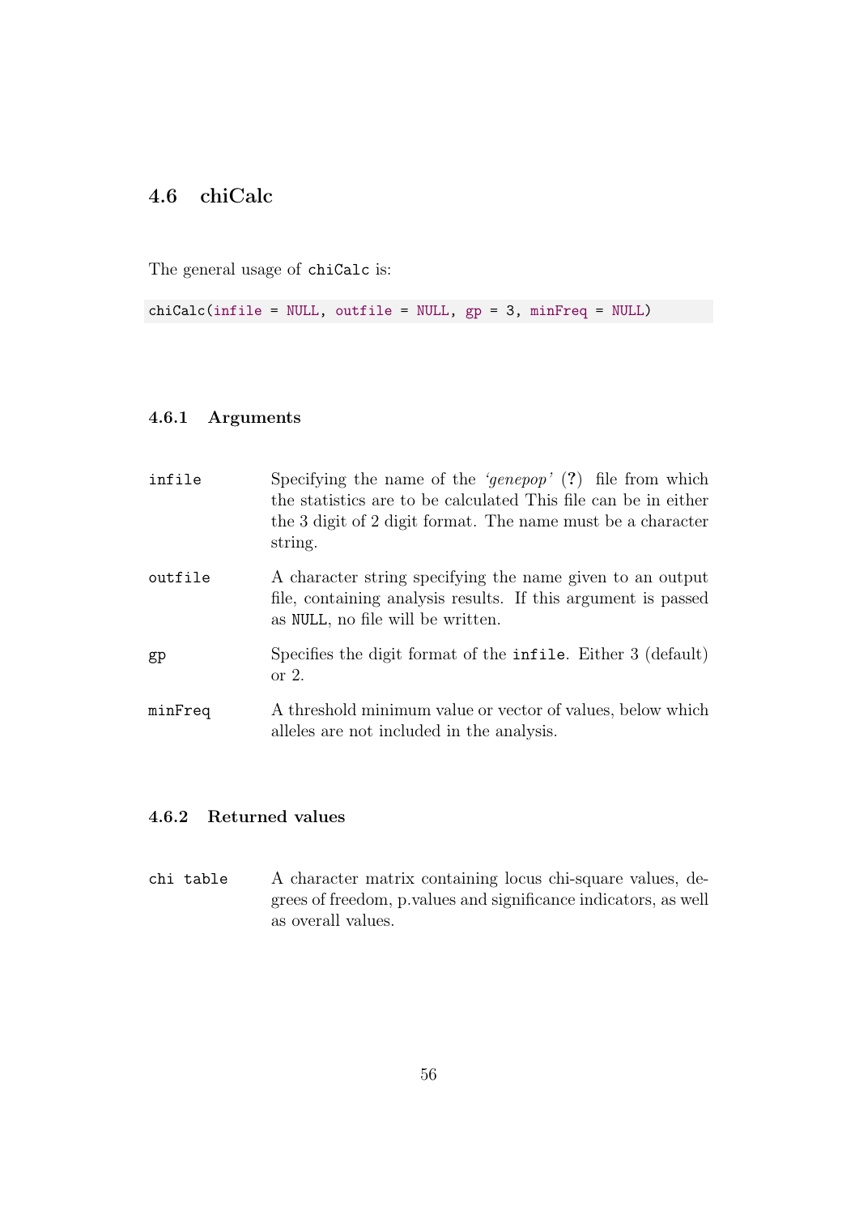## 4.6 chiCalc

The general usage of `chiCalc` is:

```
chiCalc(infile = NULL, outfile = NULL, gp = 3, minFreq = NULL)
```

### 4.6.1 Arguments

`infile` Specifying the name of the *'genepop'* (?) file from which the statistics are to be calculated This file can be in either the 3 digit of 2 digit format. The name must be a character string.

`outfile` A character string specifying the name given to an output file, containing analysis results. If this argument is passed as `NULL`, no file will be written.

`gp` Specifies the digit format of the `infile`. Either 3 (default) or 2.

`minFreq` A threshold minimum value or vector of values, below which alleles are not included in the analysis.

### 4.6.2 Returned values

`chi table` A character matrix containing locus chi-square values, degrees of freedom, p.values and significance indicators, as well as overall values.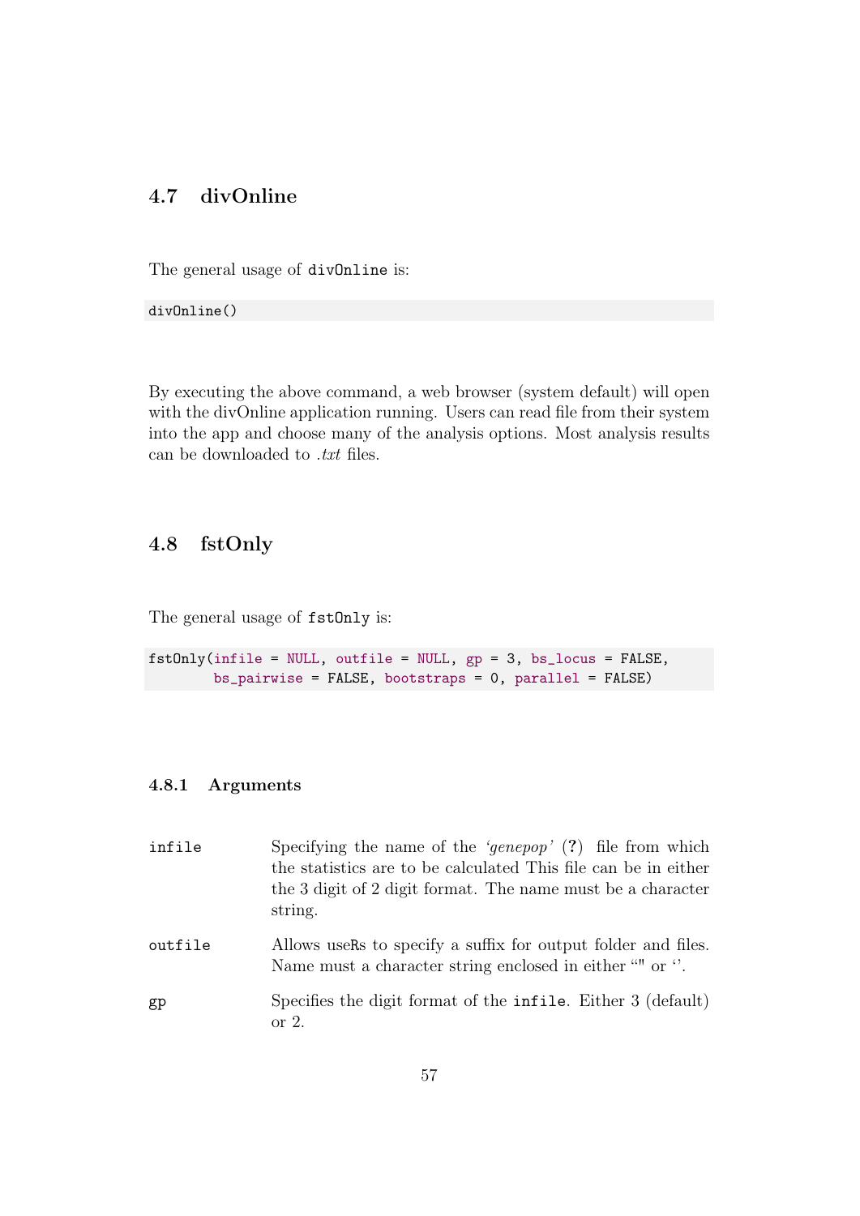## 4.7 divOnline

The general usage of `divOnline` is:

```
divOnline()
```

By executing the above command, a web browser (system default) will open with the divOnline application running. Users can read file from their system into the app and choose many of the analysis options. Most analysis results can be downloaded to *.txt* files.

## 4.8 fstOnly

The general usage of `fstOnly` is:

```
fstOnly(infile = NULL, outfile = NULL, gp = 3, bs_locus = FALSE,
        bs_pairwise = FALSE, bootstraps = 0, parallel = FALSE)
```

### 4.8.1 Arguments

`infile` Specifying the name of the *'genepop'* (**?**) file from which the statistics are to be calculated This file can be in either the 3 digit of 2 digit format. The name must be a character string.

`outfile` Allows useRs to specify a suffix for output folder and files. Name must a character string enclosed in either "" or ''.

`gp` Specifies the digit format of the `infile`. Either 3 (default) or 2.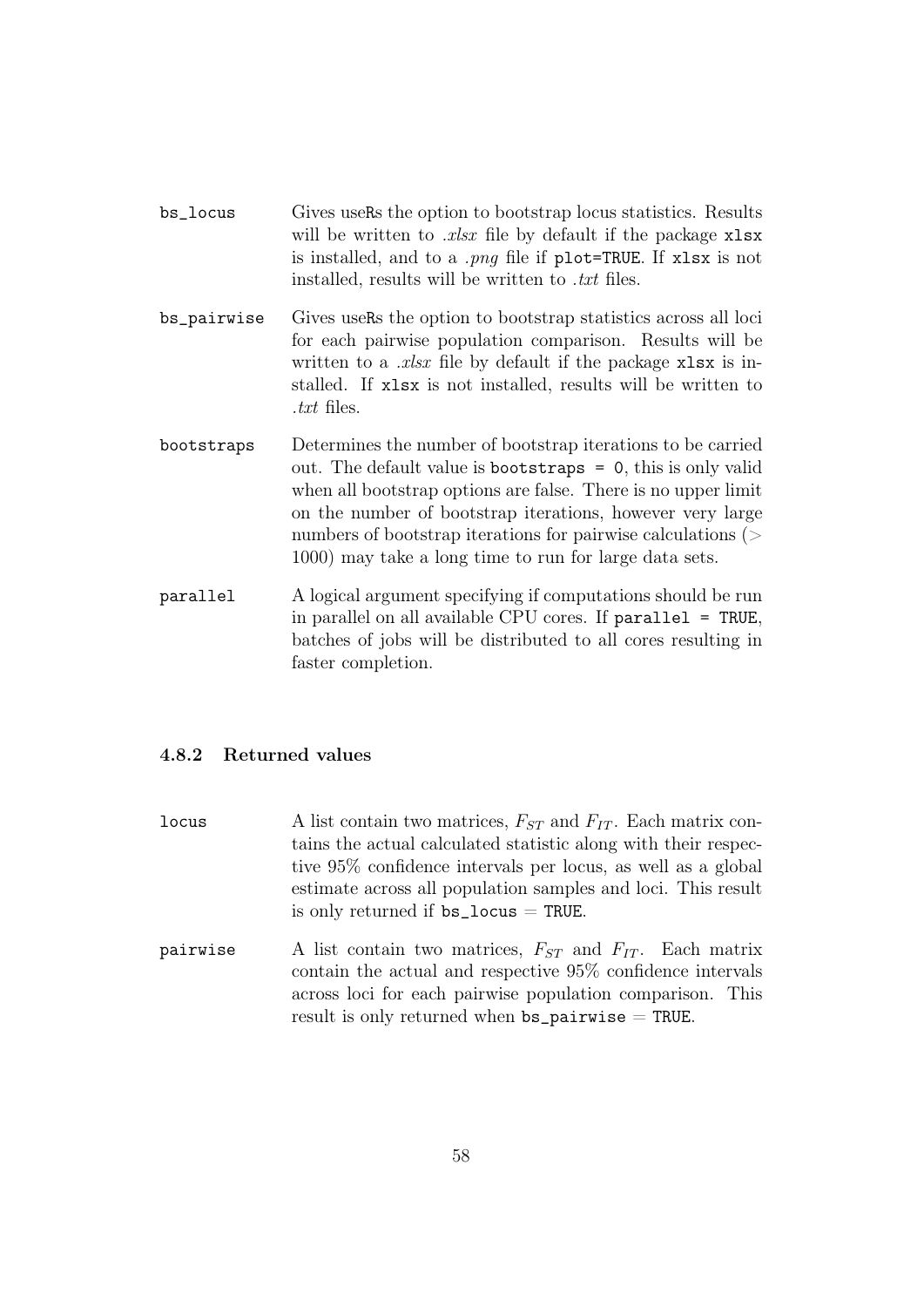`bs_locus` Gives useRs the option to bootstrap locus statistics. Results will be written to *.xlsx* file by default if the package `xlsx` is installed, and to a *.png* file if `plot=TRUE`. If `xlsx` is not installed, results will be written to *.txt* files.

`bs_pairwise` Gives useRs the option to bootstrap statistics across all loci for each pairwise population comparison. Results will be written to a *.xlsx* file by default if the package `xlsx` is installed. If `xlsx` is not installed, results will be written to *.txt* files.

`bootstraps` Determines the number of bootstrap iterations to be carried out. The default value is `bootstraps = 0`, this is only valid when all bootstrap options are false. There is no upper limit on the number of bootstrap iterations, however very large numbers of bootstrap iterations for pairwise calculations ($>$ 1000) may take a long time to run for large data sets.

`parallel` A logical argument specifying if computations should be run in parallel on all available CPU cores. If `parallel = TRUE`, batches of jobs will be distributed to all cores resulting in faster completion.

### 4.8.2 Returned values

`locus` A list contain two matrices, $F_{ST}$ and $F_{IT}$. Each matrix contains the actual calculated statistic along with their respective 95% confidence intervals per locus, as well as a global estimate across all population samples and loci. This result is only returned if `bs_locus` = `TRUE`.

`pairwise` A list contain two matrices, $F_{ST}$ and $F_{IT}$. Each matrix contain the actual and respective 95% confidence intervals across loci for each pairwise population comparison. This result is only returned when `bs_pairwise` = `TRUE`.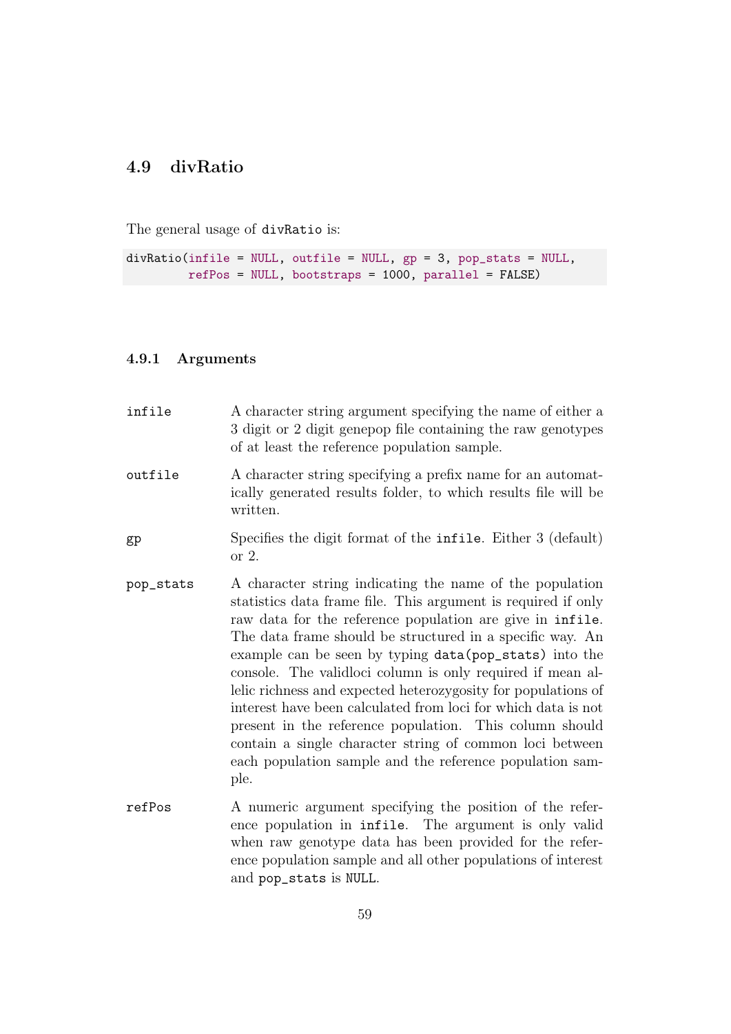## 4.9 divRatio

The general usage of `divRatio` is:

```
divRatio(infile = NULL, outfile = NULL, gp = 3, pop_stats = NULL,
         refPos = NULL, bootstraps = 1000, parallel = FALSE)
```

### 4.9.1 Arguments

`infile` A character string argument specifying the name of either a 3 digit or 2 digit genepop file containing the raw genotypes of at least the reference population sample.

`outfile` A character string specifying a prefix name for an automatically generated results folder, to which results file will be written.

`gp` Specifies the digit format of the `infile`. Either 3 (default) or 2.

`pop_stats` A character string indicating the name of the population statistics data frame file. This argument is required if only raw data for the reference population are give in `infile`. The data frame should be structured in a specific way. An example can be seen by typing `data(pop_stats)` into the console. The validloci column is only required if mean allelic richness and expected heterozygosity for populations of interest have been calculated from loci for which data is not present in the reference population. This column should contain a single character string of common loci between each population sample and the reference population sample.

`refPos` A numeric argument specifying the position of the reference population in `infile`. The argument is only valid when raw genotype data has been provided for the reference population sample and all other populations of interest and `pop_stats` is `NULL`.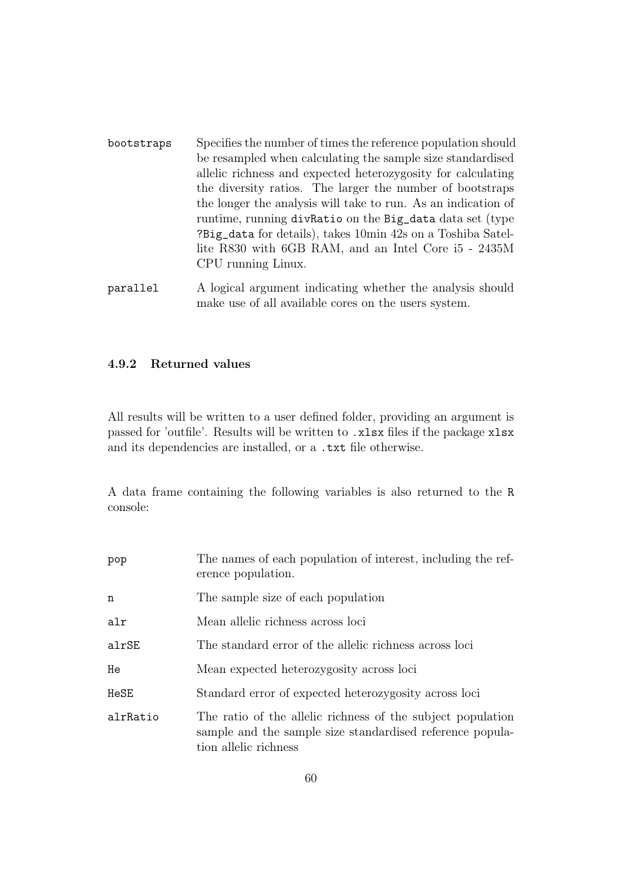`bootstraps` Specifies the number of times the reference population should be resampled when calculating the sample size standardised allelic richness and expected heterozygosity for calculating the diversity ratios. The larger the number of bootstraps the longer the analysis will take to run. As an indication of runtime, running `divRatio` on the `Big_data` data set (type `?Big_data` for details), takes 10min 42s on a Toshiba Satellite R830 with 6GB RAM, and an Intel Core i5 - 2435M CPU running Linux.

`parallel` A logical argument indicating whether the analysis should make use of all available cores on the users system.

### 4.9.2 Returned values

All results will be written to a user defined folder, providing an argument is passed for 'outfile'. Results will be written to `.xlsx` files if the package `xlsx` and its dependencies are installed, or a `.txt` file otherwise.

A data frame containing the following variables is also returned to the `R` console:

`pop` The names of each population of interest, including the reference population.

`n` The sample size of each population

`alr` Mean allelic richness across loci

`alrSE` The standard error of the allelic richness across loci

`He` Mean expected heterozygosity across loci

`HeSE` Standard error of expected heterozygosity across loci

`alrRatio` The ratio of the allelic richness of the subject population sample and the sample size standardised reference population allelic richness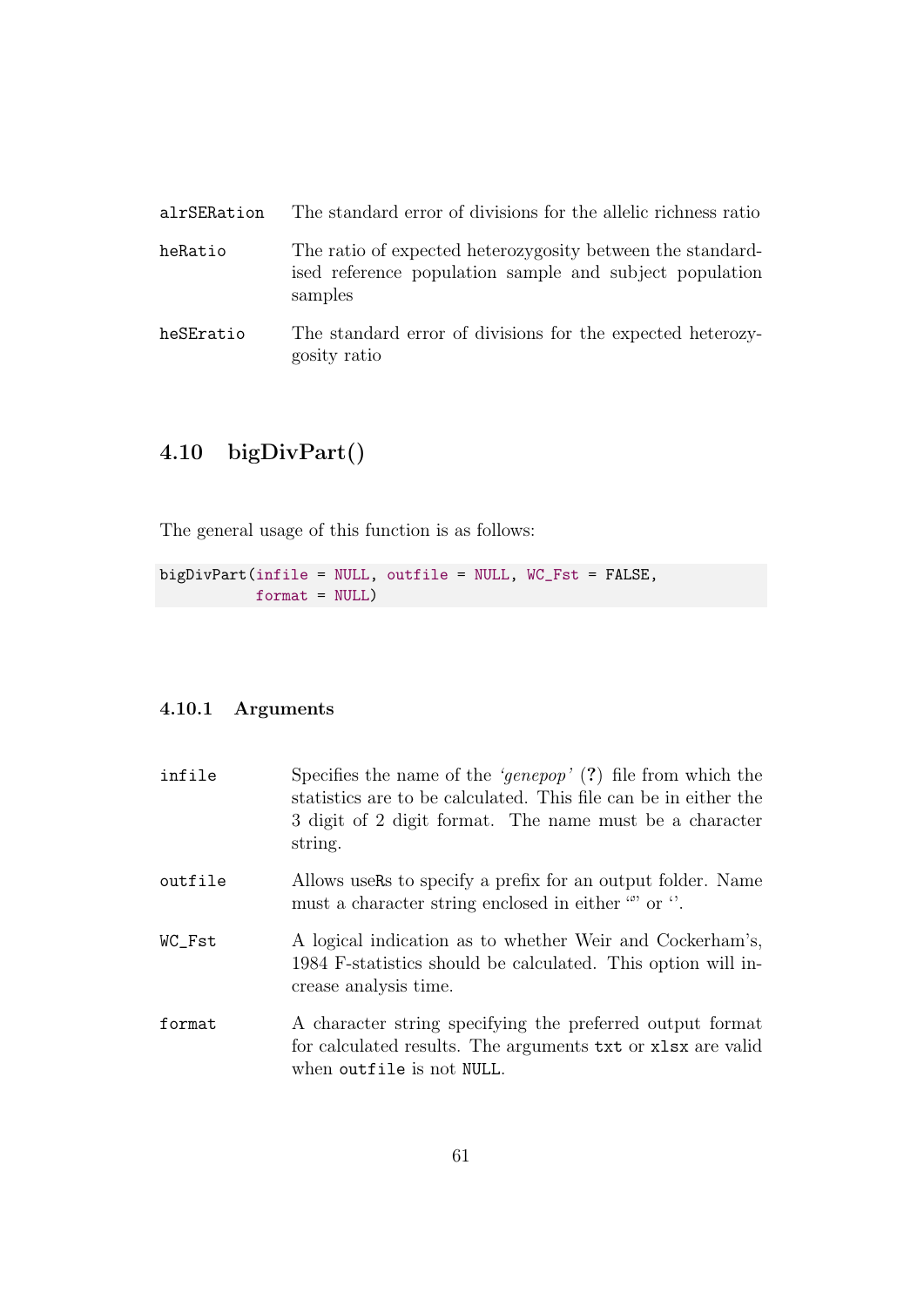**alrSERation** The standard error of divisions for the allelic richness ratio

**heRatio** The ratio of expected heterozygosity between the standardised reference population sample and subject population samples

**heSEratio** The standard error of divisions for the expected heterozygosity ratio

## 4.10 bigDivPart()

The general usage of this function is as follows:

```
bigDivPart(infile = NULL, outfile = NULL, WC_Fst = FALSE,
           format = NULL)
```

### 4.10.1 Arguments

**infile** Specifies the name of the *'genepop'* (**?**) file from which the statistics are to be calculated. This file can be in either the 3 digit of 2 digit format. The name must be a character string.

**outfile** Allows useRs to specify a prefix for an output folder. Name must a character string enclosed in either "" or ''.

**WC_Fst** A logical indication as to whether Weir and Cockerham's, 1984 F-statistics should be calculated. This option will increase analysis time.

**format** A character string specifying the preferred output format for calculated results. The arguments `txt` or `xlsx` are valid when `outfile` is not `NULL`.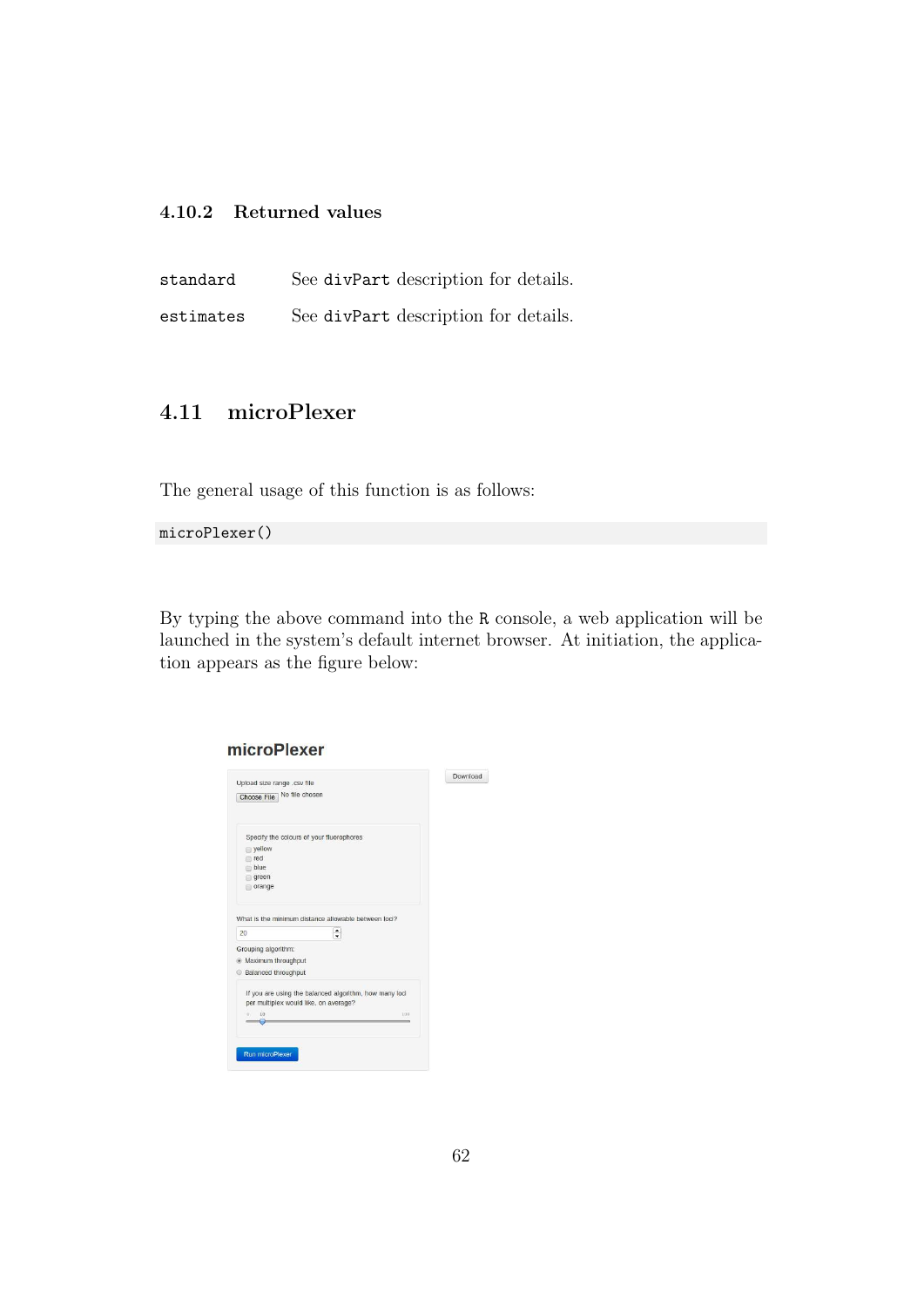### 4.10.2 Returned values

| | |
|---|---|
| `standard` | See `divPart` description for details. |
| `estimates` | See `divPart` description for details. |

## 4.11 microPlexer

The general usage of this function is as follows:

```
microPlexer()
```

By typing the above command into the `R` console, a web application will be launched in the system's default internet browser. At initiation, the application appears as the figure below: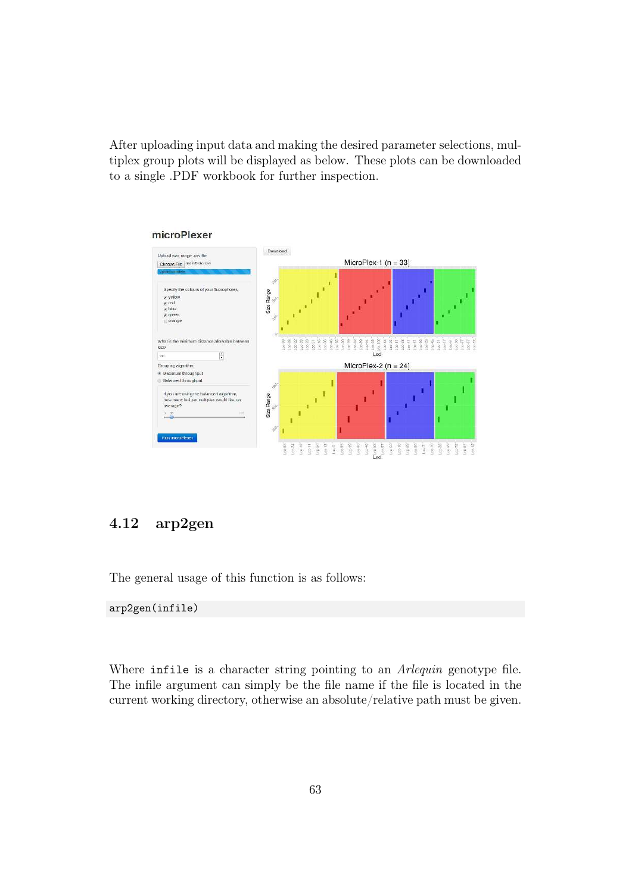After uploading input data and making the desired parameter selections, multiplex group plots will be displayed as below. These plots can be downloaded to a single .PDF workbook for further inspection.

## 4.12 arp2gen

The general usage of this function is as follows:

```
arp2gen(infile)
```

Where `infile` is a character string pointing to an *Arlequin* genotype file. The infile argument can simply be the file name if the file is located in the current working directory, otherwise an absolute/relative path must be given.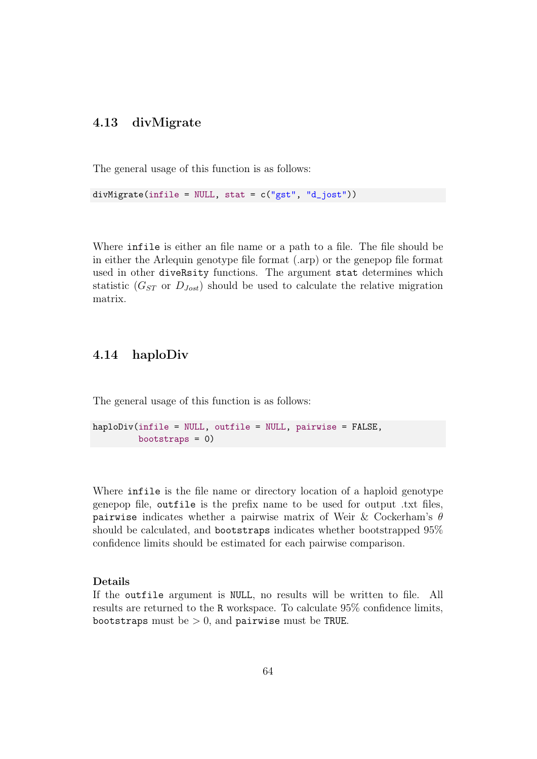## 4.13 divMigrate

The general usage of this function is as follows:

```
divMigrate(infile = NULL, stat = c("gst", "d_jost"))
```

Where `infile` is either an file name or a path to a file. The file should be in either the Arlequin genotype file format (.arp) or the genepop file format used in other `diveRsity` functions. The argument `stat` determines which statistic ($G_{ST}$ or $D_{Jost}$) should be used to calculate the relative migration matrix.

## 4.14 haploDiv

The general usage of this function is as follows:

```
haploDiv(infile = NULL, outfile = NULL, pairwise = FALSE,
         bootstraps = 0)
```

Where `infile` is the file name or directory location of a haploid genotype genepop file, `outfile` is the prefix name to be used for output .txt files, `pairwise` indicates whether a pairwise matrix of Weir & Cockerham's $\theta$ should be calculated, and `bootstraps` indicates whether bootstrapped 95% confidence limits should be estimated for each pairwise comparison.

**Details**
If the `outfile` argument is `NULL`, no results will be written to file. All results are returned to the `R` workspace. To calculate 95% confidence limits, `bootstraps` must be $> 0$, and `pairwise` must be `TRUE`.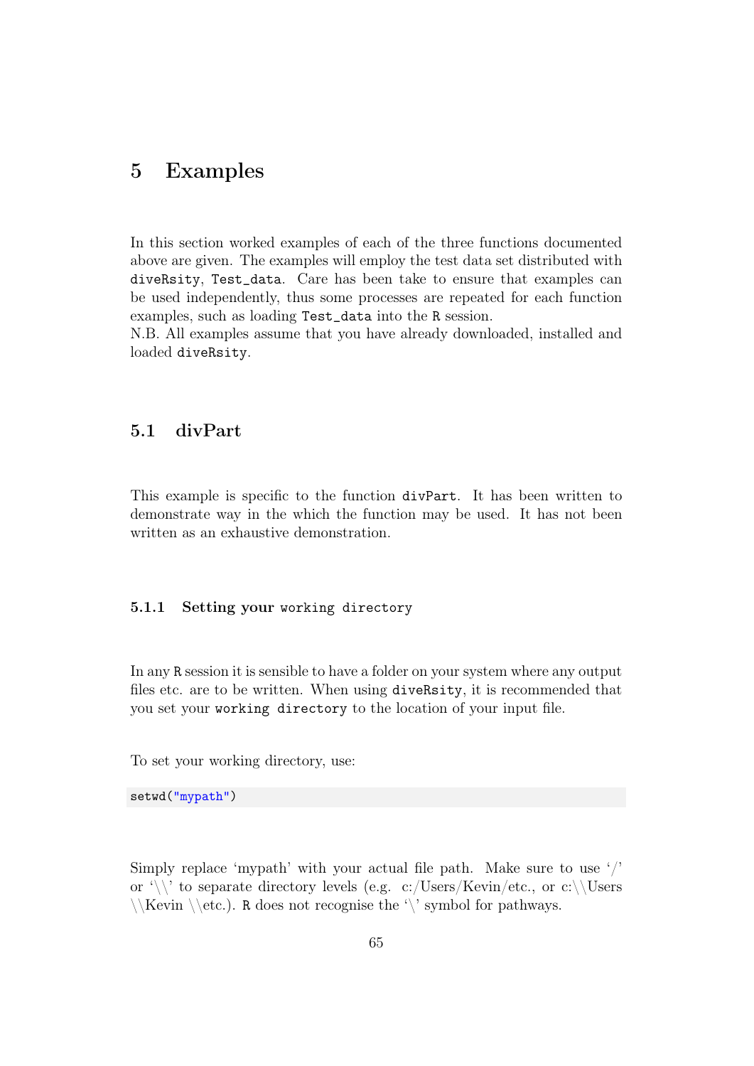# 5 Examples

In this section worked examples of each of the three functions documented above are given. The examples will employ the test data set distributed with `diveRsity`, `Test_data`. Care has been take to ensure that examples can be used independently, thus some processes are repeated for each function examples, such as loading `Test_data` into the `R` session.

N.B. All examples assume that you have already downloaded, installed and loaded `diveRsity`.

## 5.1 divPart

This example is specific to the function `divPart`. It has been written to demonstrate way in the which the function may be used. It has not been written as an exhaustive demonstration.

### 5.1.1 Setting your `working directory`

In any `R` session it is sensible to have a folder on your system where any output files etc. are to be written. When using `diveRsity`, it is recommended that you set your `working directory` to the location of your input file.

To set your working directory, use:

```
setwd("mypath")
```

Simply replace 'mypath' with your actual file path. Make sure to use '/' or '\\' to separate directory levels (e.g. c:/Users/Kevin/etc., or c:\\Users \\Kevin \\etc.). `R` does not recognise the '\' symbol for pathways.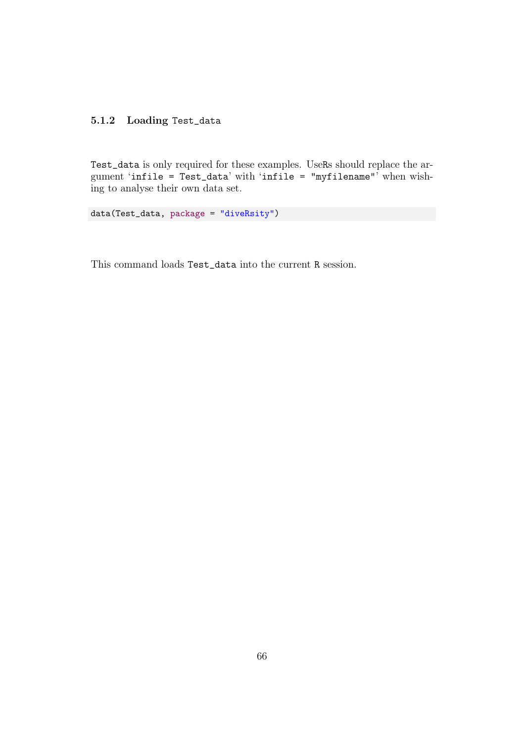### 5.1.2 Loading `Test_data`

`Test_data` is only required for these examples. UseRs should replace the argument '`infile = Test_data`' with '`infile = "myfilename"`' when wishing to analyse their own data set.

```
data(Test_data, package = "diveRsity")
```

This command loads `Test_data` into the current `R` session.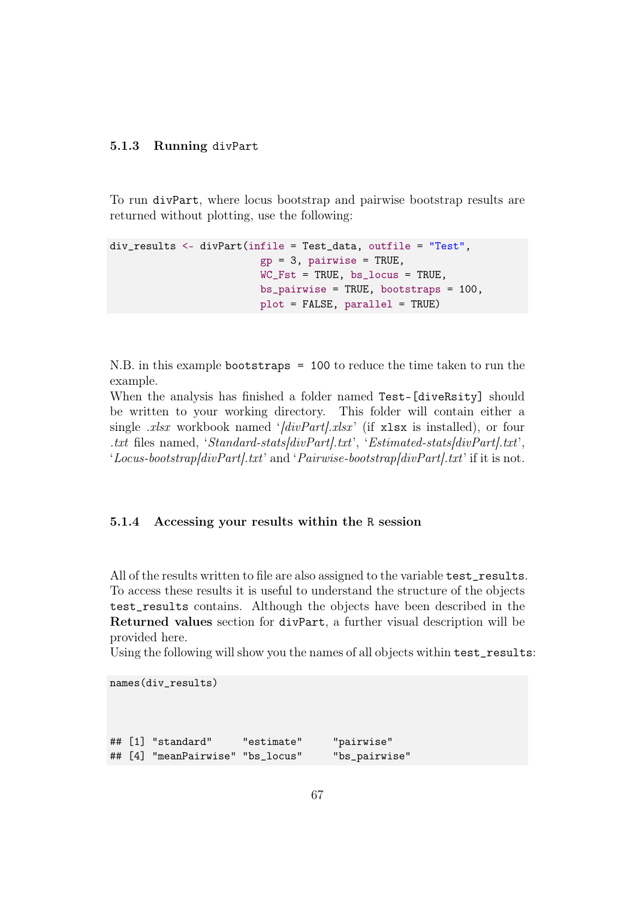### 5.1.3 Running `divPart`

To run `divPart`, where locus bootstrap and pairwise bootstrap results are returned without plotting, use the following:

```
div_results <- divPart(infile = Test_data, outfile = "Test",
                       gp = 3, pairwise = TRUE,
                       WC_Fst = TRUE, bs_locus = TRUE,
                       bs_pairwise = TRUE, bootstraps = 100,
                       plot = FALSE, parallel = TRUE)
```

N.B. in this example `bootstraps = 100` to reduce the time taken to run the example.
When the analysis has finished a folder named `Test-[diveRsity]` should be written to your working directory. This folder will contain either a single *.xlsx* workbook named '*[divPart].xlsx*' (if `xlsx` is installed), or four *.txt* files named, '*Standard-stats[divPart].txt*', '*Estimated-stats[divPart].txt*', '*Locus-bootstrap[divPart].txt*' and '*Pairwise-bootstrap[divPart].txt*' if it is not.

### 5.1.4 Accessing your results within the `R` session

All of the results written to file are also assigned to the variable `test_results`. To access these results it is useful to understand the structure of the objects `test_results` contains. Although the objects have been described in the **Returned values** section for `divPart`, a further visual description will be provided here.
Using the following will show you the names of all objects within `test_results`:

```
names(div_results)

## [1] "standard"     "estimate"     "pairwise"
## [4] "meanPairwise" "bs_locus"     "bs_pairwise"
```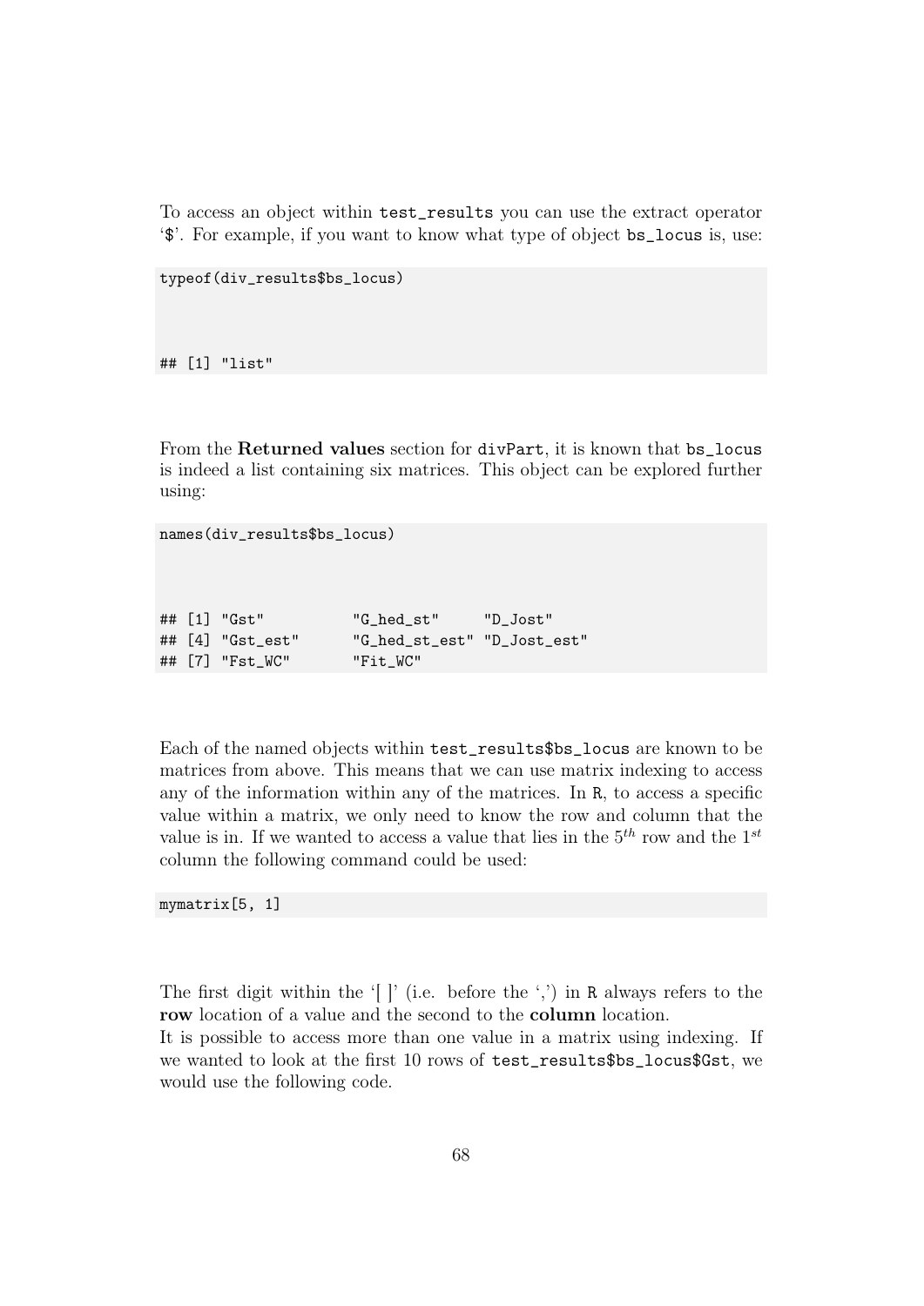To access an object within `test_results` you can use the extract operator '$'. For example, if you want to know what type of object `bs_locus` is, use:

```
typeof(div_results$bs_locus)

## [1] "list"
```

From the **Returned values** section for `divPart`, it is known that `bs_locus` is indeed a list containing six matrices. This object can be explored further using:

```
names(div_results$bs_locus)

## [1] "Gst"          "G_hed_st"     "D_Jost"
## [4] "Gst_est"      "G_hed_st_est" "D_Jost_est"
## [7] "Fst_WC"       "Fit_WC"
```

Each of the named objects within `test_results$bs_locus` are known to be matrices from above. This means that we can use matrix indexing to access any of the information within any of the matrices. In `R`, to access a specific value within a matrix, we only need to know the row and column that the value is in. If we wanted to access a value that lies in the $5^{th}$ row and the $1^{st}$ column the following command could be used:

```
mymatrix[5, 1]
```

The first digit within the '[ ]' (i.e. before the ',') in `R` always refers to the **row** location of a value and the second to the **column** location.
It is possible to access more than one value in a matrix using indexing. If we wanted to look at the first 10 rows of `test_results$bs_locus$Gst`, we would use the following code.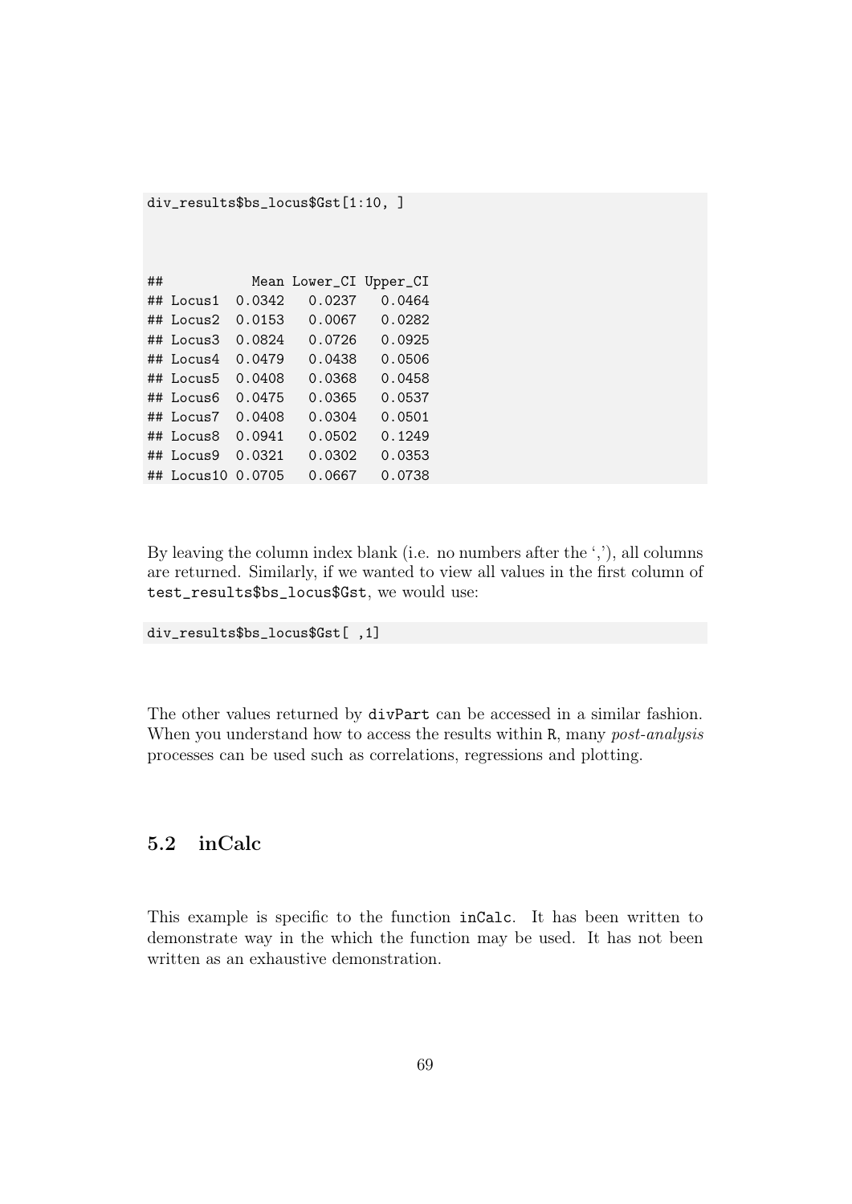```
div_results$bs_locus$Gst[1:10, ]
```

```
##           Mean Lower_CI Upper_CI
## Locus1  0.0342   0.0237   0.0464
## Locus2  0.0153   0.0067   0.0282
## Locus3  0.0824   0.0726   0.0925
## Locus4  0.0479   0.0438   0.0506
## Locus5  0.0408   0.0368   0.0458
## Locus6  0.0475   0.0365   0.0537
## Locus7  0.0408   0.0304   0.0501
## Locus8  0.0941   0.0502   0.1249
## Locus9  0.0321   0.0302   0.0353
## Locus10 0.0705   0.0667   0.0738
```

By leaving the column index blank (i.e. no numbers after the ','), all columns are returned. Similarly, if we wanted to view all values in the first column of `test_results$bs_locus$Gst`, we would use:

```
div_results$bs_locus$Gst[ ,1]
```

The other values returned by `divPart` can be accessed in a similar fashion. When you understand how to access the results within R, many *post-analysis* processes can be used such as correlations, regressions and plotting.

## 5.2 inCalc

This example is specific to the function `inCalc`. It has been written to demonstrate way in the which the function may be used. It has not been written as an exhaustive demonstration.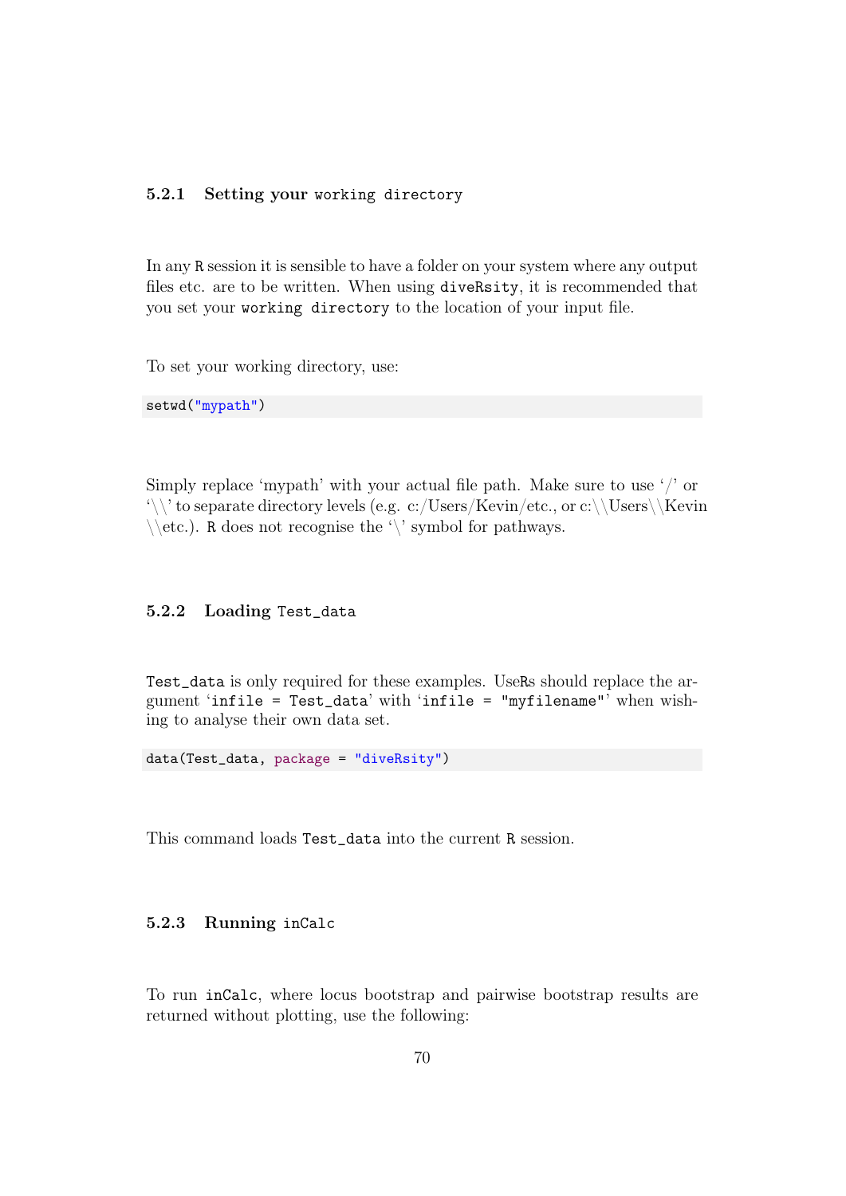### 5.2.1 Setting your `working directory`

In any `R` session it is sensible to have a folder on your system where any output files etc. are to be written. When using `diveRsity`, it is recommended that you set your `working directory` to the location of your input file.

To set your working directory, use:

```
setwd("mypath")
```

Simply replace 'mypath' with your actual file path. Make sure to use '/' or '\\' to separate directory levels (e.g. c:/Users/Kevin/etc., or c:\\Users\\Kevin \\etc.). `R` does not recognise the '\' symbol for pathways.

### 5.2.2 Loading `Test_data`

`Test_data` is only required for these examples. UseRs should replace the argument '`infile = Test_data`' with '`infile = "myfilename"`' when wishing to analyse their own data set.

```
data(Test_data, package = "diveRsity")
```

This command loads `Test_data` into the current `R` session.

### 5.2.3 Running `inCalc`

To run `inCalc`, where locus bootstrap and pairwise bootstrap results are returned without plotting, use the following: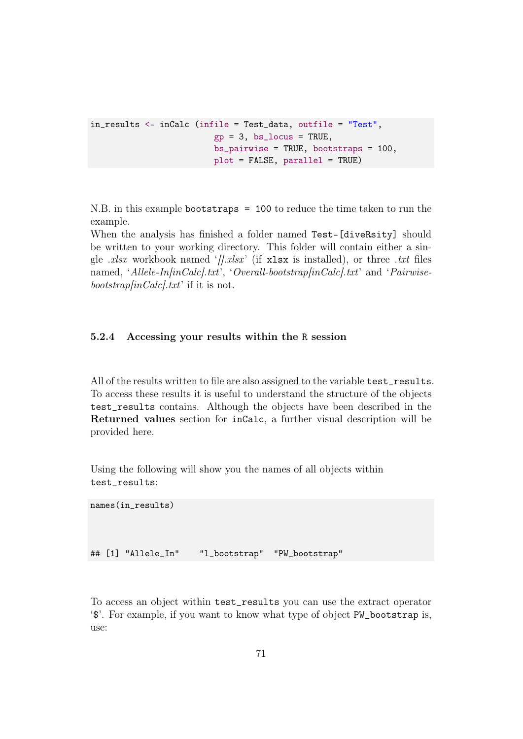```
in_results <- inCalc (infile = Test_data, outfile = "Test",
                      gp = 3, bs_locus = TRUE,
                      bs_pairwise = TRUE, bootstraps = 100,
                      plot = FALSE, parallel = TRUE)
```

N.B. in this example `bootstraps = 100` to reduce the time taken to run the example.
When the analysis has finished a folder named `Test-[diveRsity]` should be written to your working directory. This folder will contain either a single *.xlsx* workbook named '*[].xlsx*' (if `xlsx` is installed), or three *.txt* files named, '*Allele-In[inCalc].txt*', '*Overall-bootstrap[inCalc].txt*' and '*Pairwise-bootstrap[inCalc].txt*' if it is not.

### 5.2.4 Accessing your results within the R session

All of the results written to file are also assigned to the variable `test_results`. To access these results it is useful to understand the structure of the objects `test_results` contains. Although the objects have been described in the **Returned values** section for `inCalc`, a further visual description will be provided here.

Using the following will show you the names of all objects within `test_results`:

```
names(in_results)

## [1] "Allele_In"    "l_bootstrap"  "PW_bootstrap"
```

To access an object within `test_results` you can use the extract operator '`$`'. For example, if you want to know what type of object `PW_bootstrap` is, use: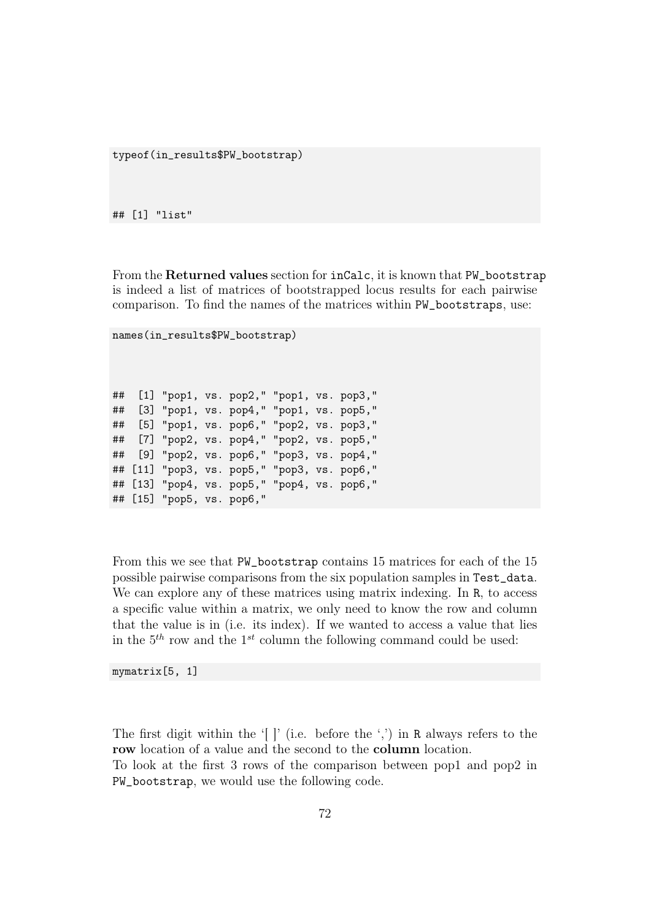```
typeof(in_results$PW_bootstrap)

## [1] "list"
```

From the **Returned values** section for `inCalc`, it is known that `PW_bootstrap` is indeed a list of matrices of bootstrapped locus results for each pairwise comparison. To find the names of the matrices within `PW_bootstraps`, use:

```
names(in_results$PW_bootstrap)

##  [1] "pop1, vs. pop2," "pop1, vs. pop3,"
##  [3] "pop1, vs. pop4," "pop1, vs. pop5,"
##  [5] "pop1, vs. pop6," "pop2, vs. pop3,"
##  [7] "pop2, vs. pop4," "pop2, vs. pop5,"
##  [9] "pop2, vs. pop6," "pop3, vs. pop4,"
## [11] "pop3, vs. pop5," "pop3, vs. pop6,"
## [13] "pop4, vs. pop5," "pop4, vs. pop6,"
## [15] "pop5, vs. pop6,"
```

From this we see that `PW_bootstrap` contains 15 matrices for each of the 15 possible pairwise comparisons from the six population samples in `Test_data`. We can explore any of these matrices using matrix indexing. In `R`, to access a specific value within a matrix, we only need to know the row and column that the value is in (i.e. its index). If we wanted to access a value that lies in the $5^{th}$ row and the $1^{st}$ column the following command could be used:

```
mymatrix[5, 1]
```

The first digit within the '[ ]' (i.e. before the ',') in `R` always refers to the **row** location of a value and the second to the **column** location.
To look at the first 3 rows of the comparison between pop1 and pop2 in `PW_bootstrap`, we would use the following code.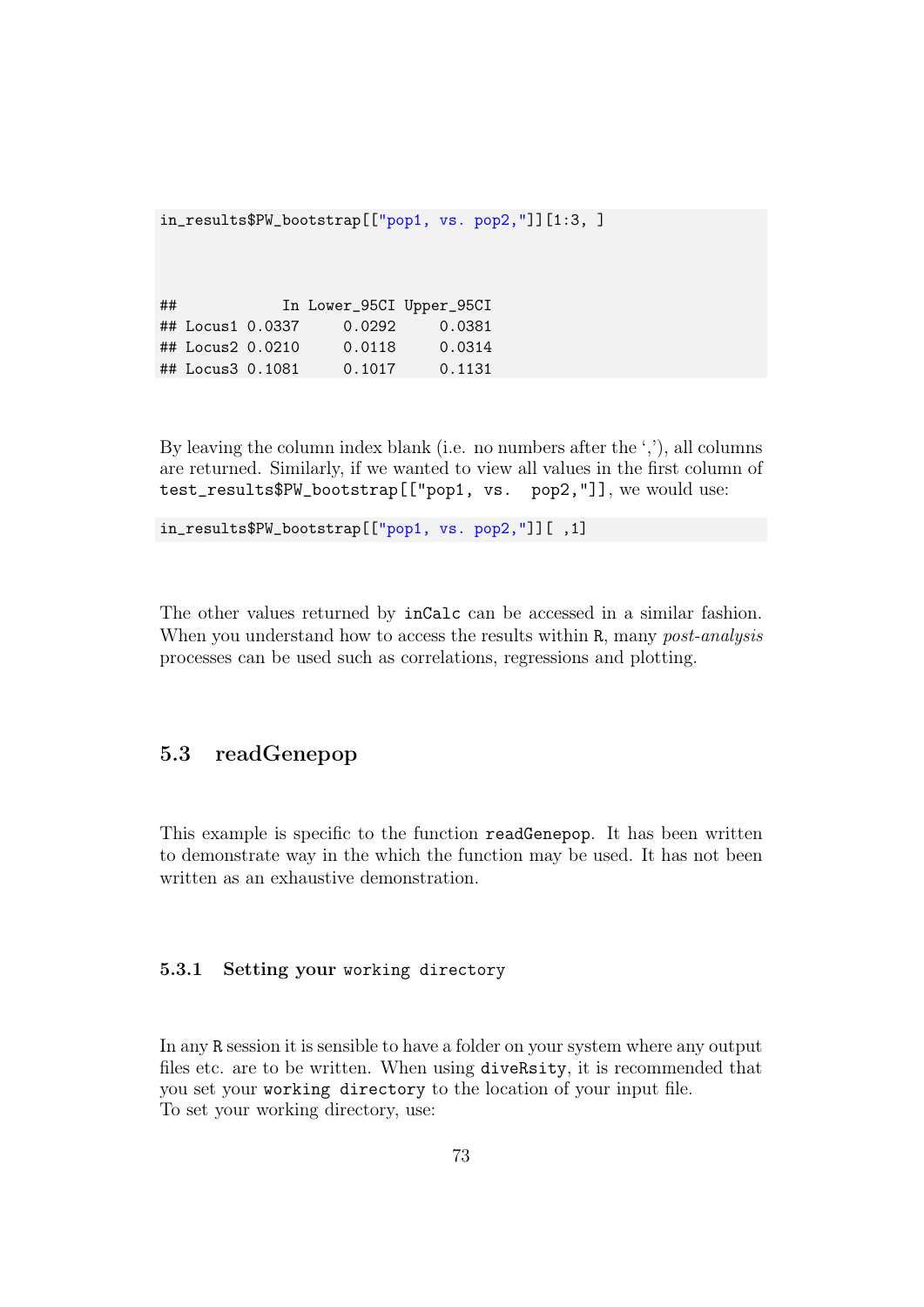```
in_results$PW_bootstrap[["pop1, vs. pop2,"]][1:3, ]
```

```
##            In Lower_95CI Upper_95CI
## Locus1 0.0337     0.0292     0.0381
## Locus2 0.0210     0.0118     0.0314
## Locus3 0.1081     0.1017     0.1131
```

By leaving the column index blank (i.e. no numbers after the ','), all columns are returned. Similarly, if we wanted to view all values in the first column of `test_results$PW_bootstrap[["pop1, vs.  pop2,"]]`, we would use:

```
in_results$PW_bootstrap[["pop1, vs. pop2,"]][ ,1]
```

The other values returned by `inCalc` can be accessed in a similar fashion. When you understand how to access the results within R, many *post-analysis* processes can be used such as correlations, regressions and plotting.

## 5.3 readGenepop

This example is specific to the function `readGenepop`. It has been written to demonstrate way in the which the function may be used. It has not been written as an exhaustive demonstration.

### 5.3.1 Setting your `working directory`

In any R session it is sensible to have a folder on your system where any output files etc. are to be written. When using `diveRsity`, it is recommended that you set your `working directory` to the location of your input file.
To set your working directory, use: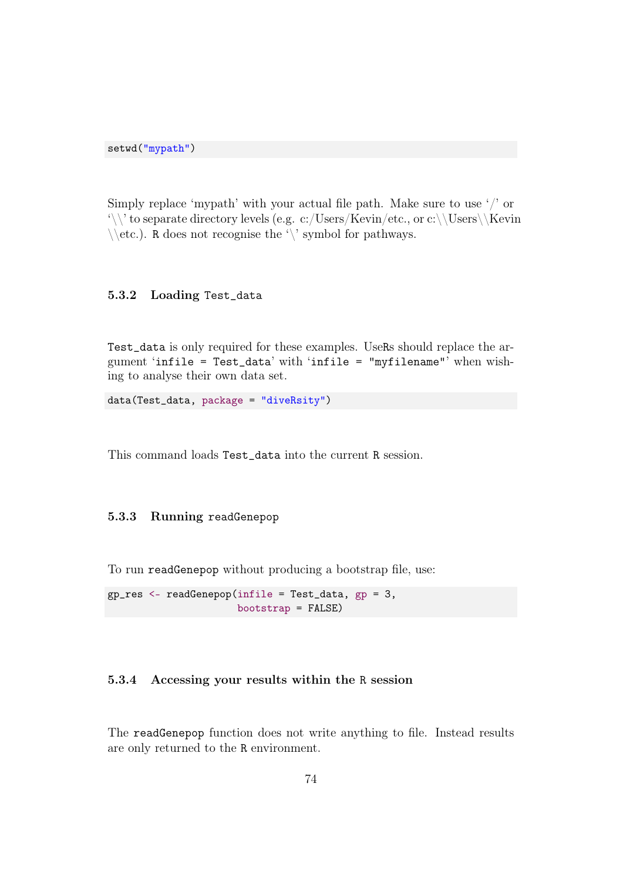```
setwd("mypath")
```

Simply replace 'mypath' with your actual file path. Make sure to use '/' or '\\' to separate directory levels (e.g. c:/Users/Kevin/etc., or c:\\Users\\Kevin\\etc.). R does not recognise the '\' symbol for pathways.

### 5.3.2 Loading Test_data

Test_data is only required for these examples. UseRs should replace the argument 'infile = Test_data' with 'infile = "myfilename"' when wishing to analyse their own data set.

```
data(Test_data, package = "diveRsity")
```

This command loads Test_data into the current R session.

### 5.3.3 Running readGenepop

To run readGenepop without producing a bootstrap file, use:

```
gp_res <- readGenepop(infile = Test_data, gp = 3,
                      bootstrap = FALSE)
```

### 5.3.4 Accessing your results within the R session

The readGenepop function does not write anything to file. Instead results are only returned to the R environment.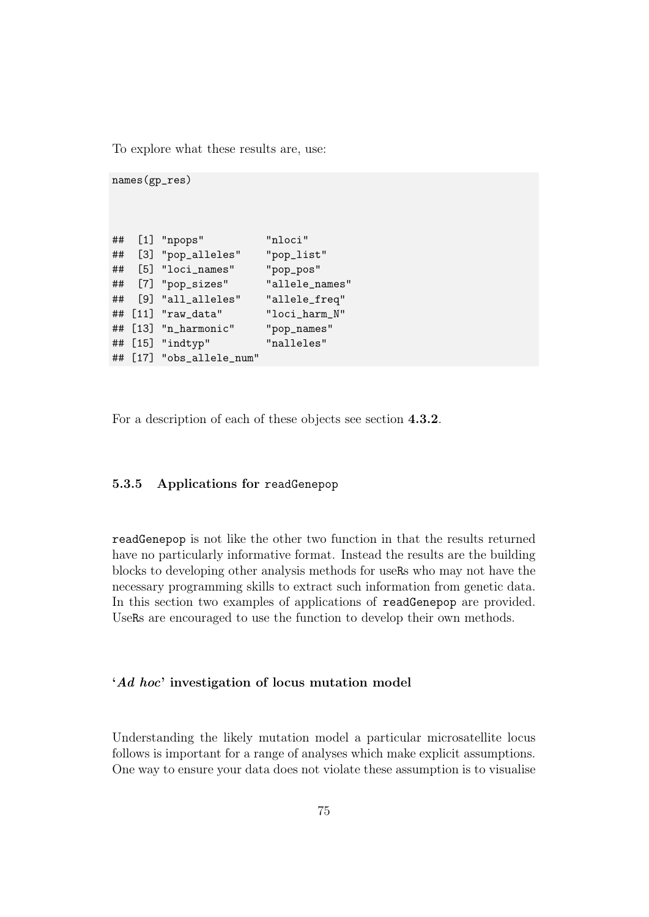To explore what these results are, use:

```
names(gp_res)
```

```
##  [1] "npops"          "nloci"
##  [3] "pop_alleles"    "pop_list"
##  [5] "loci_names"     "pop_pos"
##  [7] "pop_sizes"      "allele_names"
##  [9] "all_alleles"    "allele_freq"
## [11] "raw_data"       "loci_harm_N"
## [13] "n_harmonic"     "pop_names"
## [15] "indtyp"         "nalleles"
## [17] "obs_allele_num"
```

For a description of each of these objects see section **4.3.2**.

### 5.3.5 Applications for `readGenepop`

`readGenepop` is not like the other two function in that the results returned have no particularly informative format. Instead the results are the building blocks to developing other analysis methods for useRs who may not have the necessary programming skills to extract such information from genetic data. In this section two examples of applications of `readGenepop` are provided. UseRs are encouraged to use the function to develop their own methods.

#### '*Ad hoc*' investigation of locus mutation model

Understanding the likely mutation model a particular microsatellite locus follows is important for a range of analyses which make explicit assumptions. One way to ensure your data does not violate these assumption is to visualise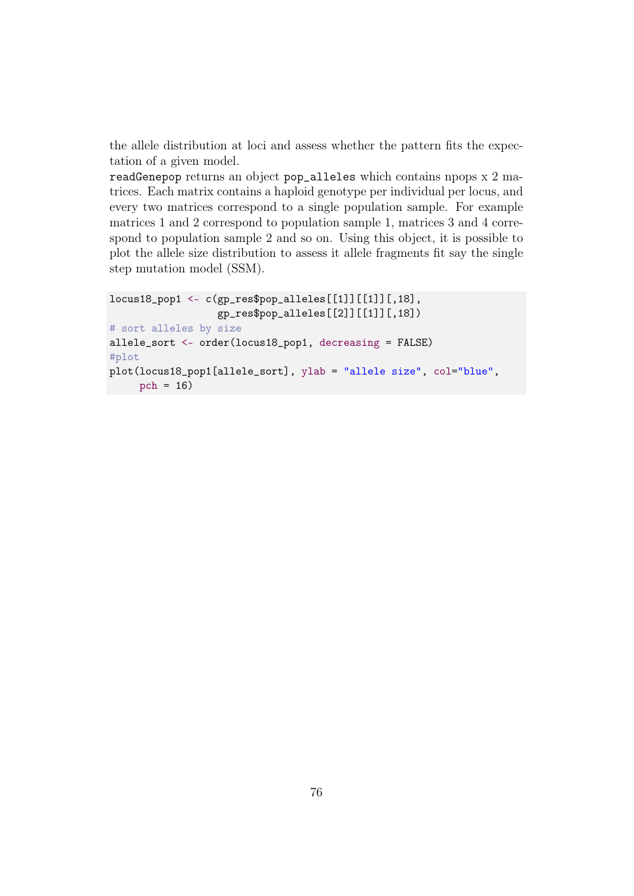the allele distribution at loci and assess whether the pattern fits the expectation of a given model.

`readGenepop` returns an object `pop_alleles` which contains npops x 2 matrices. Each matrix contains a haploid genotype per individual per locus, and every two matrices correspond to a single population sample. For example matrices 1 and 2 correspond to population sample 1, matrices 3 and 4 correspond to population sample 2 and so on. Using this object, it is possible to plot the allele size distribution to assess it allele fragments fit say the single step mutation model (SSM).

```
locus18_pop1 <- c(gp_res$pop_alleles[[1]][[1]][,18],
                  gp_res$pop_alleles[[2]][[1]][,18])
# sort alleles by size
allele_sort <- order(locus18_pop1, decreasing = FALSE)
#plot
plot(locus18_pop1[allele_sort], ylab = "allele size", col="blue",
     pch = 16)
```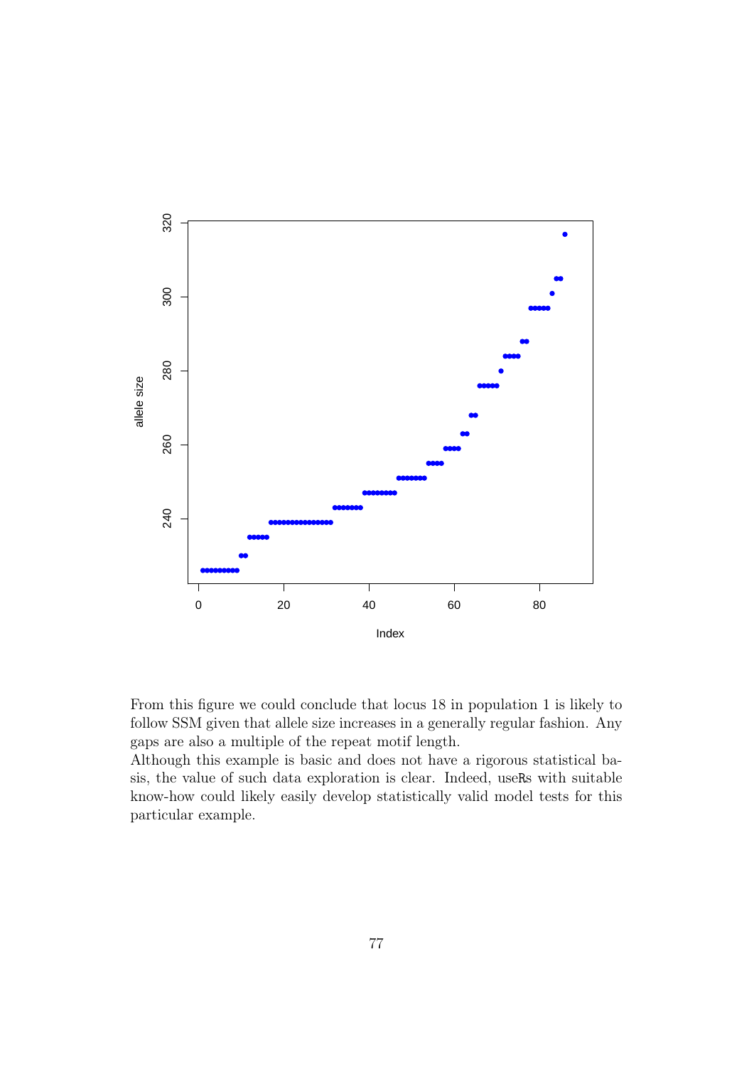From this figure we could conclude that locus 18 in population 1 is likely to follow SSM given that allele size increases in a generally regular fashion. Any gaps are also a multiple of the repeat motif length.

Although this example is basic and does not have a rigorous statistical basis, the value of such data exploration is clear. Indeed, useRs with suitable know-how could likely easily develop statistically valid model tests for this particular example.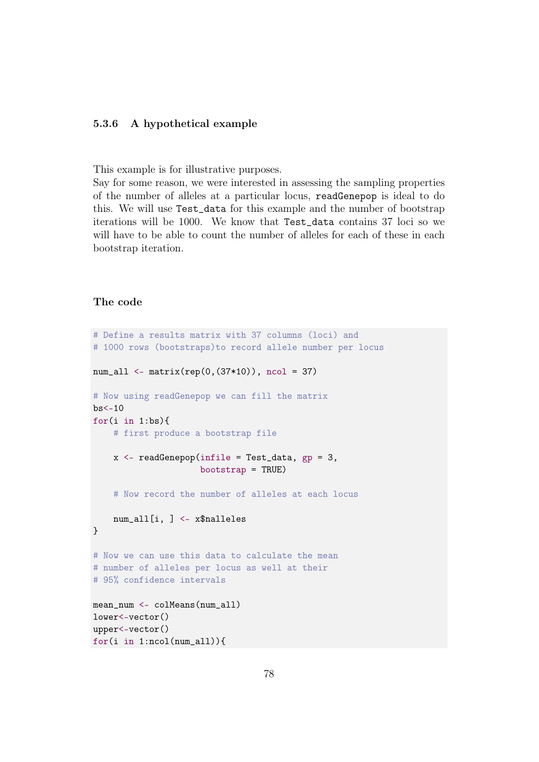### 5.3.6 A hypothetical example

This example is for illustrative purposes.
Say for some reason, we were interested in assessing the sampling properties of the number of alleles at a particular locus, `readGenepop` is ideal to do this. We will use `Test_data` for this example and the number of bootstrap iterations will be 1000. We know that `Test_data` contains 37 loci so we will have to be able to count the number of alleles for each of these in each bootstrap iteration.

#### The code

```
# Define a results matrix with 37 columns (loci) and
# 1000 rows (bootstraps)to record allele number per locus

num_all <- matrix(rep(0,(37*10)), ncol = 37)

# Now using readGenepop we can fill the matrix
bs<-10
for(i in 1:bs){
    # first produce a bootstrap file

    x <- readGenepop(infile = Test_data, gp = 3,
                     bootstrap = TRUE)

    # Now record the number of alleles at each locus

    num_all[i, ] <- x$nalleles
}

# Now we can use this data to calculate the mean
# number of alleles per locus as well at their
# 95% confidence intervals

mean_num <- colMeans(num_all)
lower<-vector()
upper<-vector()
for(i in 1:ncol(num_all)){
```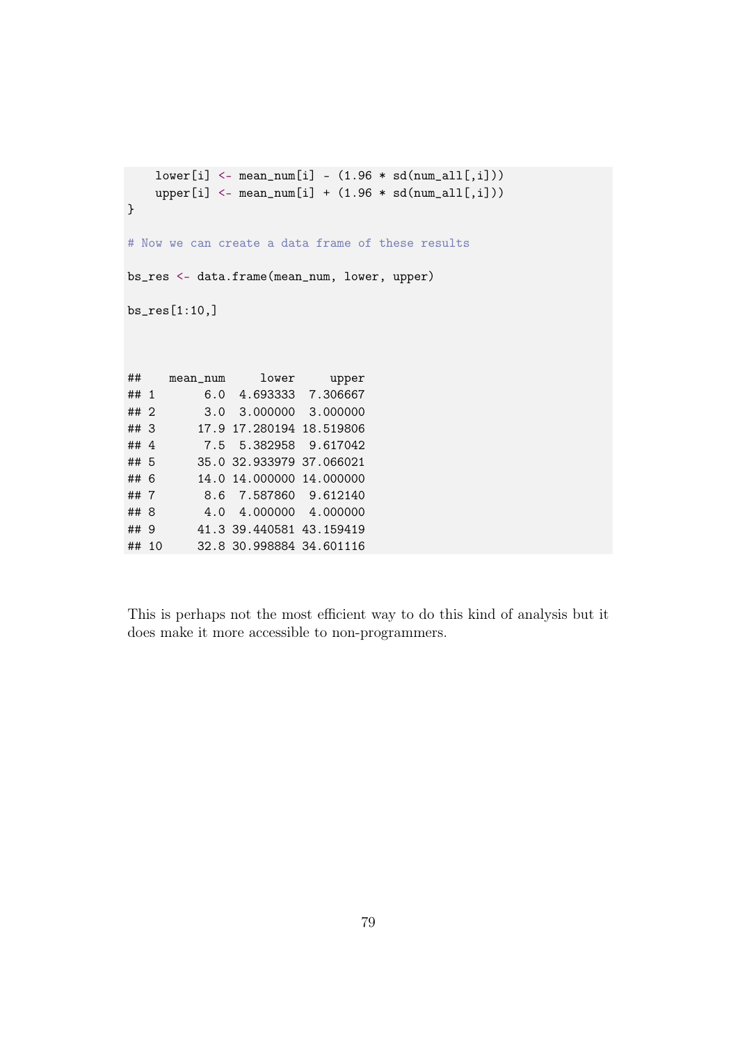```
    lower[i] <- mean_num[i] - (1.96 * sd(num_all[,i]))
    upper[i] <- mean_num[i] + (1.96 * sd(num_all[,i]))
}

# Now we can create a data frame of these results

bs_res <- data.frame(mean_num, lower, upper)

bs_res[1:10,]
```

```
##    mean_num     lower     upper
## 1       6.0  4.693333  7.306667
## 2       3.0  3.000000  3.000000
## 3      17.9 17.280194 18.519806
## 4       7.5  5.382958  9.617042
## 5      35.0 32.933979 37.066021
## 6      14.0 14.000000 14.000000
## 7       8.6  7.587860  9.612140
## 8       4.0  4.000000  4.000000
## 9      41.3 39.440581 43.159419
## 10     32.8 30.998884 34.601116
```

This is perhaps not the most efficient way to do this kind of analysis but it does make it more accessible to non-programmers.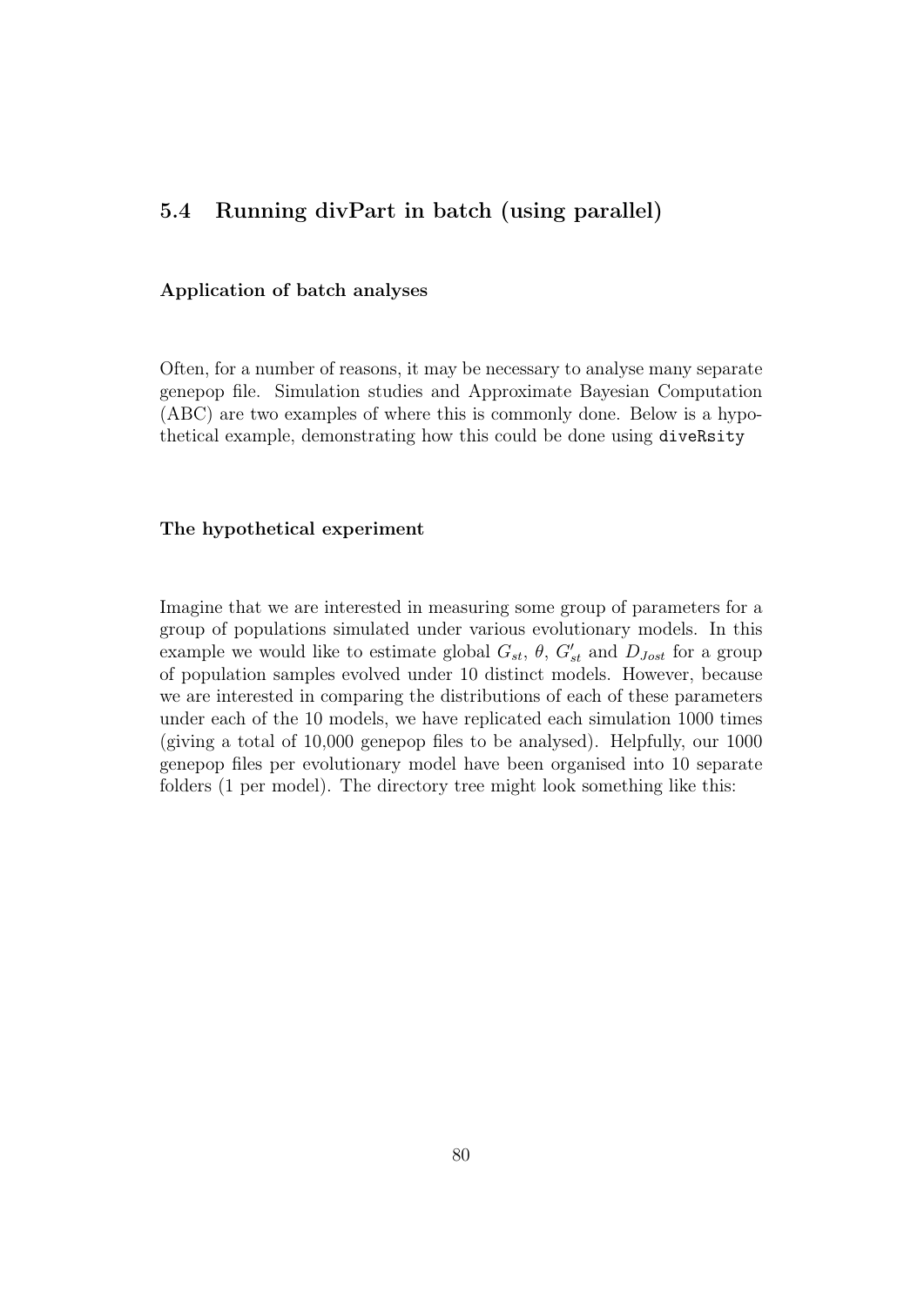## 5.4 Running divPart in batch (using parallel)

#### Application of batch analyses

Often, for a number of reasons, it may be necessary to analyse many separate genepop file. Simulation studies and Approximate Bayesian Computation (ABC) are two examples of where this is commonly done. Below is a hypothetical example, demonstrating how this could be done using `diveRsity`

#### The hypothetical experiment

Imagine that we are interested in measuring some group of parameters for a group of populations simulated under various evolutionary models. In this example we would like to estimate global $G_{st}$, $\theta$, $G'_{st}$ and $D_{Jost}$ for a group of population samples evolved under 10 distinct models. However, because we are interested in comparing the distributions of each of these parameters under each of the 10 models, we have replicated each simulation 1000 times (giving a total of 10,000 genepop files to be analysed). Helpfully, our 1000 genepop files per evolutionary model have been organised into 10 separate folders (1 per model). The directory tree might look something like this: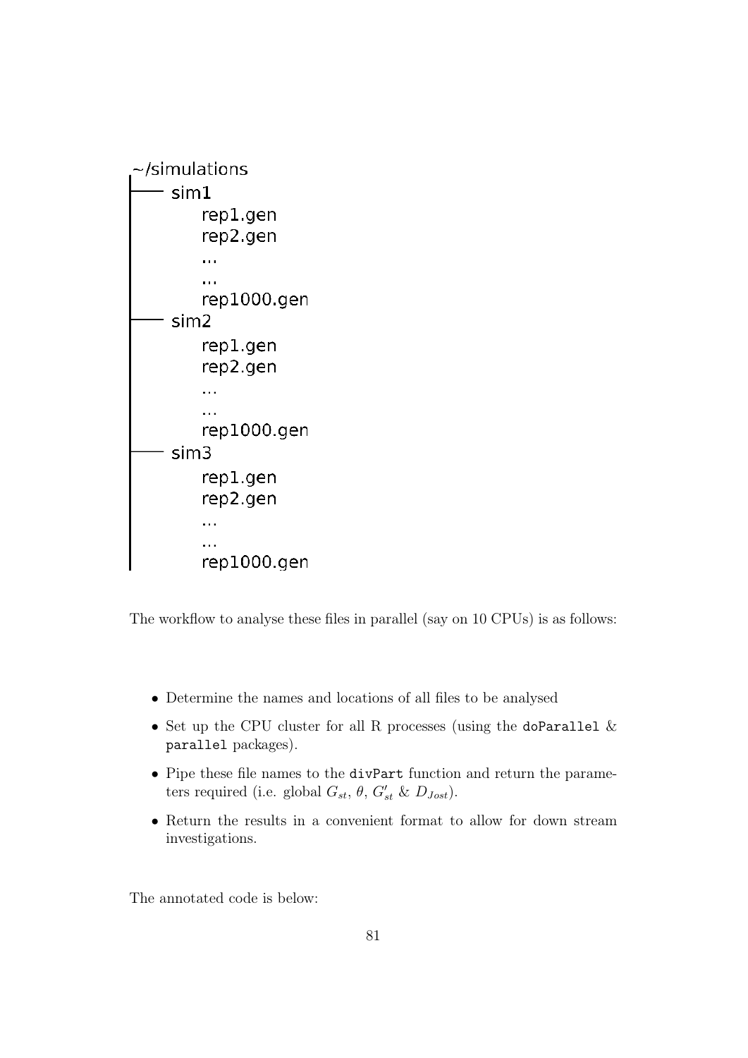```
~/simulations
├── sim1
│     rep1.gen
│     rep2.gen
│     ...
│     ...
│     rep1000.gen
├── sim2
│     rep1.gen
│     rep2.gen
│     ...
│     ...
│     rep1000.gen
├── sim3
│     rep1.gen
│     rep2.gen
│     ...
│     ...
│     rep1000.gen
```

The workflow to analyse these files in parallel (say on 10 CPUs) is as follows:

- Determine the names and locations of all files to be analysed
- Set up the CPU cluster for all R processes (using the `doParallel` & `parallel` packages).
- Pipe these file names to the `divPart` function and return the parameters required (i.e. global $G_{st}$, $\theta$, $G'_{st}$ & $D_{Jost}$).
- Return the results in a convenient format to allow for down stream investigations.

The annotated code is below: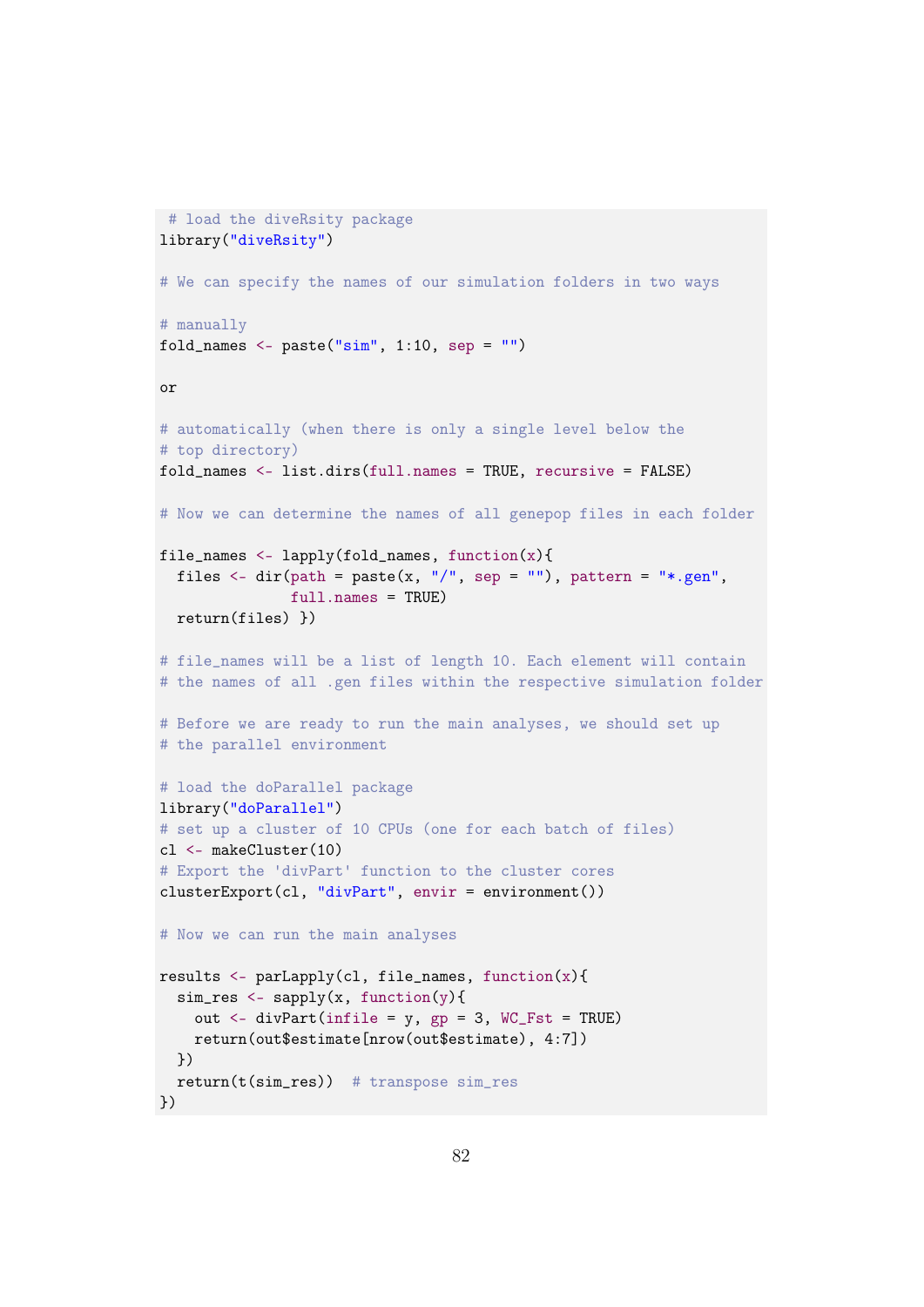```
# load the diveRsity package
library("diveRsity")

# We can specify the names of our simulation folders in two ways

# manually
fold_names <- paste("sim", 1:10, sep = "")

or

# automatically (when there is only a single level below the
# top directory)
fold_names <- list.dirs(full.names = TRUE, recursive = FALSE)

# Now we can determine the names of all genepop files in each folder

file_names <- lapply(fold_names, function(x){
  files <- dir(path = paste(x, "/", sep = ""), pattern = "*.gen",
               full.names = TRUE)
  return(files) })

# file_names will be a list of length 10. Each element will contain
# the names of all .gen files within the respective simulation folder

# Before we are ready to run the main analyses, we should set up
# the parallel environment

# load the doParallel package
library("doParallel")
# set up a cluster of 10 CPUs (one for each batch of files)
cl <- makeCluster(10)
# Export the 'divPart' function to the cluster cores
clusterExport(cl, "divPart", envir = environment())

# Now we can run the main analyses

results <- parLapply(cl, file_names, function(x){
  sim_res <- sapply(x, function(y){
    out <- divPart(infile = y, gp = 3, WC_Fst = TRUE)
    return(out$estimate[nrow(out$estimate), 4:7])
  })
  return(t(sim_res))  # transpose sim_res
})
```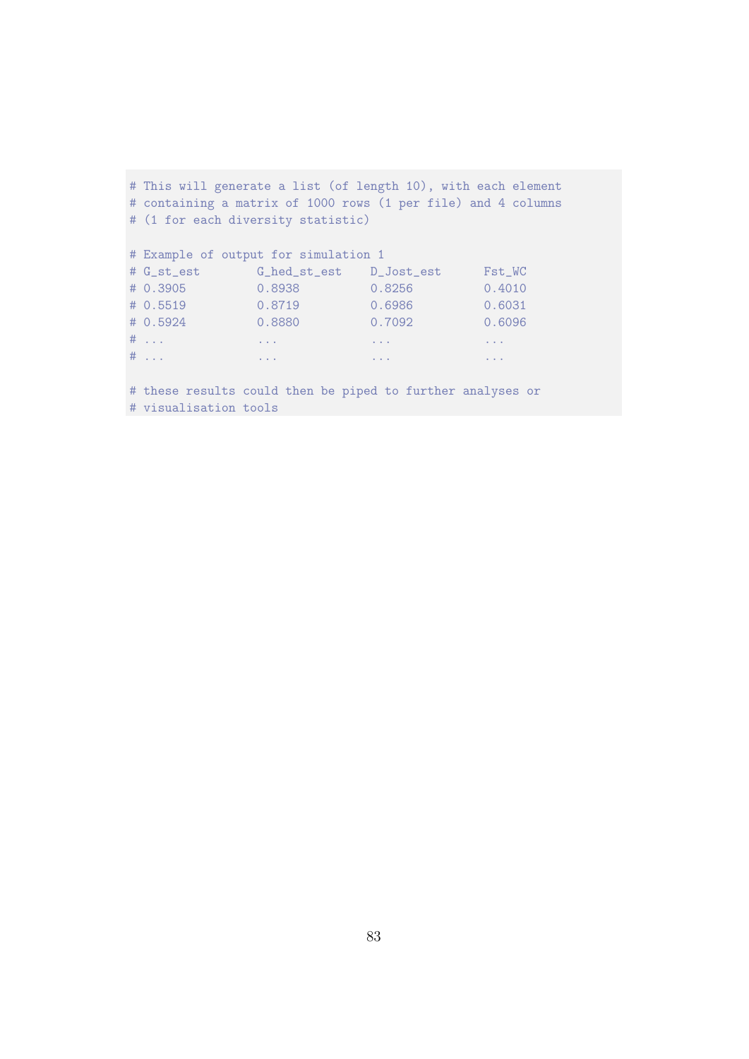```
# This will generate a list (of length 10), with each element
# containing a matrix of 1000 rows (1 per file) and 4 columns
# (1 for each diversity statistic)

# Example of output for simulation 1
# G_st_est        G_hed_st_est    D_Jost_est      Fst_WC
# 0.3905          0.8938          0.8256          0.4010
# 0.5519          0.8719          0.6986          0.6031
# 0.5924          0.8880          0.7092          0.6096
# ...             ...             ...             ...
# ...             ...             ...             ...

# these results could then be piped to further analyses or
# visualisation tools
```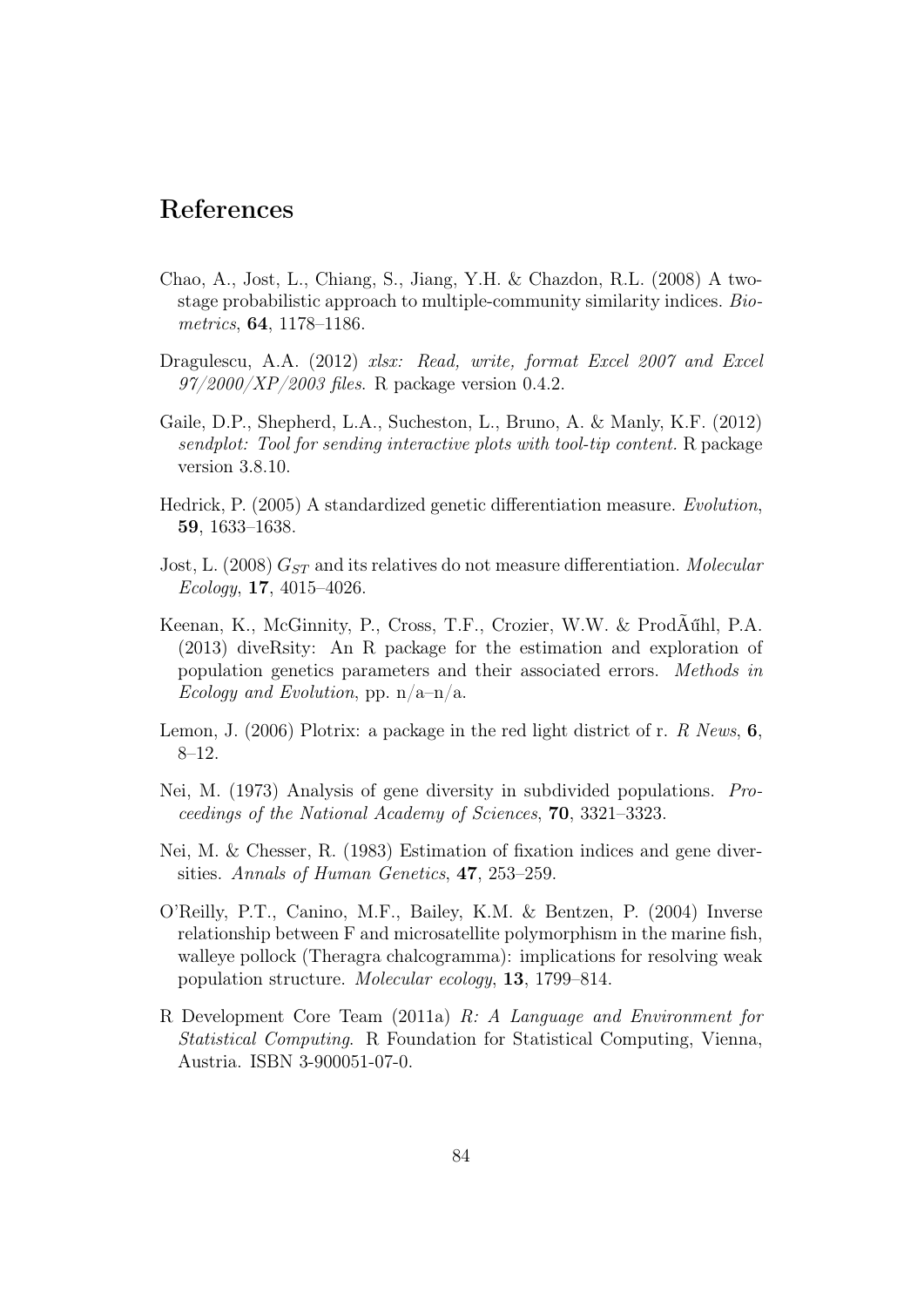## References

Chao, A., Jost, L., Chiang, S., Jiang, Y.H. & Chazdon, R.L. (2008) A two-stage probabilistic approach to multiple-community similarity indices. *Biometrics*, **64**, 1178–1186.

Dragulescu, A.A. (2012) *xlsx: Read, write, format Excel 2007 and Excel 97/2000/XP/2003 files*. R package version 0.4.2.

Gaile, D.P., Shepherd, L.A., Sucheston, L., Bruno, A. & Manly, K.F. (2012) *sendplot: Tool for sending interactive plots with tool-tip content*. R package version 3.8.10.

Hedrick, P. (2005) A standardized genetic differentiation measure. *Evolution*, **59**, 1633–1638.

Jost, L. (2008) $G_{ST}$ and its relatives do not measure differentiation. *Molecular Ecology*, **17**, 4015–4026.

Keenan, K., McGinnity, P., Cross, T.F., Crozier, W.W. & ProdÃűhl, P.A. (2013) diveRsity: An R package for the estimation and exploration of population genetics parameters and their associated errors. *Methods in Ecology and Evolution*, pp. n/a–n/a.

Lemon, J. (2006) Plotrix: a package in the red light district of r. *R News*, **6**, 8–12.

Nei, M. (1973) Analysis of gene diversity in subdivided populations. *Proceedings of the National Academy of Sciences*, **70**, 3321–3323.

Nei, M. & Chesser, R. (1983) Estimation of fixation indices and gene diversities. *Annals of Human Genetics*, **47**, 253–259.

O'Reilly, P.T., Canino, M.F., Bailey, K.M. & Bentzen, P. (2004) Inverse relationship between F and microsatellite polymorphism in the marine fish, walleye pollock (Theragra chalcogramma): implications for resolving weak population structure. *Molecular ecology*, **13**, 1799–814.

R Development Core Team (2011a) *R: A Language and Environment for Statistical Computing*. R Foundation for Statistical Computing, Vienna, Austria. ISBN 3-900051-07-0.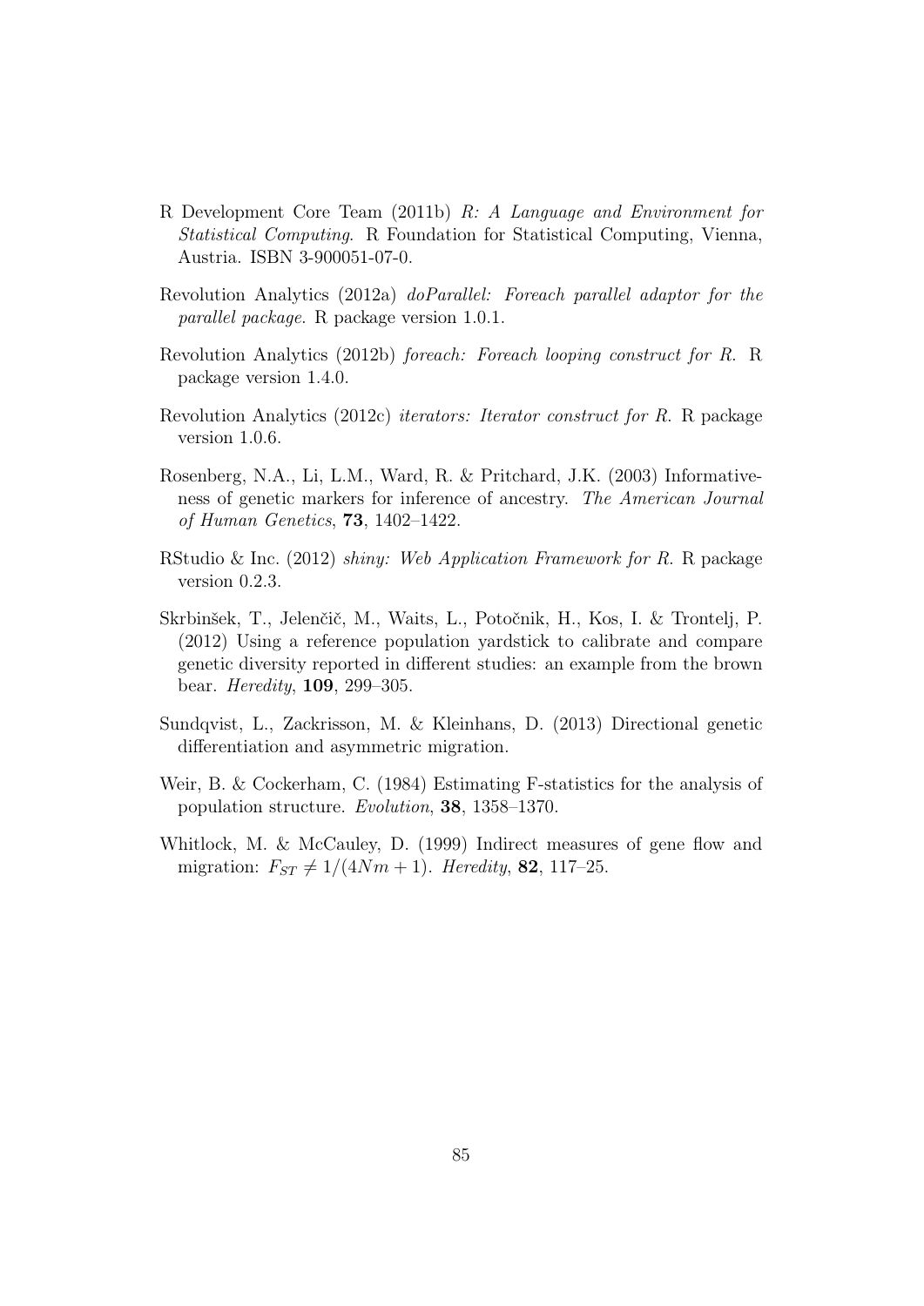R Development Core Team (2011b) *R: A Language and Environment for Statistical Computing*. R Foundation for Statistical Computing, Vienna, Austria. ISBN 3-900051-07-0.

Revolution Analytics (2012a) *doParallel: Foreach parallel adaptor for the parallel package*. R package version 1.0.1.

Revolution Analytics (2012b) *foreach: Foreach looping construct for R*. R package version 1.4.0.

Revolution Analytics (2012c) *iterators: Iterator construct for R*. R package version 1.0.6.

Rosenberg, N.A., Li, L.M., Ward, R. & Pritchard, J.K. (2003) Informativeness of genetic markers for inference of ancestry. *The American Journal of Human Genetics*, **73**, 1402–1422.

RStudio & Inc. (2012) *shiny: Web Application Framework for R*. R package version 0.2.3.

Skrbinšek, T., Jelenčič, M., Waits, L., Potočnik, H., Kos, I. & Trontelj, P. (2012) Using a reference population yardstick to calibrate and compare genetic diversity reported in different studies: an example from the brown bear. *Heredity*, **109**, 299–305.

Sundqvist, L., Zackrisson, M. & Kleinhans, D. (2013) Directional genetic differentiation and asymmetric migration.

Weir, B. & Cockerham, C. (1984) Estimating F-statistics for the analysis of population structure. *Evolution*, **38**, 1358–1370.

Whitlock, M. & McCauley, D. (1999) Indirect measures of gene flow and migration: $F_{ST} \neq 1/(4Nm + 1)$. *Heredity*, **82**, 117–25.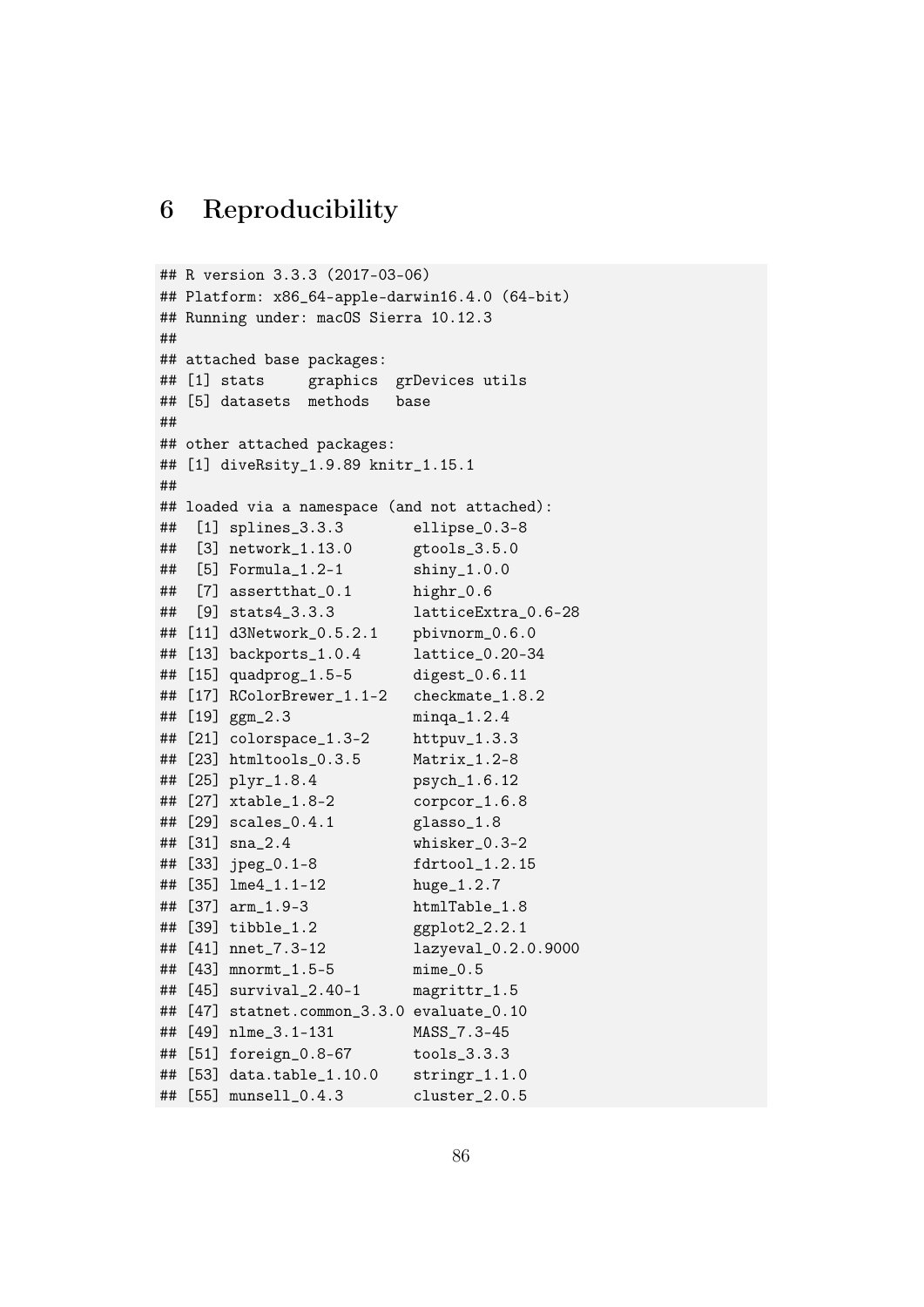# 6 Reproducibility

```
## R version 3.3.3 (2017-03-06)
## Platform: x86_64-apple-darwin16.4.0 (64-bit)
## Running under: macOS Sierra 10.12.3
##
## attached base packages:
## [1] stats     graphics  grDevices utils
## [5] datasets  methods   base
##
## other attached packages:
## [1] diveRsity_1.9.89 knitr_1.15.1
##
## loaded via a namespace (and not attached):
##  [1] splines_3.3.3        ellipse_0.3-8
##  [3] network_1.13.0       gtools_3.5.0
##  [5] Formula_1.2-1        shiny_1.0.0
##  [7] assertthat_0.1       highr_0.6
##  [9] stats4_3.3.3         latticeExtra_0.6-28
## [11] d3Network_0.5.2.1    pbivnorm_0.6.0
## [13] backports_1.0.4      lattice_0.20-34
## [15] quadprog_1.5-5       digest_0.6.11
## [17] RColorBrewer_1.1-2   checkmate_1.8.2
## [19] ggm_2.3              minqa_1.2.4
## [21] colorspace_1.3-2     httpuv_1.3.3
## [23] htmltools_0.3.5      Matrix_1.2-8
## [25] plyr_1.8.4           psych_1.6.12
## [27] xtable_1.8-2         corpcor_1.6.8
## [29] scales_0.4.1         glasso_1.8
## [31] sna_2.4              whisker_0.3-2
## [33] jpeg_0.1-8           fdrtool_1.2.15
## [35] lme4_1.1-12          huge_1.2.7
## [37] arm_1.9-3            htmlTable_1.8
## [39] tibble_1.2           ggplot2_2.2.1
## [41] nnet_7.3-12          lazyeval_0.2.0.9000
## [43] mnormt_1.5-5         mime_0.5
## [45] survival_2.40-1      magrittr_1.5
## [47] statnet.common_3.3.0 evaluate_0.10
## [49] nlme_3.1-131         MASS_7.3-45
## [51] foreign_0.8-67       tools_3.3.3
## [53] data.table_1.10.0    stringr_1.1.0
## [55] munsell_0.4.3        cluster_2.0.5
```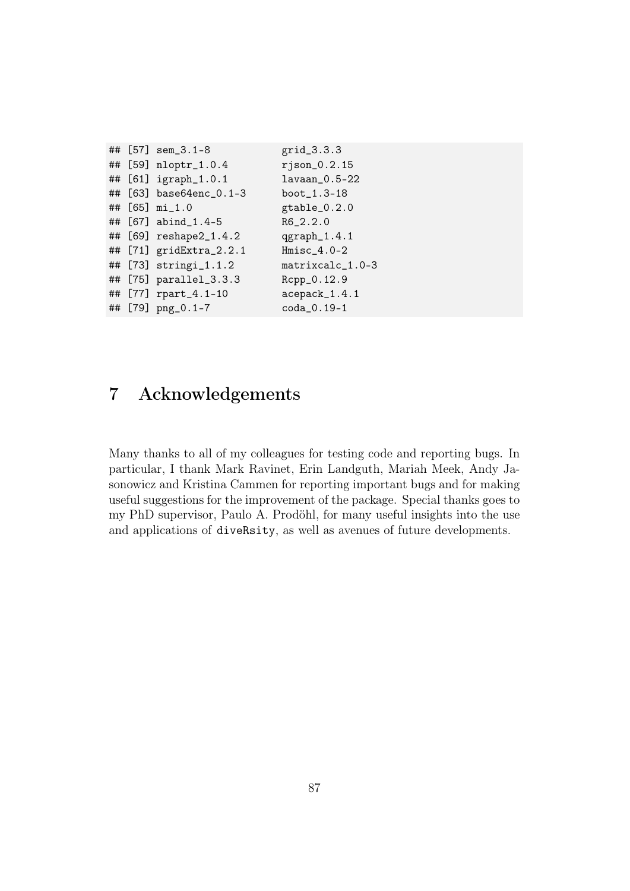```
## [57] sem_3.1-8           grid_3.3.3
## [59] nloptr_1.0.4        rjson_0.2.15
## [61] igraph_1.0.1        lavaan_0.5-22
## [63] base64enc_0.1-3     boot_1.3-18
## [65] mi_1.0              gtable_0.2.0
## [67] abind_1.4-5         R6_2.2.0
## [69] reshape2_1.4.2      qgraph_1.4.1
## [71] gridExtra_2.2.1     Hmisc_4.0-2
## [73] stringi_1.1.2       matrixcalc_1.0-3
## [75] parallel_3.3.3      Rcpp_0.12.9
## [77] rpart_4.1-10        acepack_1.4.1
## [79] png_0.1-7           coda_0.19-1
```

# 7 Acknowledgements

Many thanks to all of my colleagues for testing code and reporting bugs. In particular, I thank Mark Ravinet, Erin Landguth, Mariah Meek, Andy Jasonowicz and Kristina Cammen for reporting important bugs and for making useful suggestions for the improvement of the package. Special thanks goes to my PhD supervisor, Paulo A. Prodöhl, for many useful insights into the use and applications of `diveRsity`, as well as avenues of future developments.